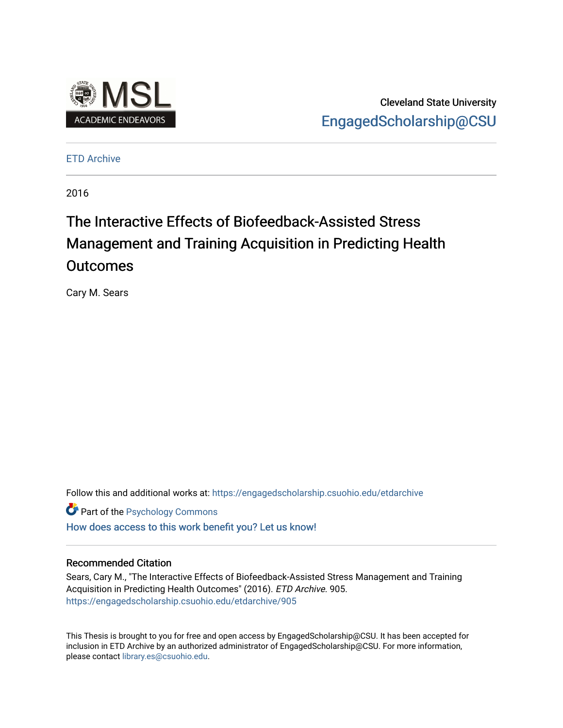Cleveland State University
EngagedScholarship@CSU

ETD Archive

2016

# The Interactive Effects of Biofeedback-Assisted Stress Management and Training Acquisition in Predicting Health Outcomes

Cary M. Sears

Follow this and additional works at: https://engagedscholarship.csuohio.edu/etdarchive

Part of the Psychology Commons

How does access to this work benefit you? Let us know!

## Recommended Citation

Sears, Cary M., "The Interactive Effects of Biofeedback-Assisted Stress Management and Training Acquisition in Predicting Health Outcomes" (2016). *ETD Archive*. 905.
https://engagedscholarship.csuohio.edu/etdarchive/905

This Thesis is brought to you for free and open access by EngagedScholarship@CSU. It has been accepted for inclusion in ETD Archive by an authorized administrator of EngagedScholarship@CSU. For more information, please contact library.es@csuohio.edu.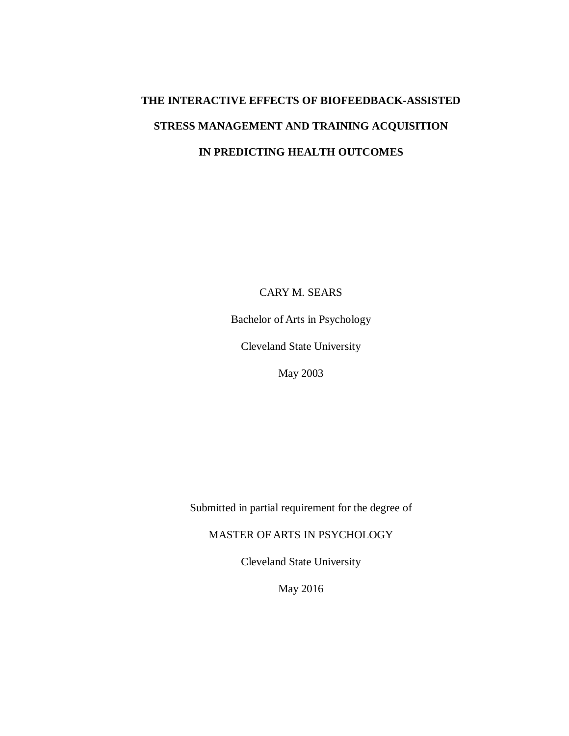# THE INTERACTIVE EFFECTS OF BIOFEEDBACK-ASSISTED STRESS MANAGEMENT AND TRAINING ACQUISITION IN PREDICTING HEALTH OUTCOMES

CARY M. SEARS

Bachelor of Arts in Psychology

Cleveland State University

May 2003

Submitted in partial requirement for the degree of

MASTER OF ARTS IN PSYCHOLOGY

Cleveland State University

May 2016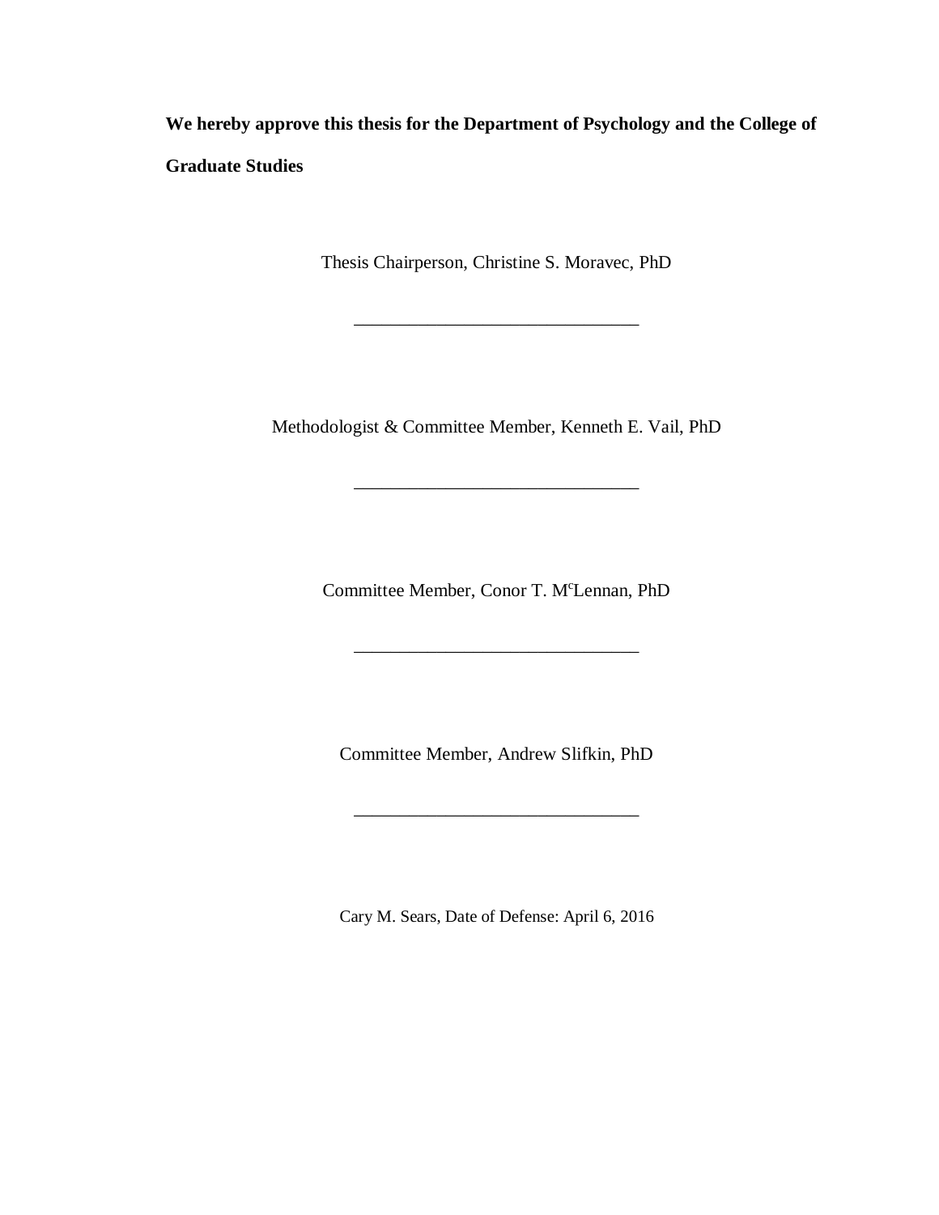**We hereby approve this thesis for the Department of Psychology and the College of Graduate Studies**

Thesis Chairperson, Christine S. Moravec, PhD

_______________________________

Methodologist & Committee Member, Kenneth E. Vail, PhD

_______________________________

Committee Member, Conor T. M[c]Lennan, PhD

_______________________________

Committee Member, Andrew Slifkin, PhD

_______________________________

Cary M. Sears, Date of Defense: April 6, 2016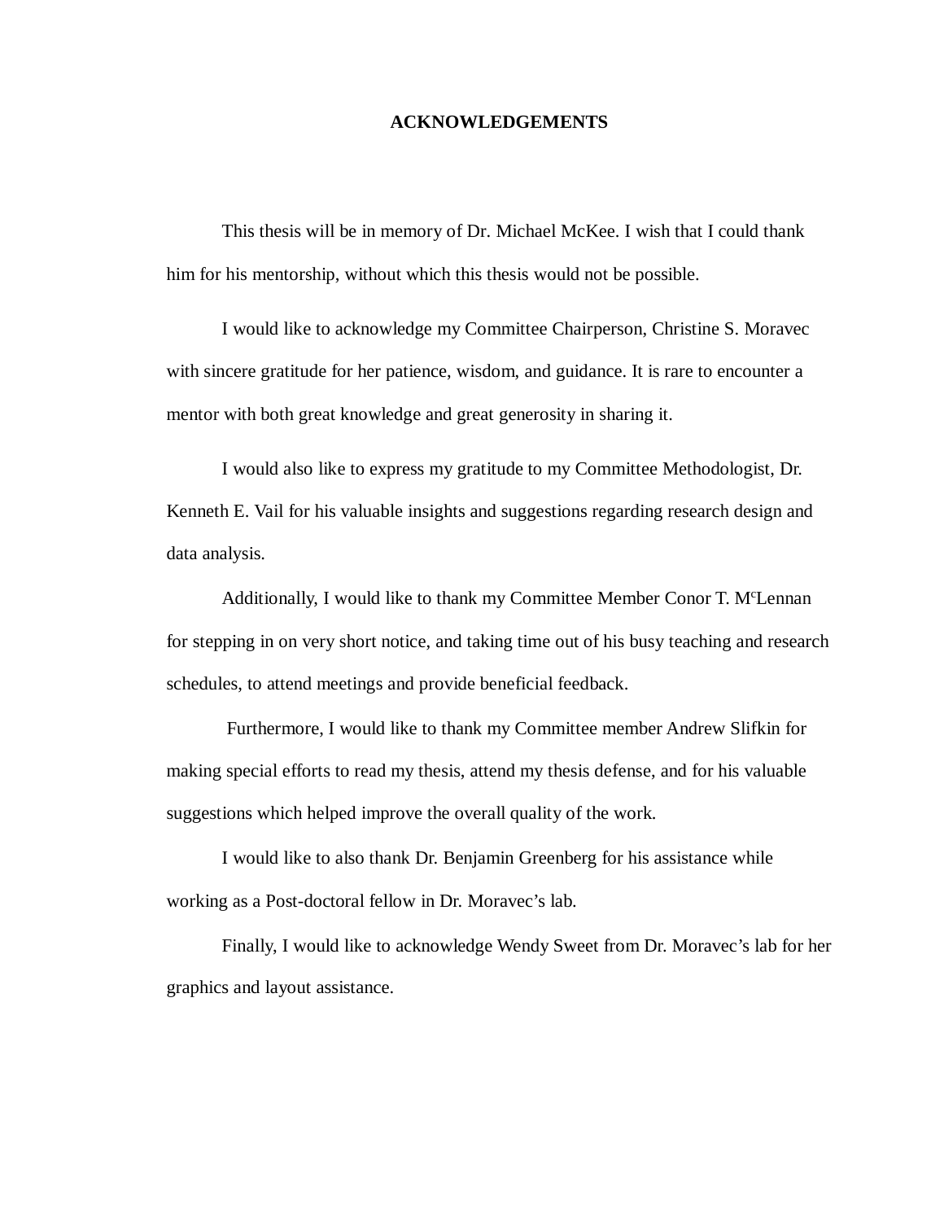# ACKNOWLEDGEMENTS

This thesis will be in memory of Dr. Michael McKee. I wish that I could thank him for his mentorship, without which this thesis would not be possible.

I would like to acknowledge my Committee Chairperson, Christine S. Moravec with sincere gratitude for her patience, wisdom, and guidance. It is rare to encounter a mentor with both great knowledge and great generosity in sharing it.

I would also like to express my gratitude to my Committee Methodologist, Dr. Kenneth E. Vail for his valuable insights and suggestions regarding research design and data analysis.

Additionally, I would like to thank my Committee Member Conor T. McLennan for stepping in on very short notice, and taking time out of his busy teaching and research schedules, to attend meetings and provide beneficial feedback.

Furthermore, I would like to thank my Committee member Andrew Slifkin for making special efforts to read my thesis, attend my thesis defense, and for his valuable suggestions which helped improve the overall quality of the work.

I would like to also thank Dr. Benjamin Greenberg for his assistance while working as a Post-doctoral fellow in Dr. Moravec's lab.

Finally, I would like to acknowledge Wendy Sweet from Dr. Moravec's lab for her graphics and layout assistance.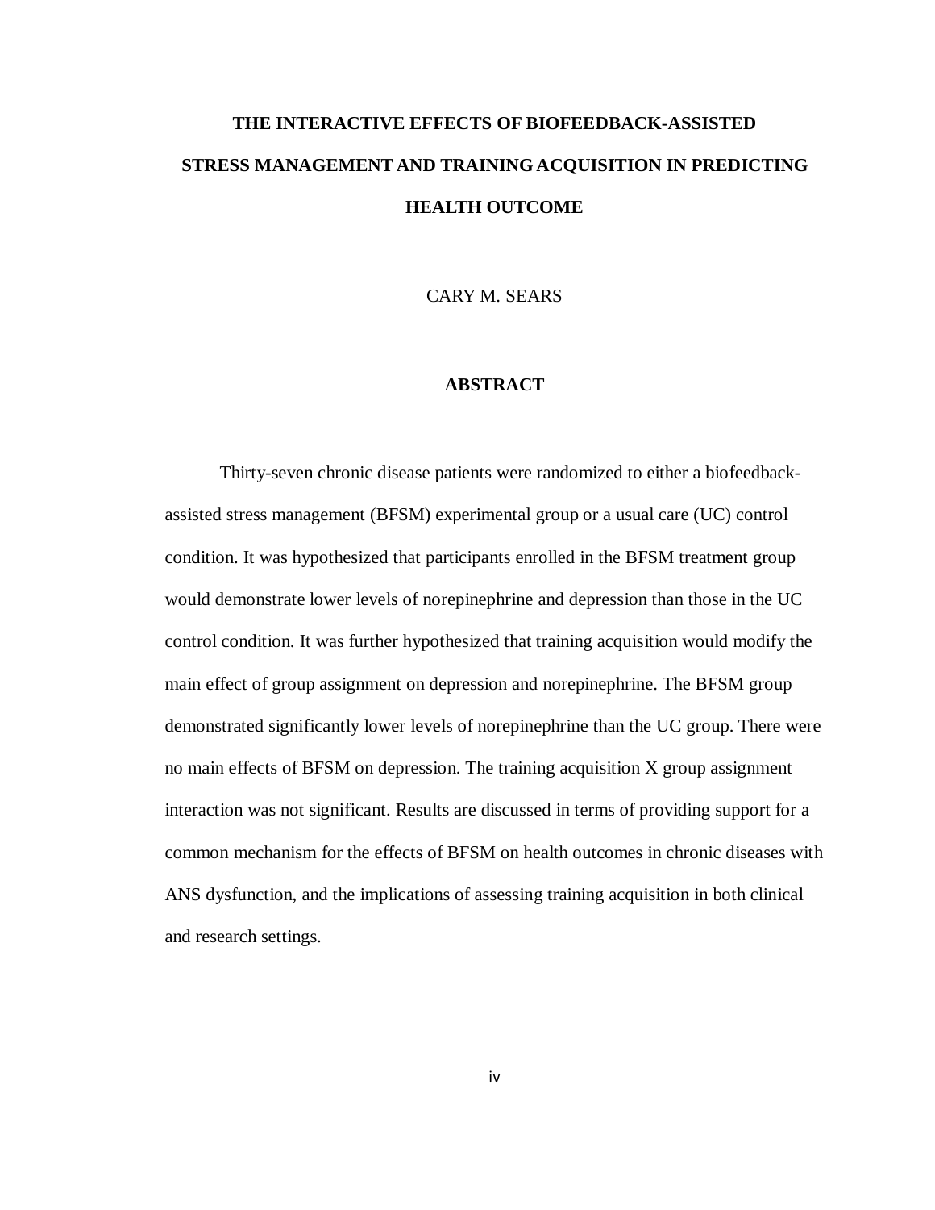# THE INTERACTIVE EFFECTS OF BIOFEEDBACK-ASSISTED STRESS MANAGEMENT AND TRAINING ACQUISITION IN PREDICTING HEALTH OUTCOME

CARY M. SEARS

## ABSTRACT

Thirty-seven chronic disease patients were randomized to either a biofeedback-assisted stress management (BFSM) experimental group or a usual care (UC) control condition. It was hypothesized that participants enrolled in the BFSM treatment group would demonstrate lower levels of norepinephrine and depression than those in the UC control condition. It was further hypothesized that training acquisition would modify the main effect of group assignment on depression and norepinephrine. The BFSM group demonstrated significantly lower levels of norepinephrine than the UC group. There were no main effects of BFSM on depression. The training acquisition X group assignment interaction was not significant. Results are discussed in terms of providing support for a common mechanism for the effects of BFSM on health outcomes in chronic diseases with ANS dysfunction, and the implications of assessing training acquisition in both clinical and research settings.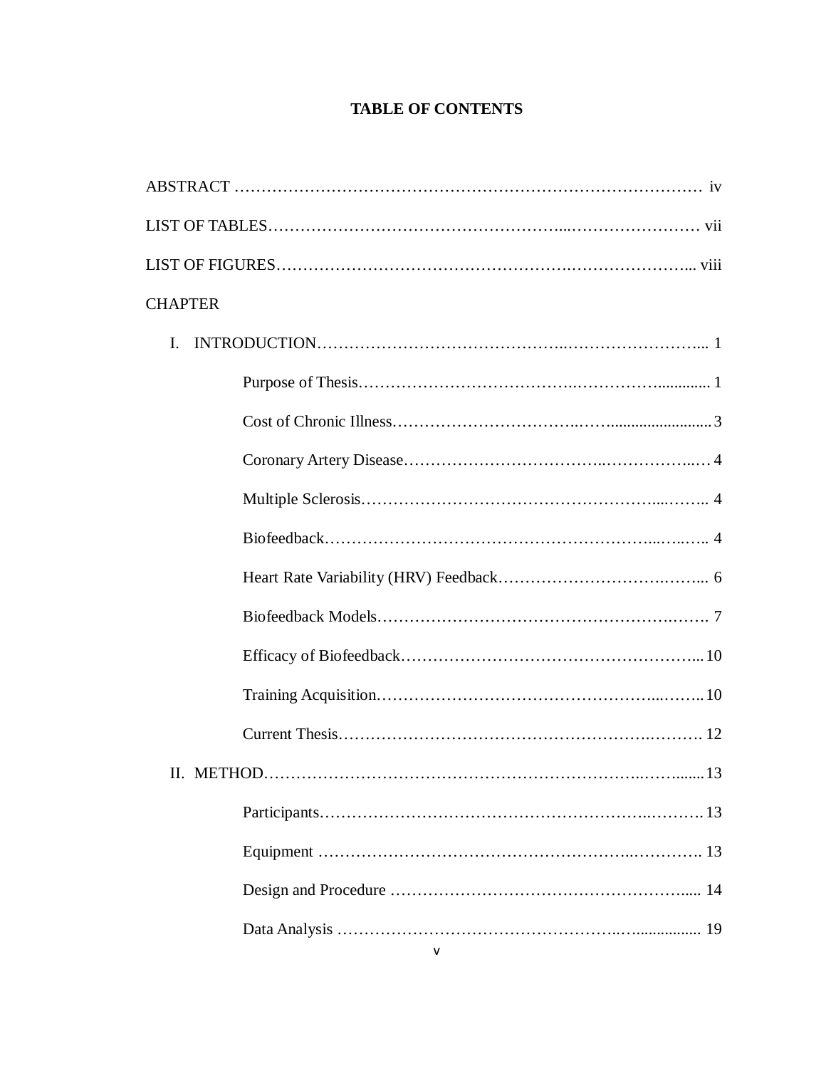# TABLE OF CONTENTS

ABSTRACT ........................................................................................ iv

LIST OF TABLES ................................................................................ vii

LIST OF FIGURES .............................................................................. viii

CHAPTER

- I. INTRODUCTION .......................................................................... 1
  - Purpose of Thesis ........................................................................ 1
  - Cost of Chronic Illness ................................................................. 3
  - Coronary Artery Disease .............................................................. 4
  - Multiple Sclerosis ......................................................................... 4
  - Biofeedback .................................................................................. 4
  - Heart Rate Variability (HRV) Feedback ........................................ 6
  - Biofeedback Models ..................................................................... 7
  - Efficacy of Biofeedback ................................................................ 10
  - Training Acquisition ..................................................................... 10
  - Current Thesis .............................................................................. 12
- II. METHOD ..................................................................................... 13
  - Participants .................................................................................. 13
  - Equipment .................................................................................... 13
  - Design and Procedure .................................................................. 14
  - Data Analysis ............................................................................... 19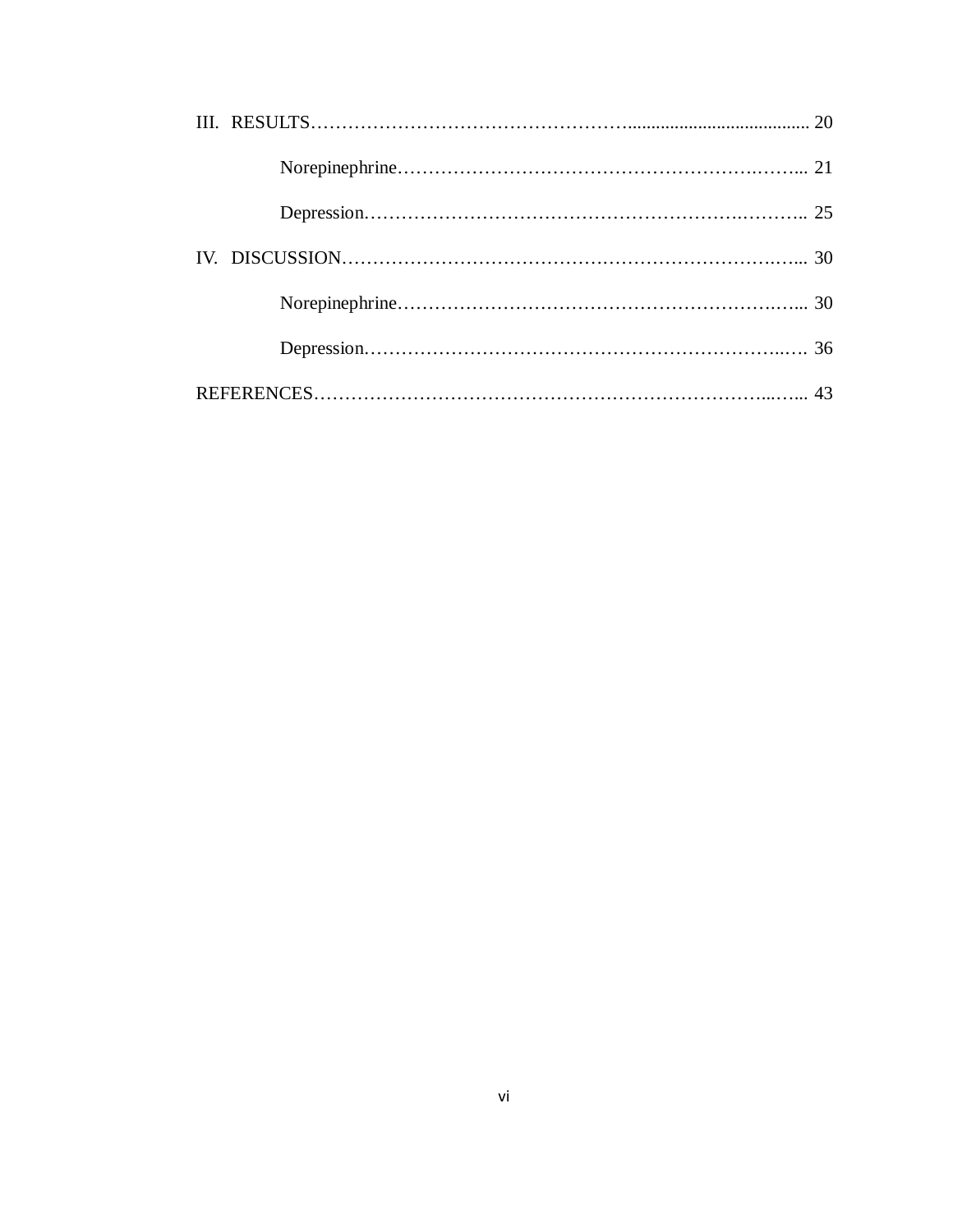III. RESULTS…………………………………………….......................................... 20

  Norepinephrine…………………………………………………….……... 21

  Depression……………………………………………………….……….. 25

IV. DISCUSSION……………………………………………………………….…... 30

  Norepinephrine……………………………………………………….…... 30

  Depression…………………………………………………………..…. 36

REFERENCES…………………………………….…………………….....….. 43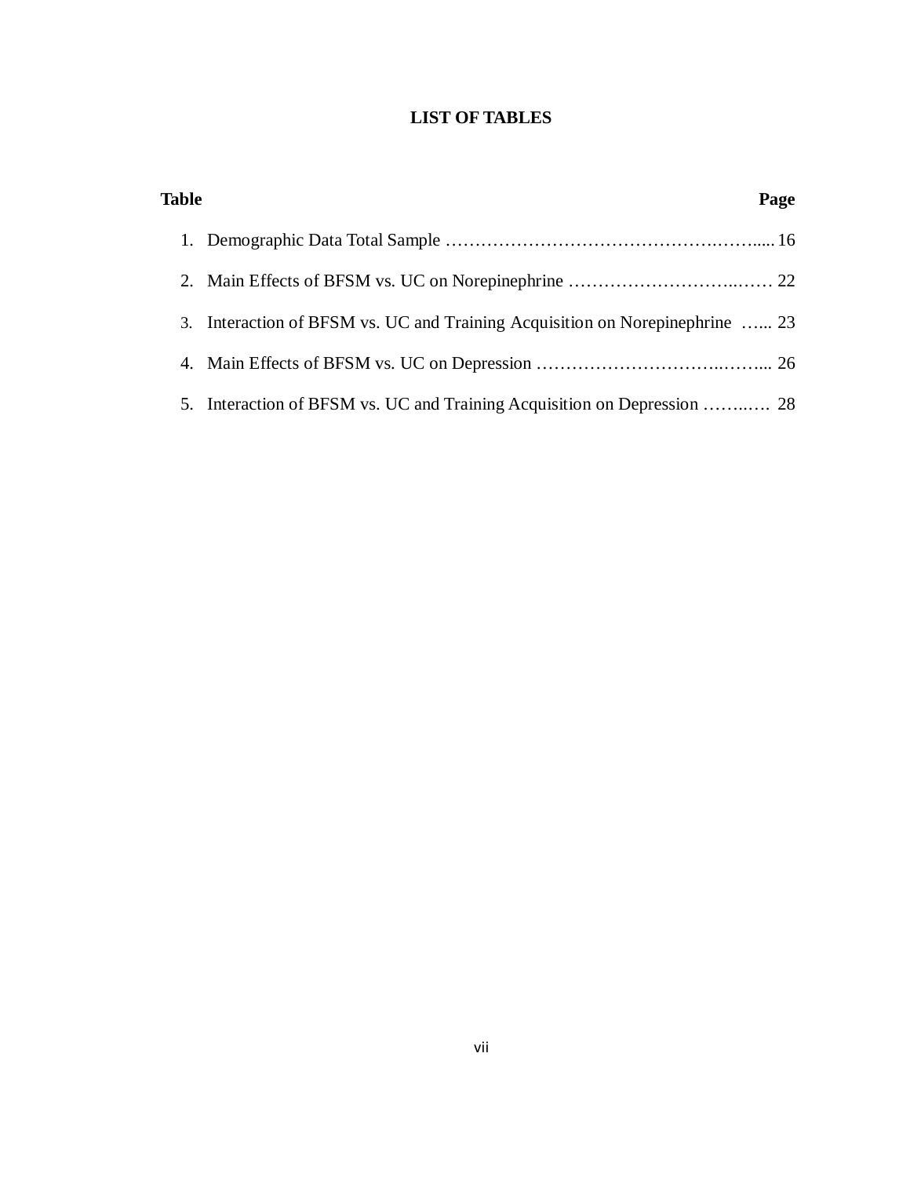# LIST OF TABLES

| Table | Page |
|---|---|
| 1. Demographic Data Total Sample | 16 |
| 2. Main Effects of BFSM vs. UC on Norepinephrine | 22 |
| 3. Interaction of BFSM vs. UC and Training Acquisition on Norepinephrine | 23 |
| 4. Main Effects of BFSM vs. UC on Depression | 26 |
| 5. Interaction of BFSM vs. UC and Training Acquisition on Depression | 28 |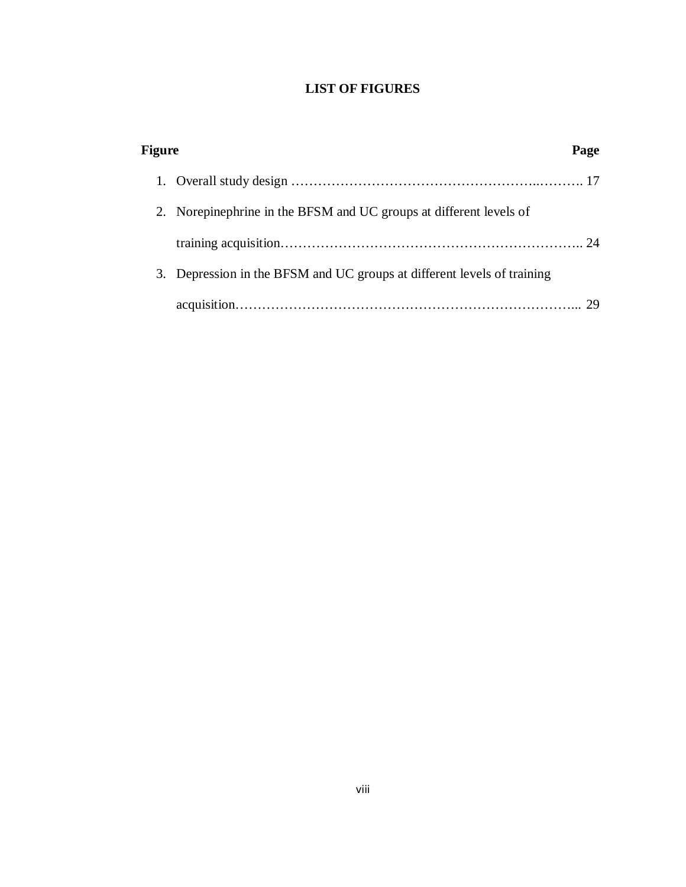## LIST OF FIGURES

| Figure | Page |
|---|---|
| 1. Overall study design | 17 |
| 2. Norepinephrine in the BFSM and UC groups at different levels of training acquisition | 24 |
| 3. Depression in the BFSM and UC groups at different levels of training acquisition | 29 |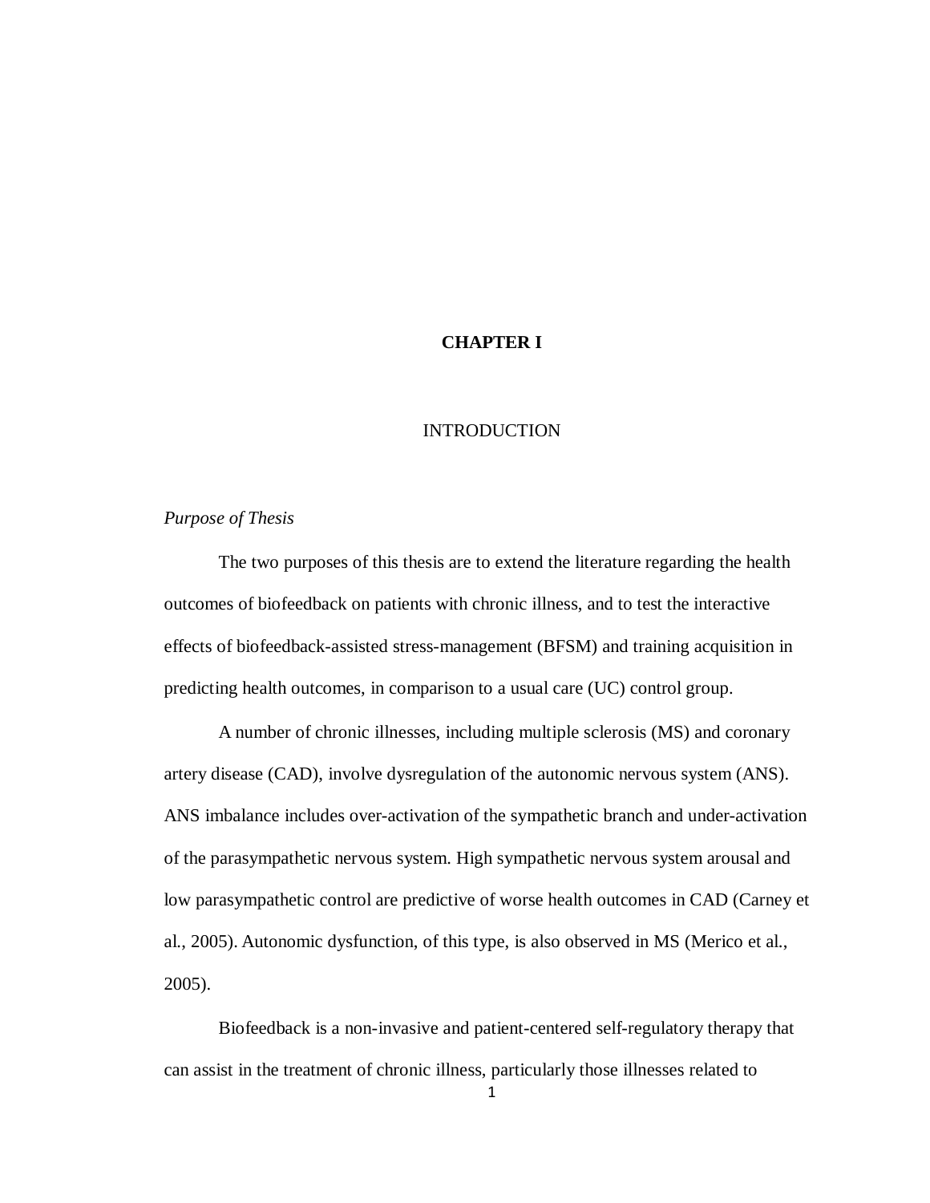# CHAPTER I

## INTRODUCTION

*Purpose of Thesis*

The two purposes of this thesis are to extend the literature regarding the health outcomes of biofeedback on patients with chronic illness, and to test the interactive effects of biofeedback-assisted stress-management (BFSM) and training acquisition in predicting health outcomes, in comparison to a usual care (UC) control group.

A number of chronic illnesses, including multiple sclerosis (MS) and coronary artery disease (CAD), involve dysregulation of the autonomic nervous system (ANS). ANS imbalance includes over-activation of the sympathetic branch and under-activation of the parasympathetic nervous system. High sympathetic nervous system arousal and low parasympathetic control are predictive of worse health outcomes in CAD (Carney et al., 2005). Autonomic dysfunction, of this type, is also observed in MS (Merico et al., 2005).

Biofeedback is a non-invasive and patient-centered self-regulatory therapy that can assist in the treatment of chronic illness, particularly those illnesses related to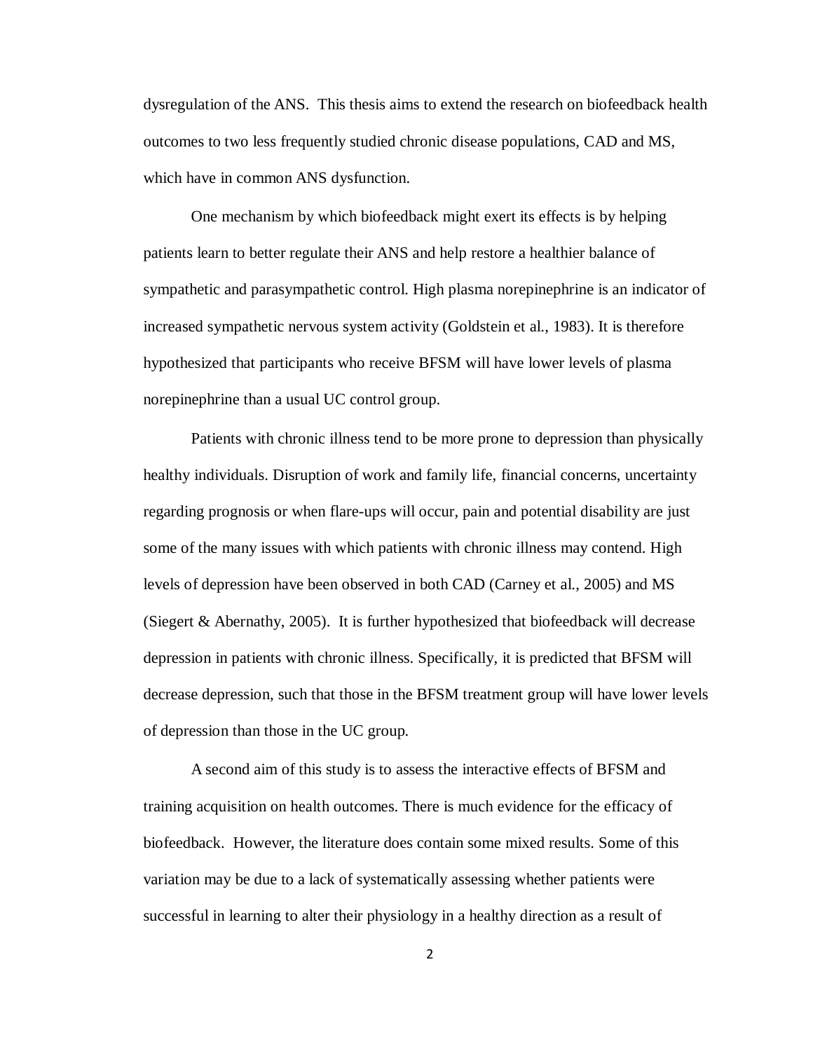dysregulation of the ANS. This thesis aims to extend the research on biofeedback health outcomes to two less frequently studied chronic disease populations, CAD and MS, which have in common ANS dysfunction.

One mechanism by which biofeedback might exert its effects is by helping patients learn to better regulate their ANS and help restore a healthier balance of sympathetic and parasympathetic control. High plasma norepinephrine is an indicator of increased sympathetic nervous system activity (Goldstein et al., 1983). It is therefore hypothesized that participants who receive BFSM will have lower levels of plasma norepinephrine than a usual UC control group.

Patients with chronic illness tend to be more prone to depression than physically healthy individuals. Disruption of work and family life, financial concerns, uncertainty regarding prognosis or when flare-ups will occur, pain and potential disability are just some of the many issues with which patients with chronic illness may contend. High levels of depression have been observed in both CAD (Carney et al., 2005) and MS (Siegert & Abernathy, 2005). It is further hypothesized that biofeedback will decrease depression in patients with chronic illness. Specifically, it is predicted that BFSM will decrease depression, such that those in the BFSM treatment group will have lower levels of depression than those in the UC group.

A second aim of this study is to assess the interactive effects of BFSM and training acquisition on health outcomes. There is much evidence for the efficacy of biofeedback. However, the literature does contain some mixed results. Some of this variation may be due to a lack of systematically assessing whether patients were successful in learning to alter their physiology in a healthy direction as a result of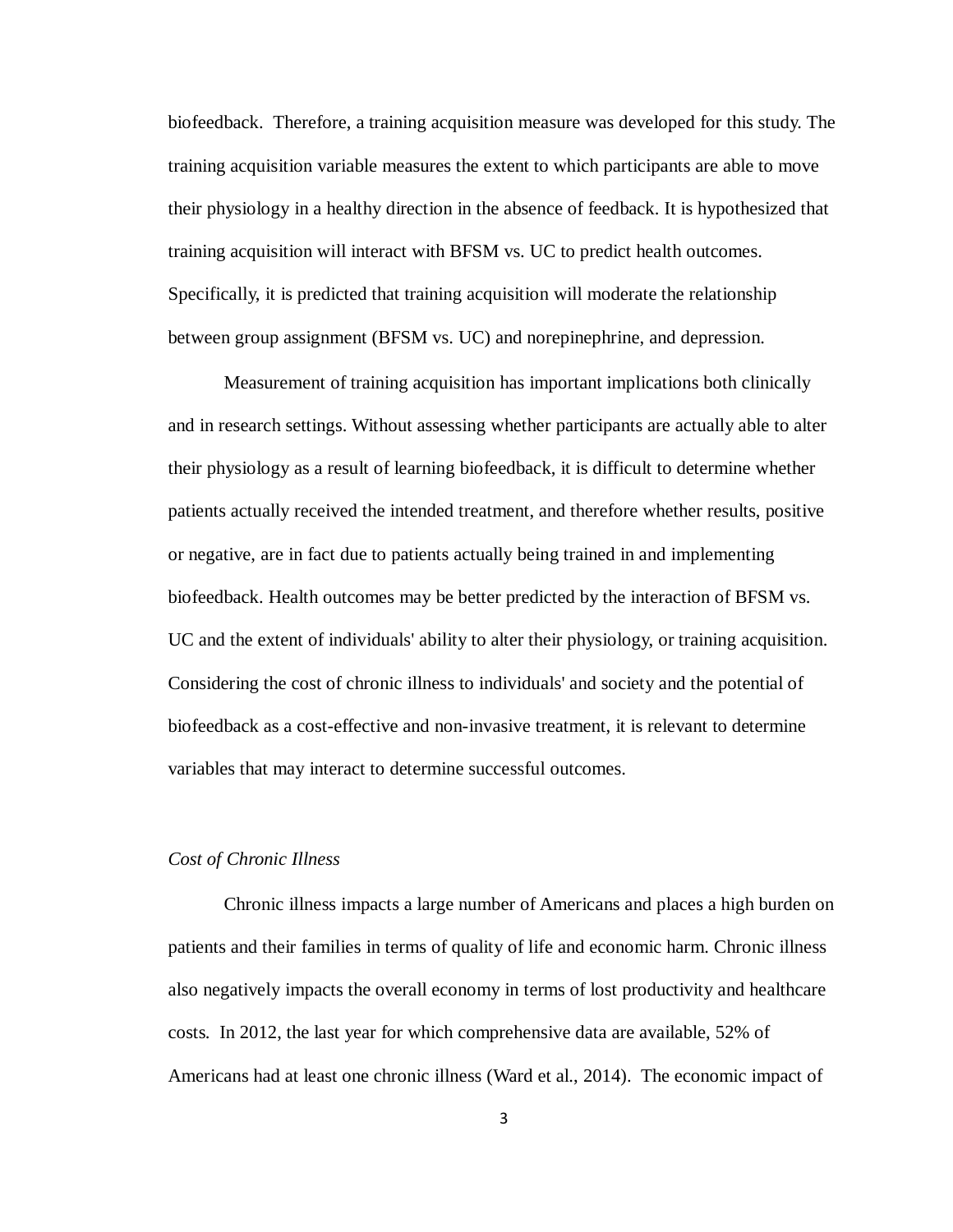biofeedback. Therefore, a training acquisition measure was developed for this study. The training acquisition variable measures the extent to which participants are able to move their physiology in a healthy direction in the absence of feedback. It is hypothesized that training acquisition will interact with BFSM vs. UC to predict health outcomes. Specifically, it is predicted that training acquisition will moderate the relationship between group assignment (BFSM vs. UC) and norepinephrine, and depression.

Measurement of training acquisition has important implications both clinically and in research settings. Without assessing whether participants are actually able to alter their physiology as a result of learning biofeedback, it is difficult to determine whether patients actually received the intended treatment, and therefore whether results, positive or negative, are in fact due to patients actually being trained in and implementing biofeedback. Health outcomes may be better predicted by the interaction of BFSM vs. UC and the extent of individuals' ability to alter their physiology, or training acquisition. Considering the cost of chronic illness to individuals' and society and the potential of biofeedback as a cost-effective and non-invasive treatment, it is relevant to determine variables that may interact to determine successful outcomes.

*Cost of Chronic Illness*

Chronic illness impacts a large number of Americans and places a high burden on patients and their families in terms of quality of life and economic harm. Chronic illness also negatively impacts the overall economy in terms of lost productivity and healthcare costs. In 2012, the last year for which comprehensive data are available, 52% of Americans had at least one chronic illness (Ward et al., 2014). The economic impact of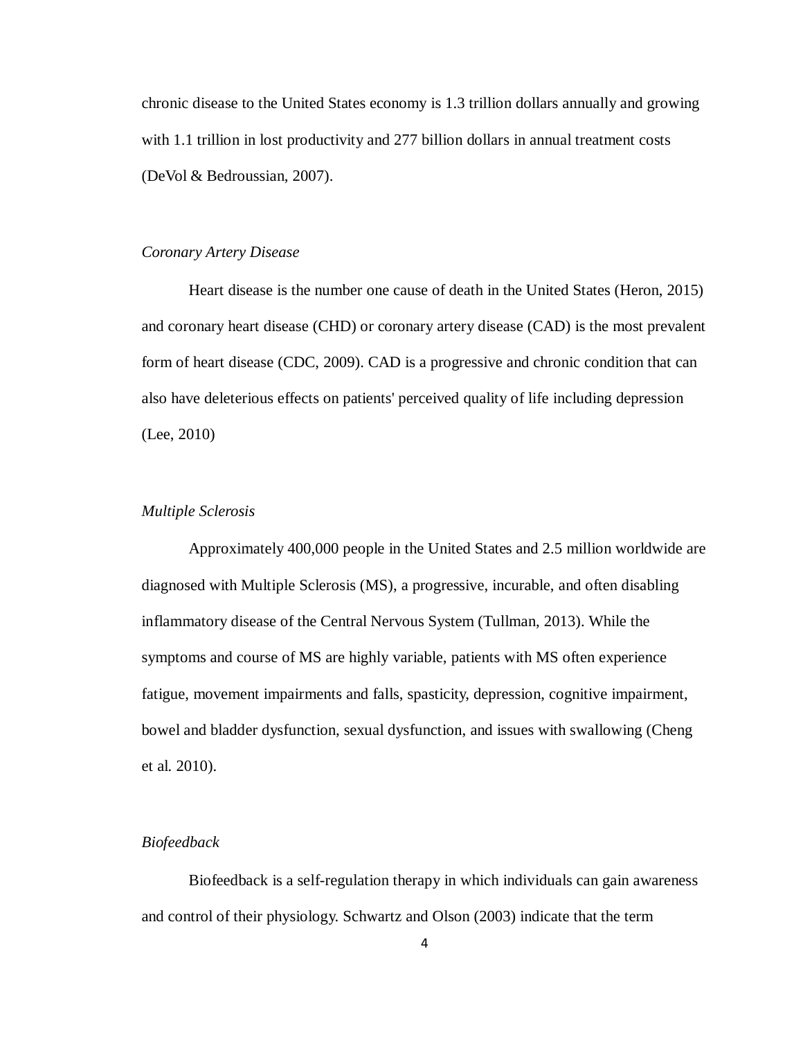chronic disease to the United States economy is 1.3 trillion dollars annually and growing with 1.1 trillion in lost productivity and 277 billion dollars in annual treatment costs (DeVol & Bedroussian, 2007).

*Coronary Artery Disease*

Heart disease is the number one cause of death in the United States (Heron, 2015) and coronary heart disease (CHD) or coronary artery disease (CAD) is the most prevalent form of heart disease (CDC, 2009). CAD is a progressive and chronic condition that can also have deleterious effects on patients' perceived quality of life including depression (Lee, 2010)

*Multiple Sclerosis*

Approximately 400,000 people in the United States and 2.5 million worldwide are diagnosed with Multiple Sclerosis (MS), a progressive, incurable, and often disabling inflammatory disease of the Central Nervous System (Tullman, 2013). While the symptoms and course of MS are highly variable, patients with MS often experience fatigue, movement impairments and falls, spasticity, depression, cognitive impairment, bowel and bladder dysfunction, sexual dysfunction, and issues with swallowing (Cheng et al. 2010).

*Biofeedback*

Biofeedback is a self-regulation therapy in which individuals can gain awareness and control of their physiology. Schwartz and Olson (2003) indicate that the term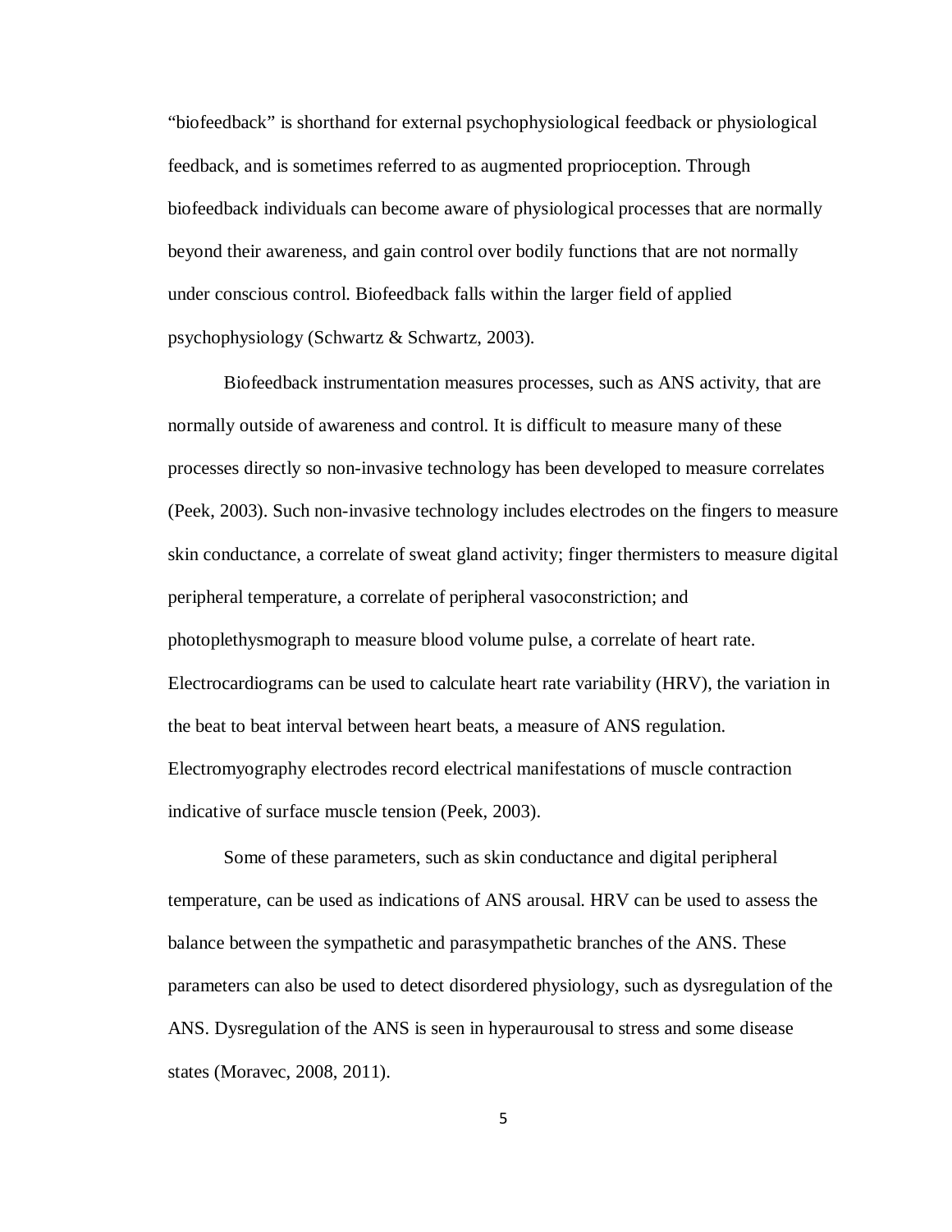"biofeedback" is shorthand for external psychophysiological feedback or physiological feedback, and is sometimes referred to as augmented proprioception. Through biofeedback individuals can become aware of physiological processes that are normally beyond their awareness, and gain control over bodily functions that are not normally under conscious control. Biofeedback falls within the larger field of applied psychophysiology (Schwartz & Schwartz, 2003).

Biofeedback instrumentation measures processes, such as ANS activity, that are normally outside of awareness and control. It is difficult to measure many of these processes directly so non-invasive technology has been developed to measure correlates (Peek, 2003). Such non-invasive technology includes electrodes on the fingers to measure skin conductance, a correlate of sweat gland activity; finger thermisters to measure digital peripheral temperature, a correlate of peripheral vasoconstriction; and photoplethysmograph to measure blood volume pulse, a correlate of heart rate. Electrocardiograms can be used to calculate heart rate variability (HRV), the variation in the beat to beat interval between heart beats, a measure of ANS regulation. Electromyography electrodes record electrical manifestations of muscle contraction indicative of surface muscle tension (Peek, 2003).

Some of these parameters, such as skin conductance and digital peripheral temperature, can be used as indications of ANS arousal. HRV can be used to assess the balance between the sympathetic and parasympathetic branches of the ANS. These parameters can also be used to detect disordered physiology, such as dysregulation of the ANS. Dysregulation of the ANS is seen in hyperaurousal to stress and some disease states (Moravec, 2008, 2011).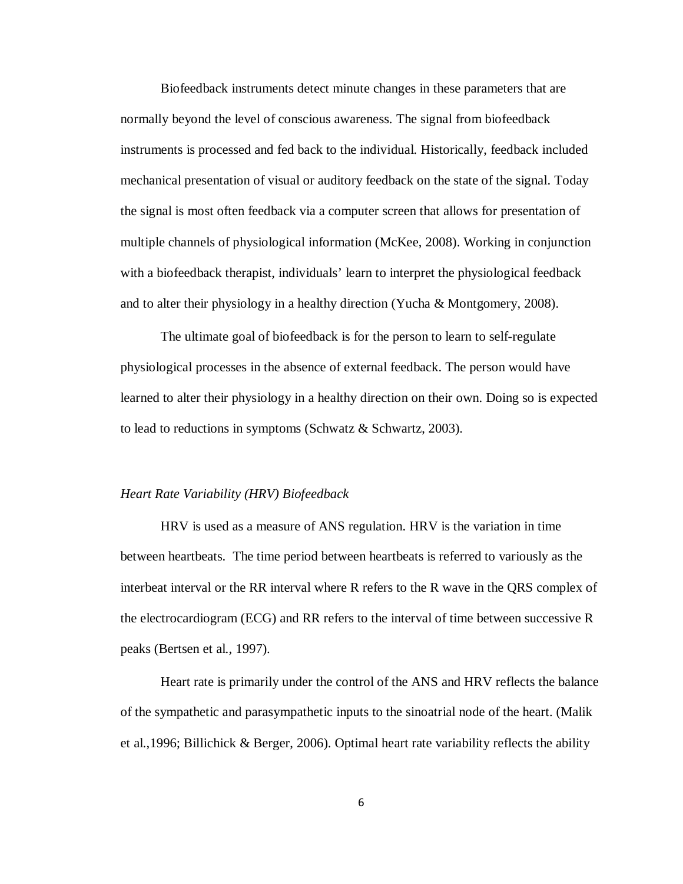Biofeedback instruments detect minute changes in these parameters that are normally beyond the level of conscious awareness. The signal from biofeedback instruments is processed and fed back to the individual. Historically, feedback included mechanical presentation of visual or auditory feedback on the state of the signal. Today the signal is most often feedback via a computer screen that allows for presentation of multiple channels of physiological information (McKee, 2008). Working in conjunction with a biofeedback therapist, individuals' learn to interpret the physiological feedback and to alter their physiology in a healthy direction (Yucha & Montgomery, 2008).

The ultimate goal of biofeedback is for the person to learn to self-regulate physiological processes in the absence of external feedback. The person would have learned to alter their physiology in a healthy direction on their own. Doing so is expected to lead to reductions in symptoms (Schwatz & Schwartz, 2003).

*Heart Rate Variability (HRV) Biofeedback*

HRV is used as a measure of ANS regulation. HRV is the variation in time between heartbeats. The time period between heartbeats is referred to variously as the interbeat interval or the RR interval where R refers to the R wave in the QRS complex of the electrocardiogram (ECG) and RR refers to the interval of time between successive R peaks (Bertsen et al., 1997).

Heart rate is primarily under the control of the ANS and HRV reflects the balance of the sympathetic and parasympathetic inputs to the sinoatrial node of the heart. (Malik et al.,1996; Billichick & Berger, 2006). Optimal heart rate variability reflects the ability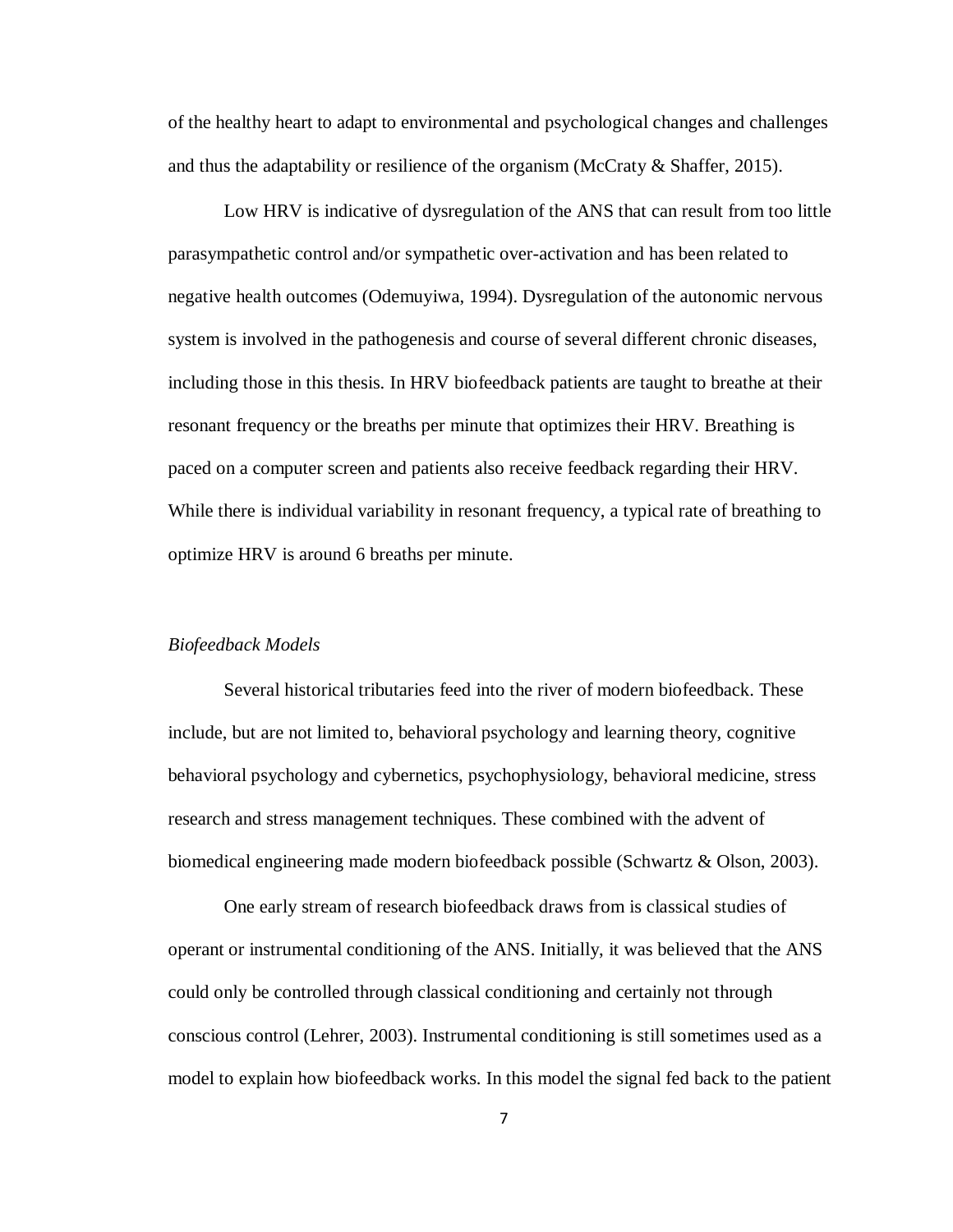of the healthy heart to adapt to environmental and psychological changes and challenges and thus the adaptability or resilience of the organism (McCraty & Shaffer, 2015).

Low HRV is indicative of dysregulation of the ANS that can result from too little parasympathetic control and/or sympathetic over-activation and has been related to negative health outcomes (Odemuyiwa, 1994). Dysregulation of the autonomic nervous system is involved in the pathogenesis and course of several different chronic diseases, including those in this thesis. In HRV biofeedback patients are taught to breathe at their resonant frequency or the breaths per minute that optimizes their HRV. Breathing is paced on a computer screen and patients also receive feedback regarding their HRV. While there is individual variability in resonant frequency, a typical rate of breathing to optimize HRV is around 6 breaths per minute.

*Biofeedback Models*

Several historical tributaries feed into the river of modern biofeedback. These include, but are not limited to, behavioral psychology and learning theory, cognitive behavioral psychology and cybernetics, psychophysiology, behavioral medicine, stress research and stress management techniques. These combined with the advent of biomedical engineering made modern biofeedback possible (Schwartz & Olson, 2003).

One early stream of research biofeedback draws from is classical studies of operant or instrumental conditioning of the ANS. Initially, it was believed that the ANS could only be controlled through classical conditioning and certainly not through conscious control (Lehrer, 2003). Instrumental conditioning is still sometimes used as a model to explain how biofeedback works. In this model the signal fed back to the patient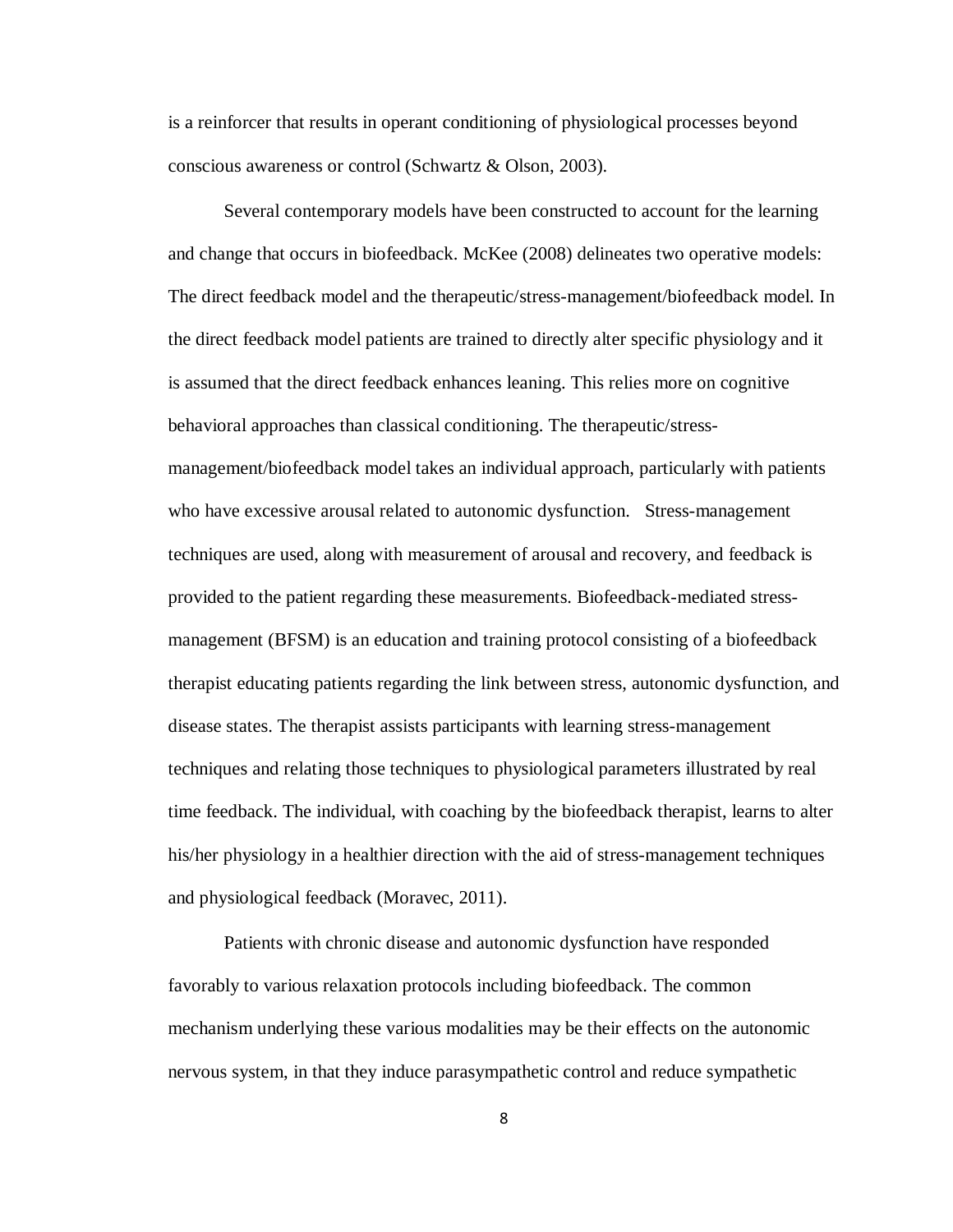is a reinforcer that results in operant conditioning of physiological processes beyond conscious awareness or control (Schwartz & Olson, 2003).

Several contemporary models have been constructed to account for the learning and change that occurs in biofeedback. McKee (2008) delineates two operative models: The direct feedback model and the therapeutic/stress-management/biofeedback model. In the direct feedback model patients are trained to directly alter specific physiology and it is assumed that the direct feedback enhances leaning. This relies more on cognitive behavioral approaches than classical conditioning. The therapeutic/stress-management/biofeedback model takes an individual approach, particularly with patients who have excessive arousal related to autonomic dysfunction. Stress-management techniques are used, along with measurement of arousal and recovery, and feedback is provided to the patient regarding these measurements. Biofeedback-mediated stress-management (BFSM) is an education and training protocol consisting of a biofeedback therapist educating patients regarding the link between stress, autonomic dysfunction, and disease states. The therapist assists participants with learning stress-management techniques and relating those techniques to physiological parameters illustrated by real time feedback. The individual, with coaching by the biofeedback therapist, learns to alter his/her physiology in a healthier direction with the aid of stress-management techniques and physiological feedback (Moravec, 2011).

Patients with chronic disease and autonomic dysfunction have responded favorably to various relaxation protocols including biofeedback. The common mechanism underlying these various modalities may be their effects on the autonomic nervous system, in that they induce parasympathetic control and reduce sympathetic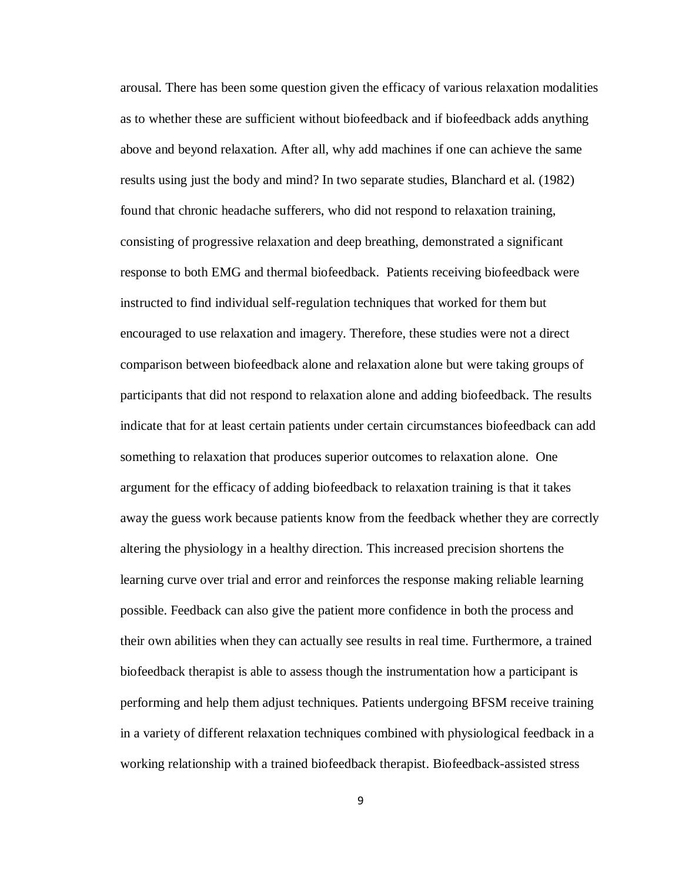arousal. There has been some question given the efficacy of various relaxation modalities as to whether these are sufficient without biofeedback and if biofeedback adds anything above and beyond relaxation. After all, why add machines if one can achieve the same results using just the body and mind? In two separate studies, Blanchard et al. (1982) found that chronic headache sufferers, who did not respond to relaxation training, consisting of progressive relaxation and deep breathing, demonstrated a significant response to both EMG and thermal biofeedback. Patients receiving biofeedback were instructed to find individual self-regulation techniques that worked for them but encouraged to use relaxation and imagery. Therefore, these studies were not a direct comparison between biofeedback alone and relaxation alone but were taking groups of participants that did not respond to relaxation alone and adding biofeedback. The results indicate that for at least certain patients under certain circumstances biofeedback can add something to relaxation that produces superior outcomes to relaxation alone. One argument for the efficacy of adding biofeedback to relaxation training is that it takes away the guess work because patients know from the feedback whether they are correctly altering the physiology in a healthy direction. This increased precision shortens the learning curve over trial and error and reinforces the response making reliable learning possible. Feedback can also give the patient more confidence in both the process and their own abilities when they can actually see results in real time. Furthermore, a trained biofeedback therapist is able to assess though the instrumentation how a participant is performing and help them adjust techniques. Patients undergoing BFSM receive training in a variety of different relaxation techniques combined with physiological feedback in a working relationship with a trained biofeedback therapist. Biofeedback-assisted stress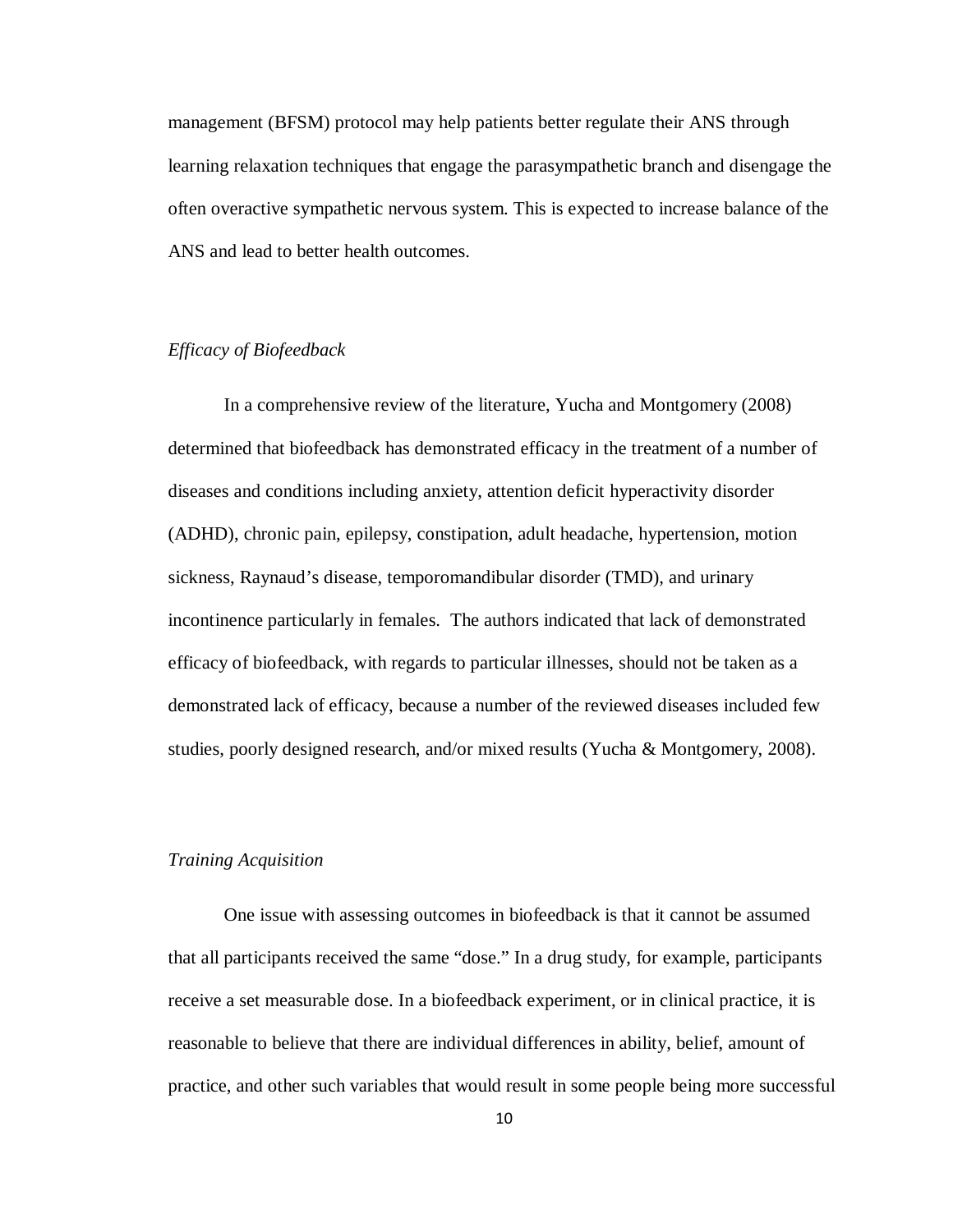management (BFSM) protocol may help patients better regulate their ANS through learning relaxation techniques that engage the parasympathetic branch and disengage the often overactive sympathetic nervous system. This is expected to increase balance of the ANS and lead to better health outcomes.

### *Efficacy of Biofeedback*

In a comprehensive review of the literature, Yucha and Montgomery (2008) determined that biofeedback has demonstrated efficacy in the treatment of a number of diseases and conditions including anxiety, attention deficit hyperactivity disorder (ADHD), chronic pain, epilepsy, constipation, adult headache, hypertension, motion sickness, Raynaud's disease, temporomandibular disorder (TMD), and urinary incontinence particularly in females. The authors indicated that lack of demonstrated efficacy of biofeedback, with regards to particular illnesses, should not be taken as a demonstrated lack of efficacy, because a number of the reviewed diseases included few studies, poorly designed research, and/or mixed results (Yucha & Montgomery, 2008).

### *Training Acquisition*

One issue with assessing outcomes in biofeedback is that it cannot be assumed that all participants received the same "dose." In a drug study, for example, participants receive a set measurable dose. In a biofeedback experiment, or in clinical practice, it is reasonable to believe that there are individual differences in ability, belief, amount of practice, and other such variables that would result in some people being more successful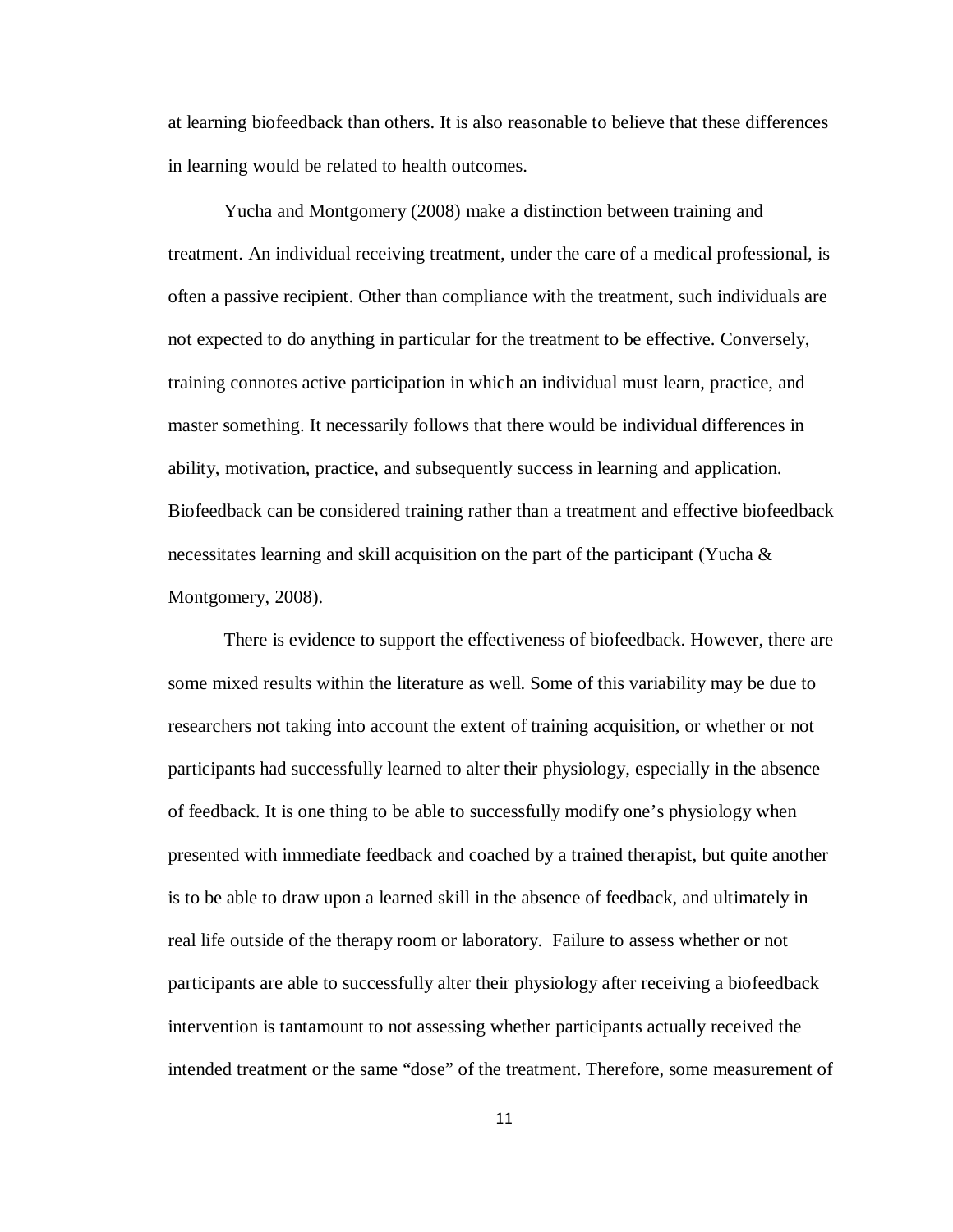at learning biofeedback than others. It is also reasonable to believe that these differences in learning would be related to health outcomes.

Yucha and Montgomery (2008) make a distinction between training and treatment. An individual receiving treatment, under the care of a medical professional, is often a passive recipient. Other than compliance with the treatment, such individuals are not expected to do anything in particular for the treatment to be effective. Conversely, training connotes active participation in which an individual must learn, practice, and master something. It necessarily follows that there would be individual differences in ability, motivation, practice, and subsequently success in learning and application. Biofeedback can be considered training rather than a treatment and effective biofeedback necessitates learning and skill acquisition on the part of the participant (Yucha & Montgomery, 2008).

There is evidence to support the effectiveness of biofeedback. However, there are some mixed results within the literature as well. Some of this variability may be due to researchers not taking into account the extent of training acquisition, or whether or not participants had successfully learned to alter their physiology, especially in the absence of feedback. It is one thing to be able to successfully modify one's physiology when presented with immediate feedback and coached by a trained therapist, but quite another is to be able to draw upon a learned skill in the absence of feedback, and ultimately in real life outside of the therapy room or laboratory. Failure to assess whether or not participants are able to successfully alter their physiology after receiving a biofeedback intervention is tantamount to not assessing whether participants actually received the intended treatment or the same "dose" of the treatment. Therefore, some measurement of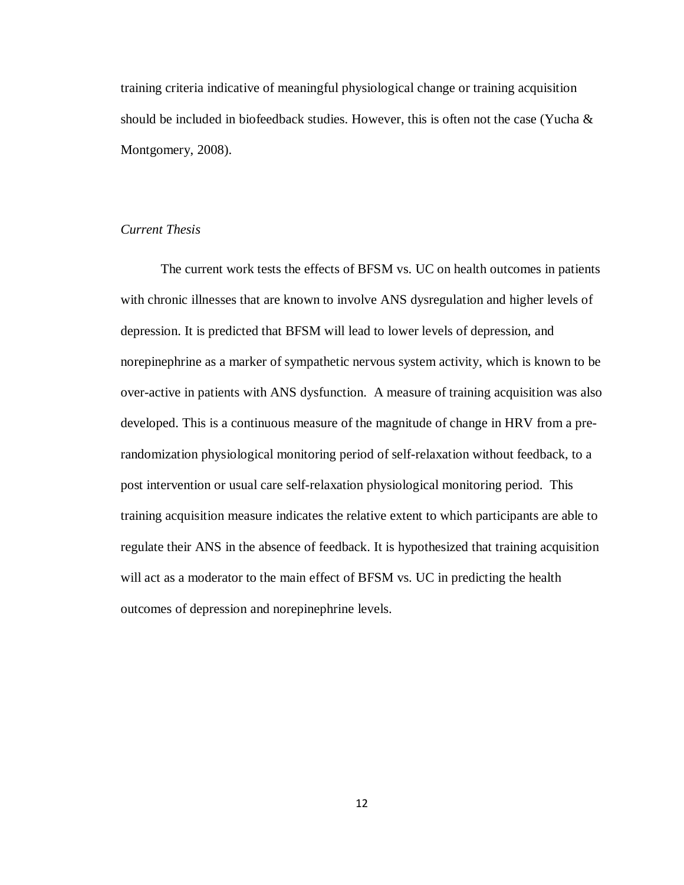training criteria indicative of meaningful physiological change or training acquisition should be included in biofeedback studies. However, this is often not the case (Yucha & Montgomery, 2008).

### *Current Thesis*

The current work tests the effects of BFSM vs. UC on health outcomes in patients with chronic illnesses that are known to involve ANS dysregulation and higher levels of depression. It is predicted that BFSM will lead to lower levels of depression, and norepinephrine as a marker of sympathetic nervous system activity, which is known to be over-active in patients with ANS dysfunction. A measure of training acquisition was also developed. This is a continuous measure of the magnitude of change in HRV from a pre-randomization physiological monitoring period of self-relaxation without feedback, to a post intervention or usual care self-relaxation physiological monitoring period. This training acquisition measure indicates the relative extent to which participants are able to regulate their ANS in the absence of feedback. It is hypothesized that training acquisition will act as a moderator to the main effect of BFSM vs. UC in predicting the health outcomes of depression and norepinephrine levels.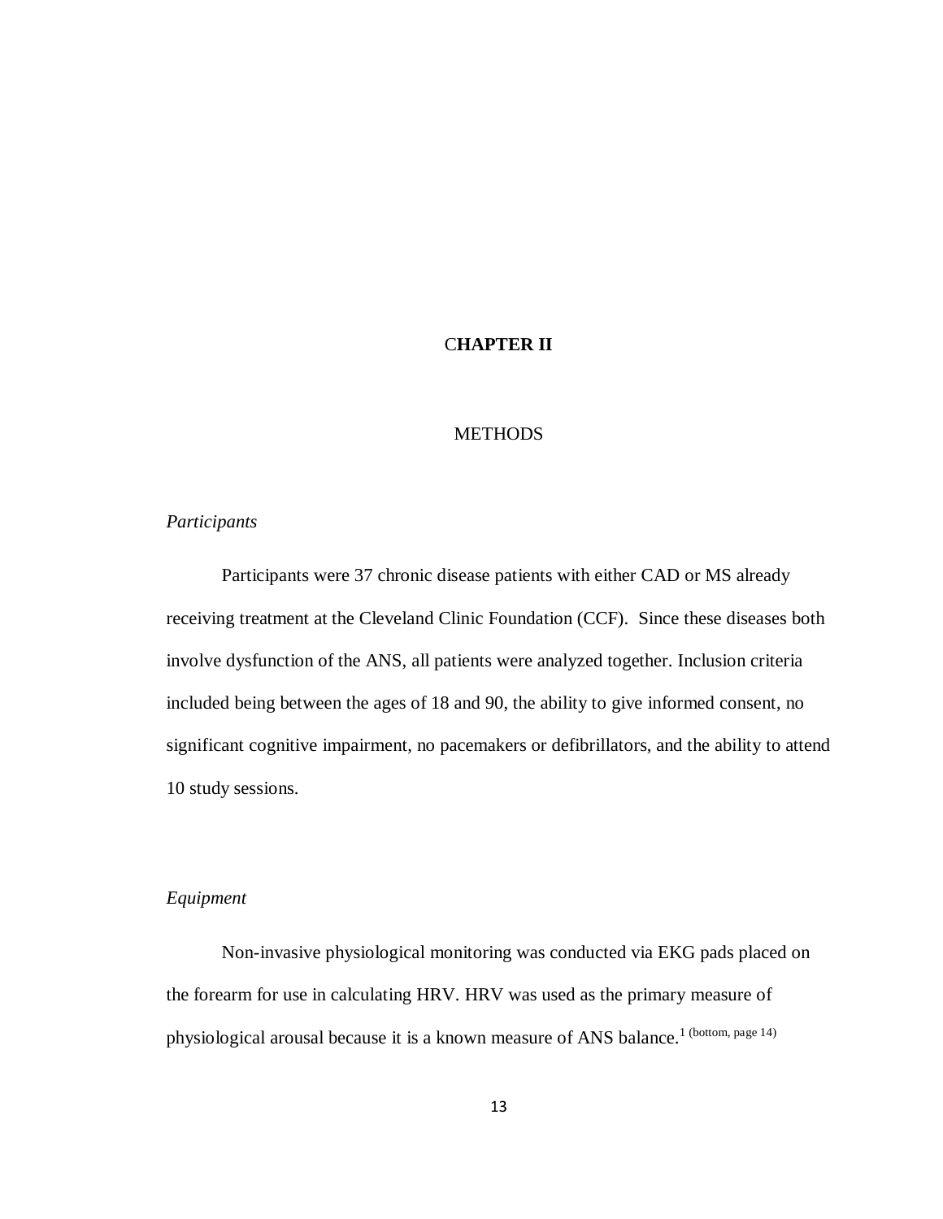# CHAPTER II

## METHODS

### *Participants*

Participants were 37 chronic disease patients with either CAD or MS already receiving treatment at the Cleveland Clinic Foundation (CCF). Since these diseases both involve dysfunction of the ANS, all patients were analyzed together. Inclusion criteria included being between the ages of 18 and 90, the ability to give informed consent, no significant cognitive impairment, no pacemakers or defibrillators, and the ability to attend 10 study sessions.

### *Equipment*

Non-invasive physiological monitoring was conducted via EKG pads placed on the forearm for use in calculating HRV. HRV was used as the primary measure of physiological arousal because it is a known measure of ANS balance.[1 (bottom, page 14)]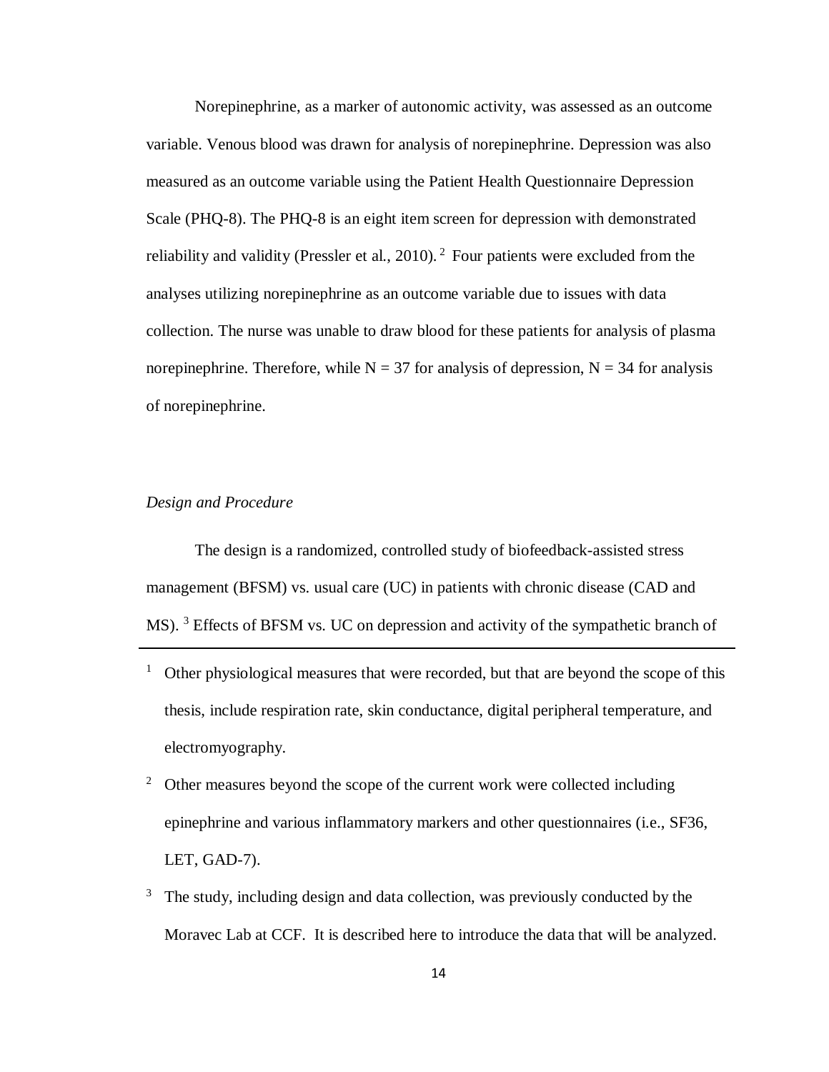Norepinephrine, as a marker of autonomic activity, was assessed as an outcome variable. Venous blood was drawn for analysis of norepinephrine. Depression was also measured as an outcome variable using the Patient Health Questionnaire Depression Scale (PHQ-8). The PHQ-8 is an eight item screen for depression with demonstrated reliability and validity (Pressler et al., 2010).[2] Four patients were excluded from the analyses utilizing norepinephrine as an outcome variable due to issues with data collection. The nurse was unable to draw blood for these patients for analysis of plasma norepinephrine. Therefore, while $N = 37$ for analysis of depression, $N = 34$ for analysis of norepinephrine.

*Design and Procedure*

The design is a randomized, controlled study of biofeedback-assisted stress management (BFSM) vs. usual care (UC) in patients with chronic disease (CAD and MS).[3] Effects of BFSM vs. UC on depression and activity of the sympathetic branch of

---

[1] Other physiological measures that were recorded, but that are beyond the scope of this thesis, include respiration rate, skin conductance, digital peripheral temperature, and electromyography.

[2] Other measures beyond the scope of the current work were collected including epinephrine and various inflammatory markers and other questionnaires (i.e., SF36, LET, GAD-7).

[3] The study, including design and data collection, was previously conducted by the Moravec Lab at CCF. It is described here to introduce the data that will be analyzed.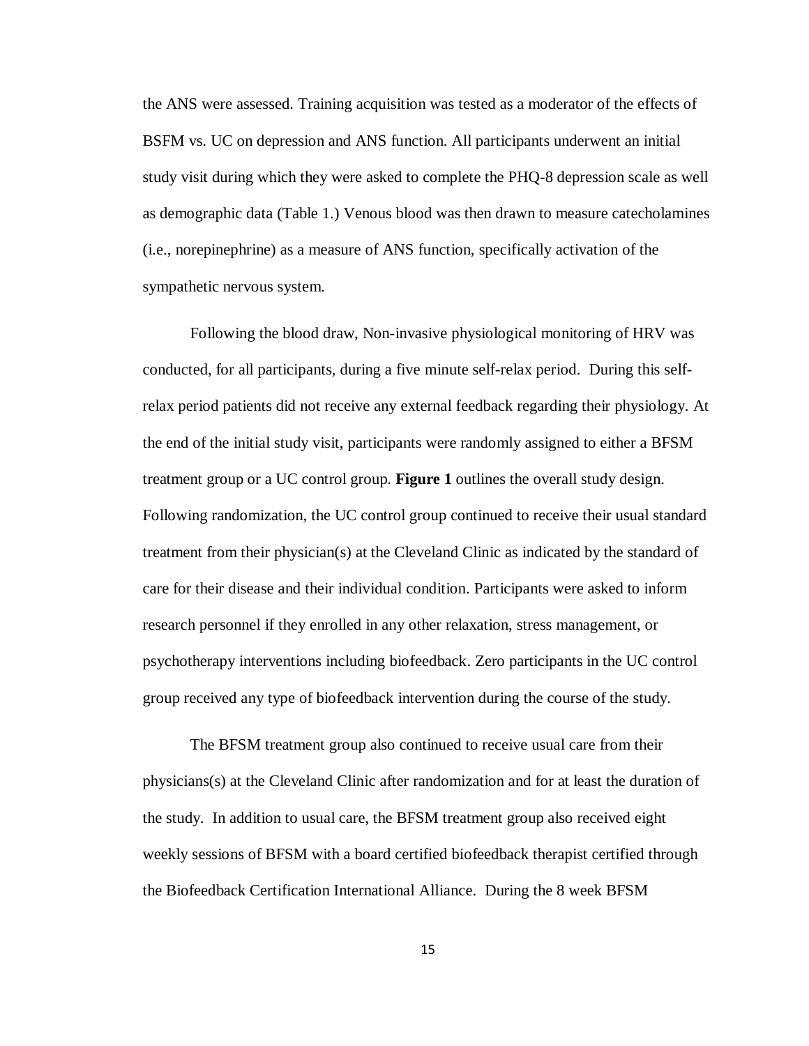the ANS were assessed. Training acquisition was tested as a moderator of the effects of BSFM vs. UC on depression and ANS function. All participants underwent an initial study visit during which they were asked to complete the PHQ-8 depression scale as well as demographic data (Table 1.) Venous blood was then drawn to measure catecholamines (i.e., norepinephrine) as a measure of ANS function, specifically activation of the sympathetic nervous system.

Following the blood draw, Non-invasive physiological monitoring of HRV was conducted, for all participants, during a five minute self-relax period. During this self-relax period patients did not receive any external feedback regarding their physiology. At the end of the initial study visit, participants were randomly assigned to either a BFSM treatment group or a UC control group. **Figure 1** outlines the overall study design. Following randomization, the UC control group continued to receive their usual standard treatment from their physician(s) at the Cleveland Clinic as indicated by the standard of care for their disease and their individual condition. Participants were asked to inform research personnel if they enrolled in any other relaxation, stress management, or psychotherapy interventions including biofeedback. Zero participants in the UC control group received any type of biofeedback intervention during the course of the study.

The BFSM treatment group also continued to receive usual care from their physicians(s) at the Cleveland Clinic after randomization and for at least the duration of the study. In addition to usual care, the BFSM treatment group also received eight weekly sessions of BFSM with a board certified biofeedback therapist certified through the Biofeedback Certification International Alliance. During the 8 week BFSM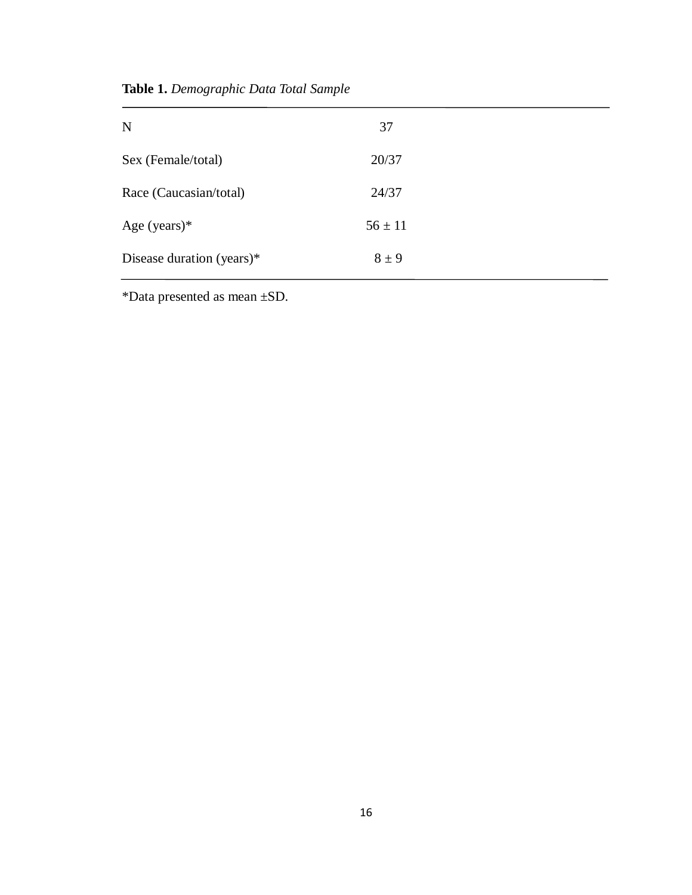**Table 1.** *Demographic Data Total Sample*

| | |
|---|---|
| N | 37 |
| Sex (Female/total) | 20/37 |
| Race (Caucasian/total) | 24/37 |
| Age (years)* | 56 ± 11 |
| Disease duration (years)* | 8 ± 9 |

*Data presented as mean ±SD.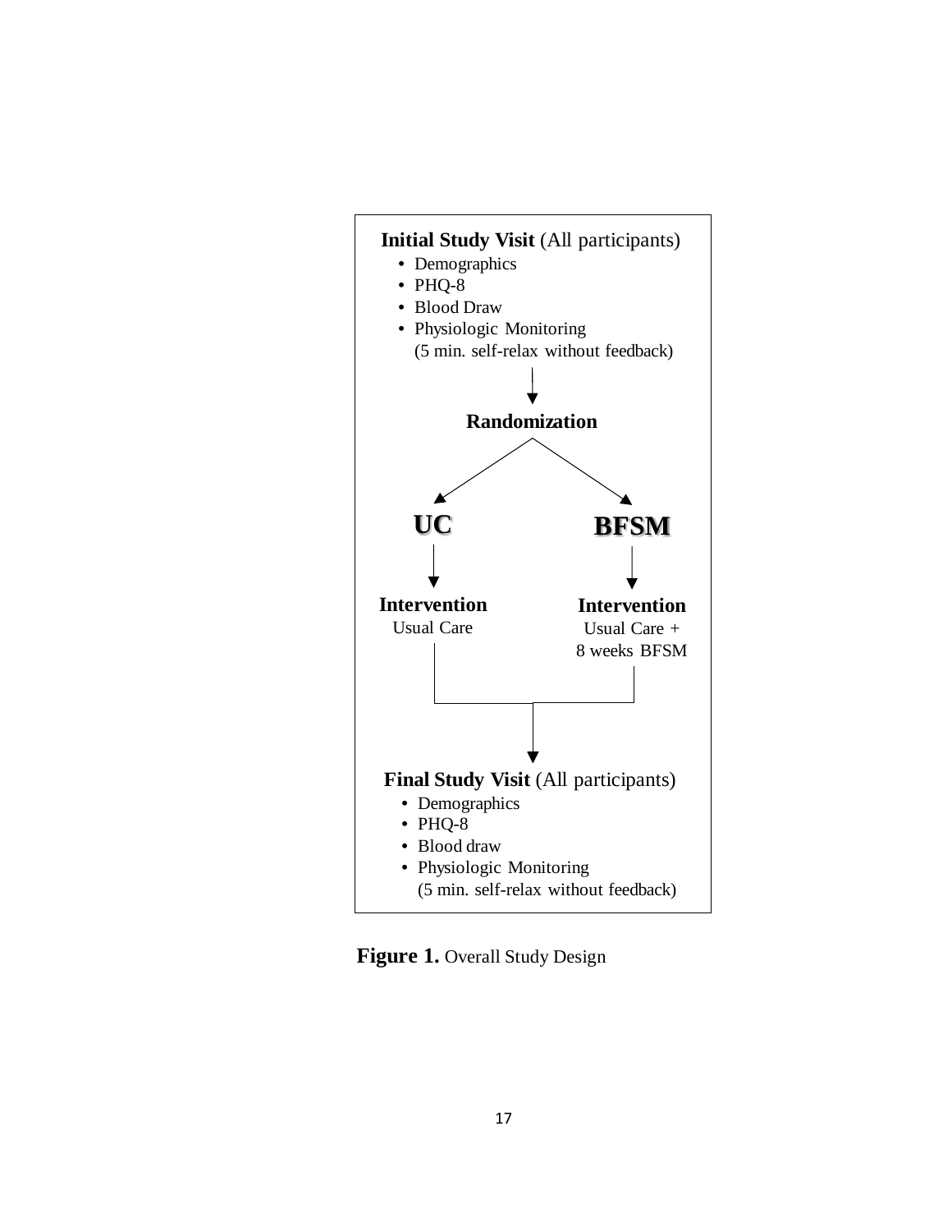**Initial Study Visit** (All participants)

- Demographics
- PHQ-8
- Blood Draw
- Physiologic Monitoring
  (5 min. self-relax without feedback)

**Randomization**

| **UC** | **BFSM** |
| --- | --- |
| **Intervention** | **Intervention** |
| Usual Care | Usual Care + 8 weeks BFSM |

**Final Study Visit** (All participants)

- Demographics
- PHQ-8
- Blood draw
- Physiologic Monitoring
  (5 min. self-relax without feedback)

**Figure 1.** Overall Study Design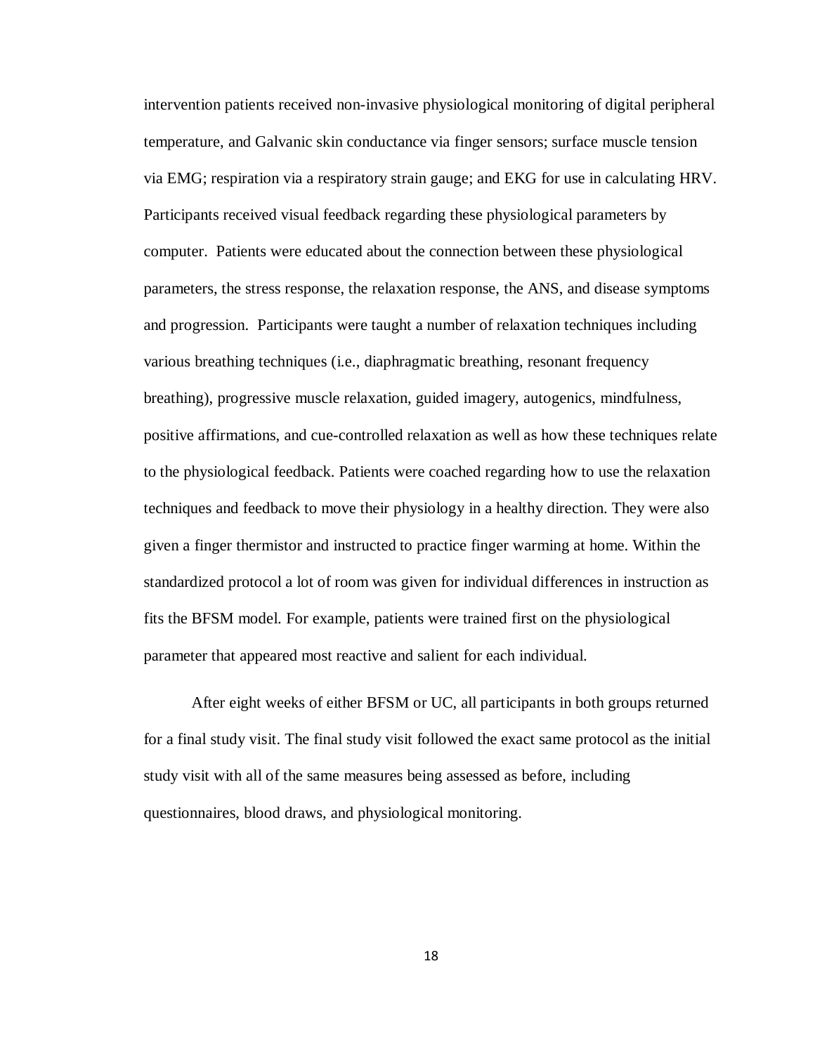intervention patients received non-invasive physiological monitoring of digital peripheral temperature, and Galvanic skin conductance via finger sensors; surface muscle tension via EMG; respiration via a respiratory strain gauge; and EKG for use in calculating HRV. Participants received visual feedback regarding these physiological parameters by computer. Patients were educated about the connection between these physiological parameters, the stress response, the relaxation response, the ANS, and disease symptoms and progression. Participants were taught a number of relaxation techniques including various breathing techniques (i.e., diaphragmatic breathing, resonant frequency breathing), progressive muscle relaxation, guided imagery, autogenics, mindfulness, positive affirmations, and cue-controlled relaxation as well as how these techniques relate to the physiological feedback. Patients were coached regarding how to use the relaxation techniques and feedback to move their physiology in a healthy direction. They were also given a finger thermistor and instructed to practice finger warming at home. Within the standardized protocol a lot of room was given for individual differences in instruction as fits the BFSM model. For example, patients were trained first on the physiological parameter that appeared most reactive and salient for each individual.

After eight weeks of either BFSM or UC, all participants in both groups returned for a final study visit. The final study visit followed the exact same protocol as the initial study visit with all of the same measures being assessed as before, including questionnaires, blood draws, and physiological monitoring.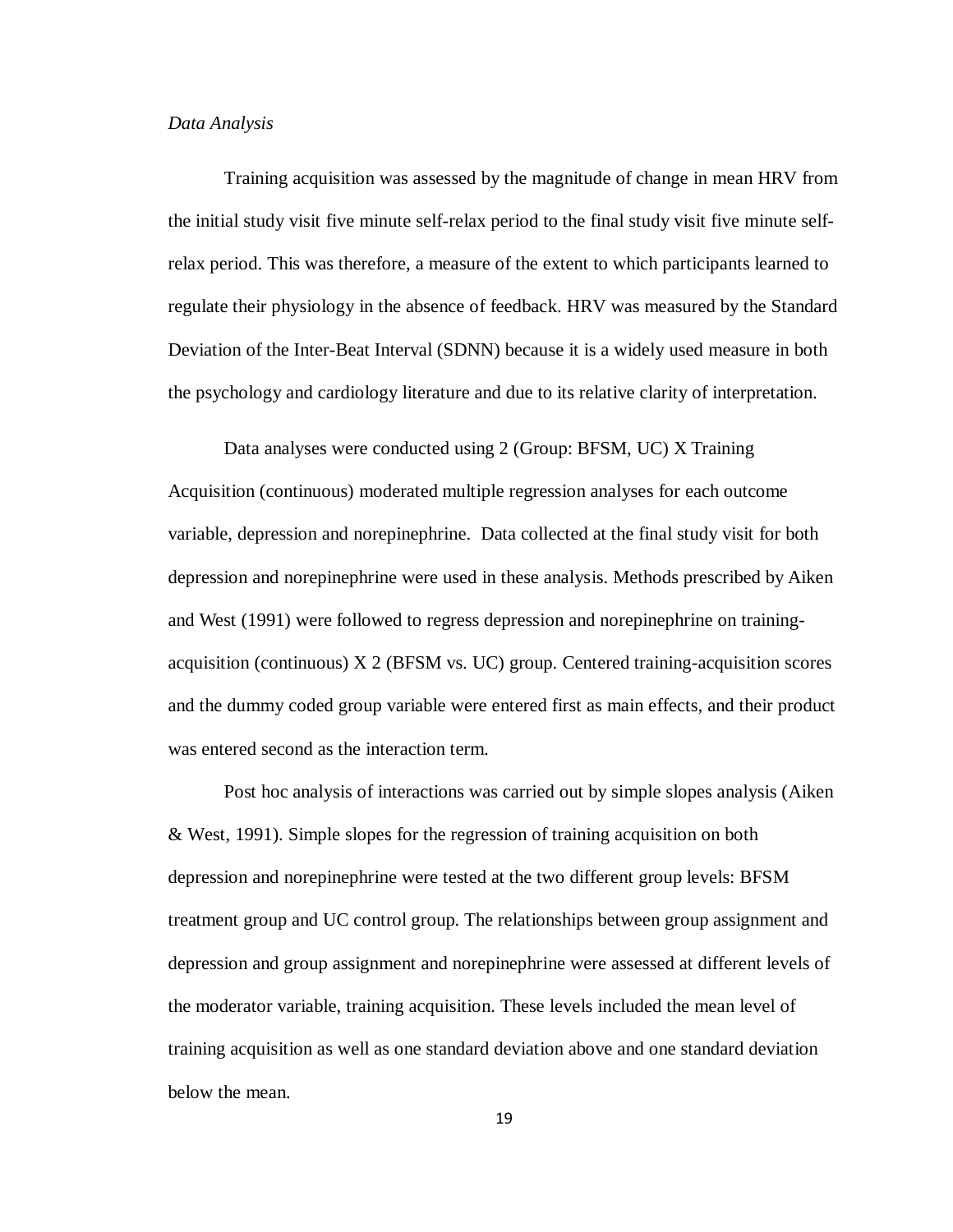*Data Analysis*

Training acquisition was assessed by the magnitude of change in mean HRV from the initial study visit five minute self-relax period to the final study visit five minute self-relax period. This was therefore, a measure of the extent to which participants learned to regulate their physiology in the absence of feedback. HRV was measured by the Standard Deviation of the Inter-Beat Interval (SDNN) because it is a widely used measure in both the psychology and cardiology literature and due to its relative clarity of interpretation.

Data analyses were conducted using 2 (Group: BFSM, UC) X Training Acquisition (continuous) moderated multiple regression analyses for each outcome variable, depression and norepinephrine. Data collected at the final study visit for both depression and norepinephrine were used in these analysis. Methods prescribed by Aiken and West (1991) were followed to regress depression and norepinephrine on training-acquisition (continuous) X 2 (BFSM vs. UC) group. Centered training-acquisition scores and the dummy coded group variable were entered first as main effects, and their product was entered second as the interaction term.

Post hoc analysis of interactions was carried out by simple slopes analysis (Aiken & West, 1991). Simple slopes for the regression of training acquisition on both depression and norepinephrine were tested at the two different group levels: BFSM treatment group and UC control group. The relationships between group assignment and depression and group assignment and norepinephrine were assessed at different levels of the moderator variable, training acquisition. These levels included the mean level of training acquisition as well as one standard deviation above and one standard deviation below the mean.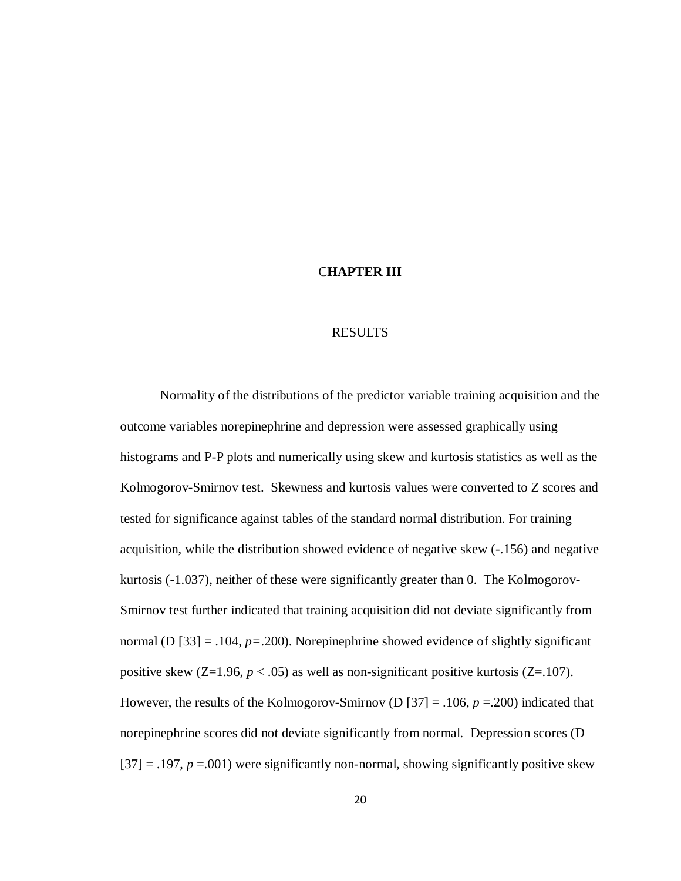# CHAPTER III

## RESULTS

Normality of the distributions of the predictor variable training acquisition and the outcome variables norepinephrine and depression were assessed graphically using histograms and P-P plots and numerically using skew and kurtosis statistics as well as the Kolmogorov-Smirnov test. Skewness and kurtosis values were converted to Z scores and tested for significance against tables of the standard normal distribution. For training acquisition, while the distribution showed evidence of negative skew (-.156) and negative kurtosis (-1.037), neither of these were significantly greater than 0. The Kolmogorov-Smirnov test further indicated that training acquisition did not deviate significantly from normal (D [33] = .104, $p$=.200). Norepinephrine showed evidence of slightly significant positive skew (Z=1.96, $p < .05$) as well as non-significant positive kurtosis (Z=.107). However, the results of the Kolmogorov-Smirnov (D [37] = .106, $p$ =.200) indicated that norepinephrine scores did not deviate significantly from normal. Depression scores (D [37] = .197, $p$ =.001) were significantly non-normal, showing significantly positive skew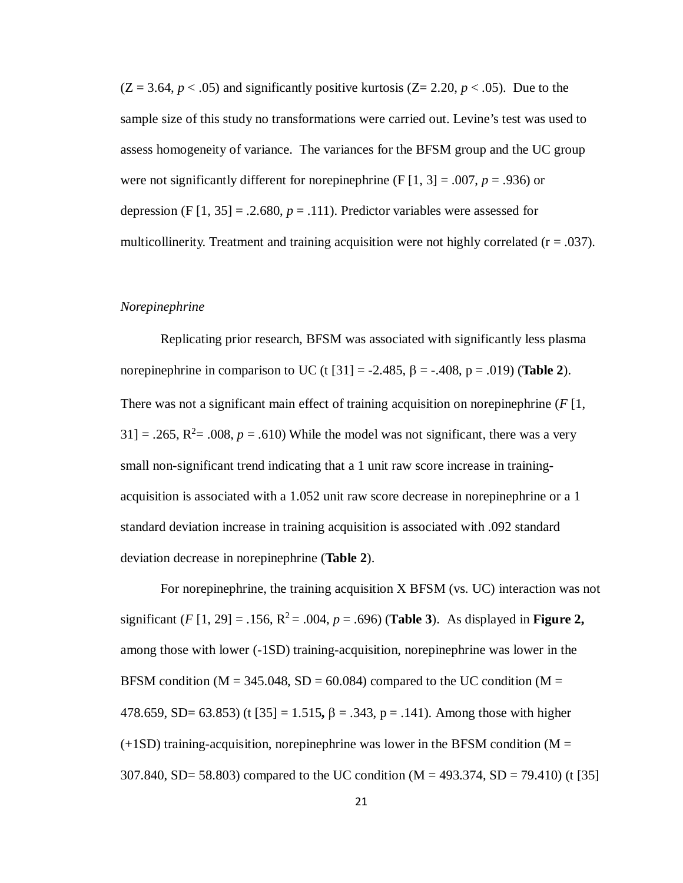($Z = 3.64$, $p < .05$) and significantly positive kurtosis ($Z = 2.20$, $p < .05$). Due to the sample size of this study no transformations were carried out. Levine's test was used to assess homogeneity of variance. The variances for the BFSM group and the UC group were not significantly different for norepinephrine ($F$ [1, 3] = .007, $p$ = .936) or depression ($F$ [1, 35] = .2.680, $p$ = .111). Predictor variables were assessed for multicollinerity. Treatment and training acquisition were not highly correlated (r = .037).

*Norepinephrine*

Replicating prior research, BFSM was associated with significantly less plasma norepinephrine in comparison to UC (t [31] = -2.485, β = -.408, p = .019) (**Table 2**). There was not a significant main effect of training acquisition on norepinephrine (*F* [1, 31] = .265, $R^2$= .008, *p* = .610) While the model was not significant, there was a very small non-significant trend indicating that a 1 unit raw score increase in training-acquisition is associated with a 1.052 unit raw score decrease in norepinephrine or a 1 standard deviation increase in training acquisition is associated with .092 standard deviation decrease in norepinephrine (**Table 2**).

For norepinephrine, the training acquisition X BFSM (vs. UC) interaction was not significant (*F* [1, 29] = .156, $R^2$ = .004, *p* = .696) (**Table 3**). As displayed in **Figure 2,** among those with lower (-1SD) training-acquisition, norepinephrine was lower in the BFSM condition (M = 345.048, SD = 60.084) compared to the UC condition (M = 478.659, SD= 63.853) (t [35] = 1.515**,** β = .343, p = .141). Among those with higher (+1SD) training-acquisition, norepinephrine was lower in the BFSM condition (M = 307.840, SD= 58.803) compared to the UC condition (M = 493.374, SD = 79.410) (t [35]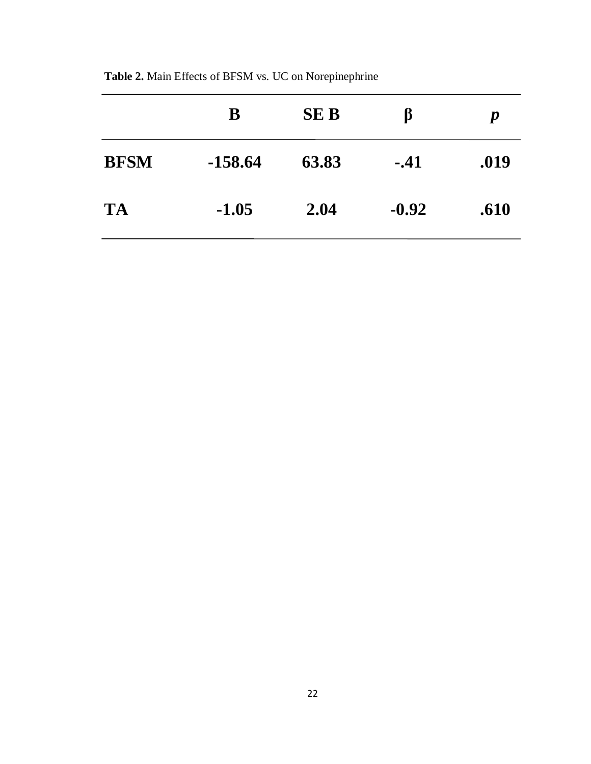**Table 2.** Main Effects of BFSM vs. UC on Norepinephrine

| | B | SE B | β | *p* |
|---|---|---|---|---|
| **BFSM** | **-158.64** | **63.83** | **-.41** | **.019** |
| **TA** | **-1.05** | **2.04** | **-0.92** | **.610** |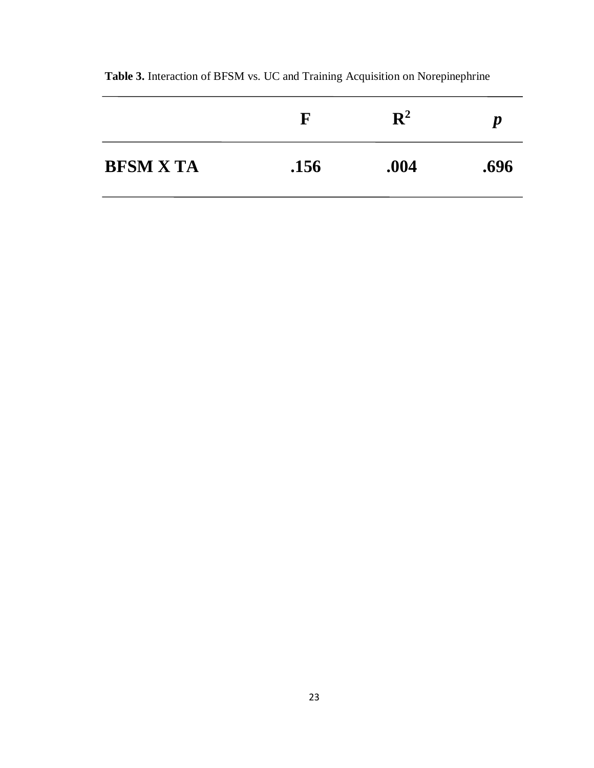**Table 3.** Interaction of BFSM vs. UC and Training Acquisition on Norepinephrine

| | F | $R^2$ | *p* |
|---|---|---|---|
| **BFSM X TA** | **.156** | **.004** | **.696** |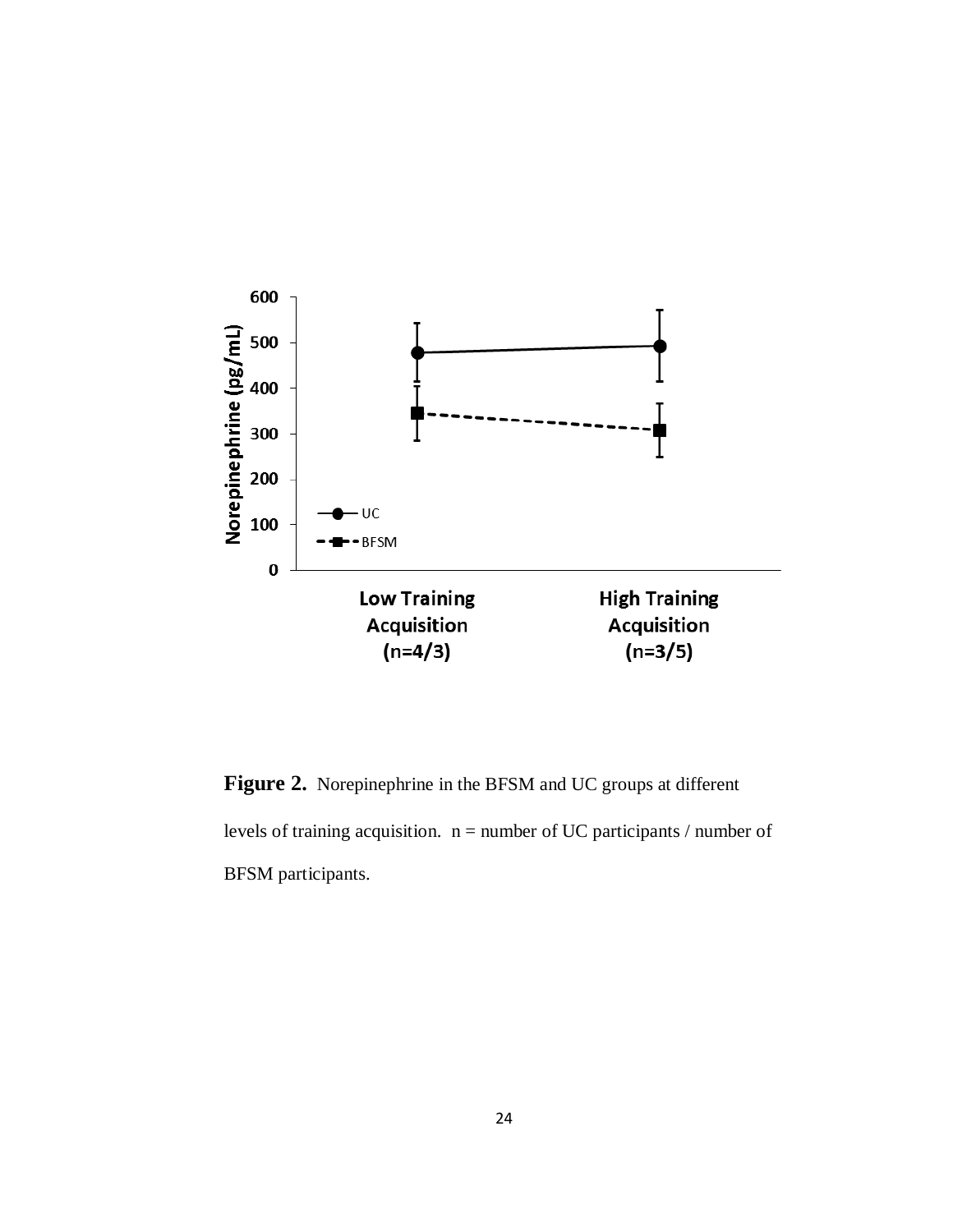**Figure 2.** Norepinephrine in the BFSM and UC groups at different levels of training acquisition. n = number of UC participants / number of BFSM participants.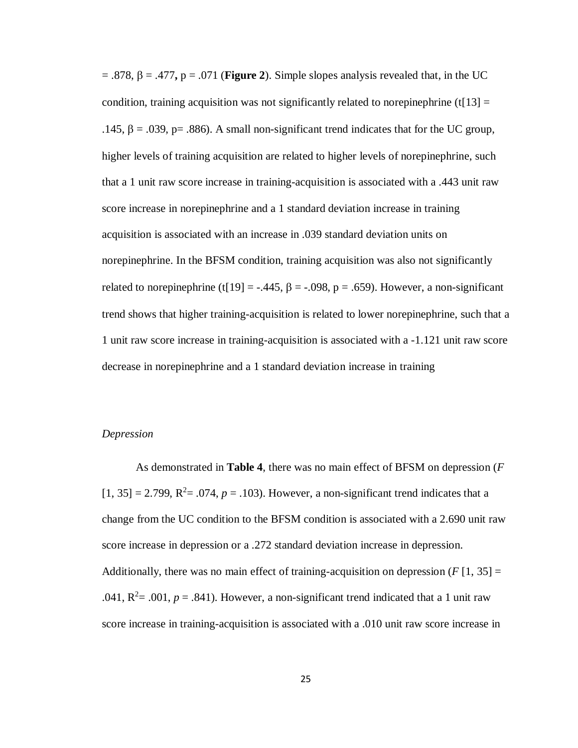= .878, $\beta$ = .477**,** p = .071 (**Figure 2**). Simple slopes analysis revealed that, in the UC condition, training acquisition was not significantly related to norepinephrine (t[13] = .145, $\beta$ = .039, p= .886). A small non-significant trend indicates that for the UC group, higher levels of training acquisition are related to higher levels of norepinephrine, such that a 1 unit raw score increase in training-acquisition is associated with a .443 unit raw score increase in norepinephrine and a 1 standard deviation increase in training acquisition is associated with an increase in .039 standard deviation units on norepinephrine. In the BFSM condition, training acquisition was also not significantly related to norepinephrine (t[19] = -.445, $\beta$ = -.098, p = .659). However, a non-significant trend shows that higher training-acquisition is related to lower norepinephrine, such that a 1 unit raw score increase in training-acquisition is associated with a -1.121 unit raw score decrease in norepinephrine and a 1 standard deviation increase in training

*Depression*

As demonstrated in **Table 4**, there was no main effect of BFSM on depression (*F* [1, 35] = 2.799, $R^2$= .074, *p* = .103). However, a non-significant trend indicates that a change from the UC condition to the BFSM condition is associated with a 2.690 unit raw score increase in depression or a .272 standard deviation increase in depression. Additionally, there was no main effect of training-acquisition on depression (*F* [1, 35] = .041, $R^2$= .001, *p* = .841). However, a non-significant trend indicated that a 1 unit raw score increase in training-acquisition is associated with a .010 unit raw score increase in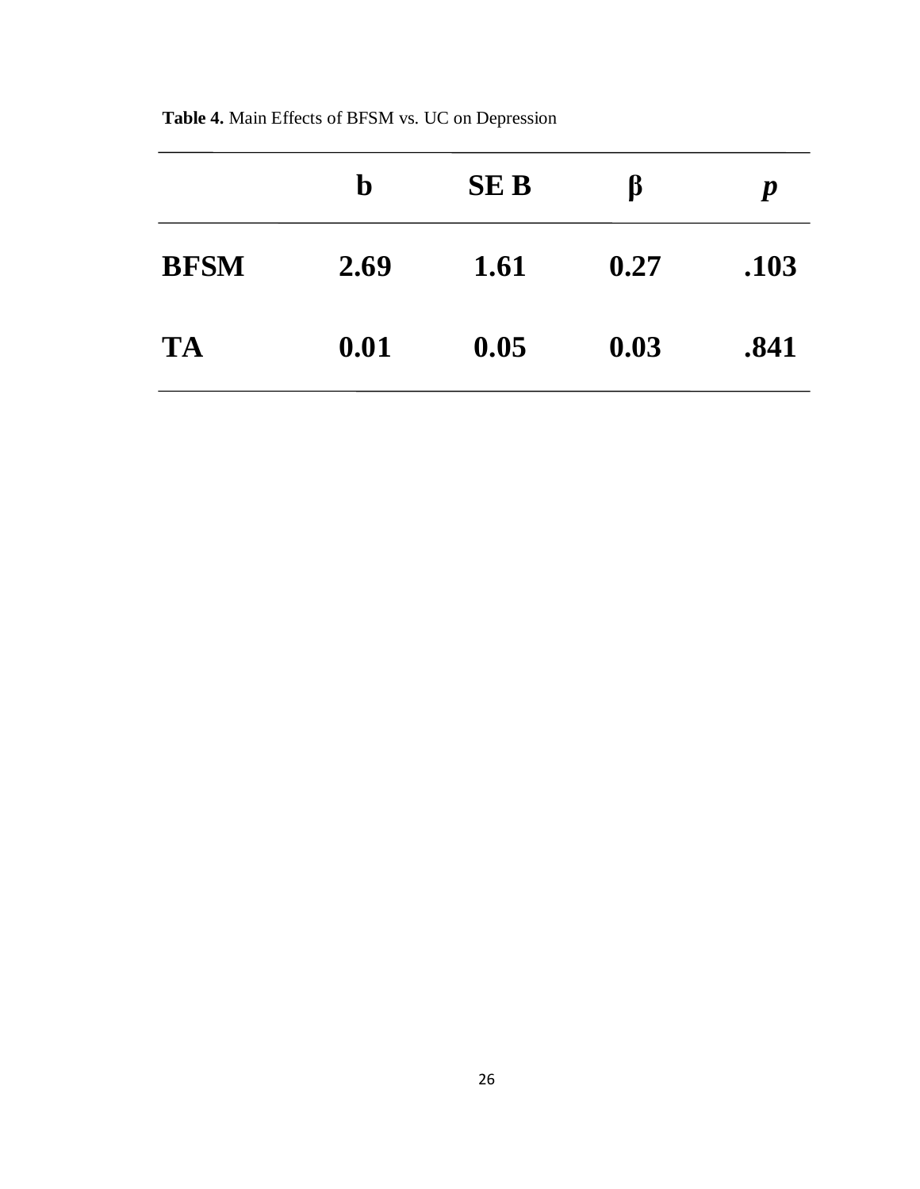**Table 4.** Main Effects of BFSM vs. UC on Depression

| | b | SE B | β | *p* |
|---|---|---|---|---|
| **BFSM** | **2.69** | **1.61** | **0.27** | **.103** |
| **TA** | **0.01** | **0.05** | **0.03** | **.841** |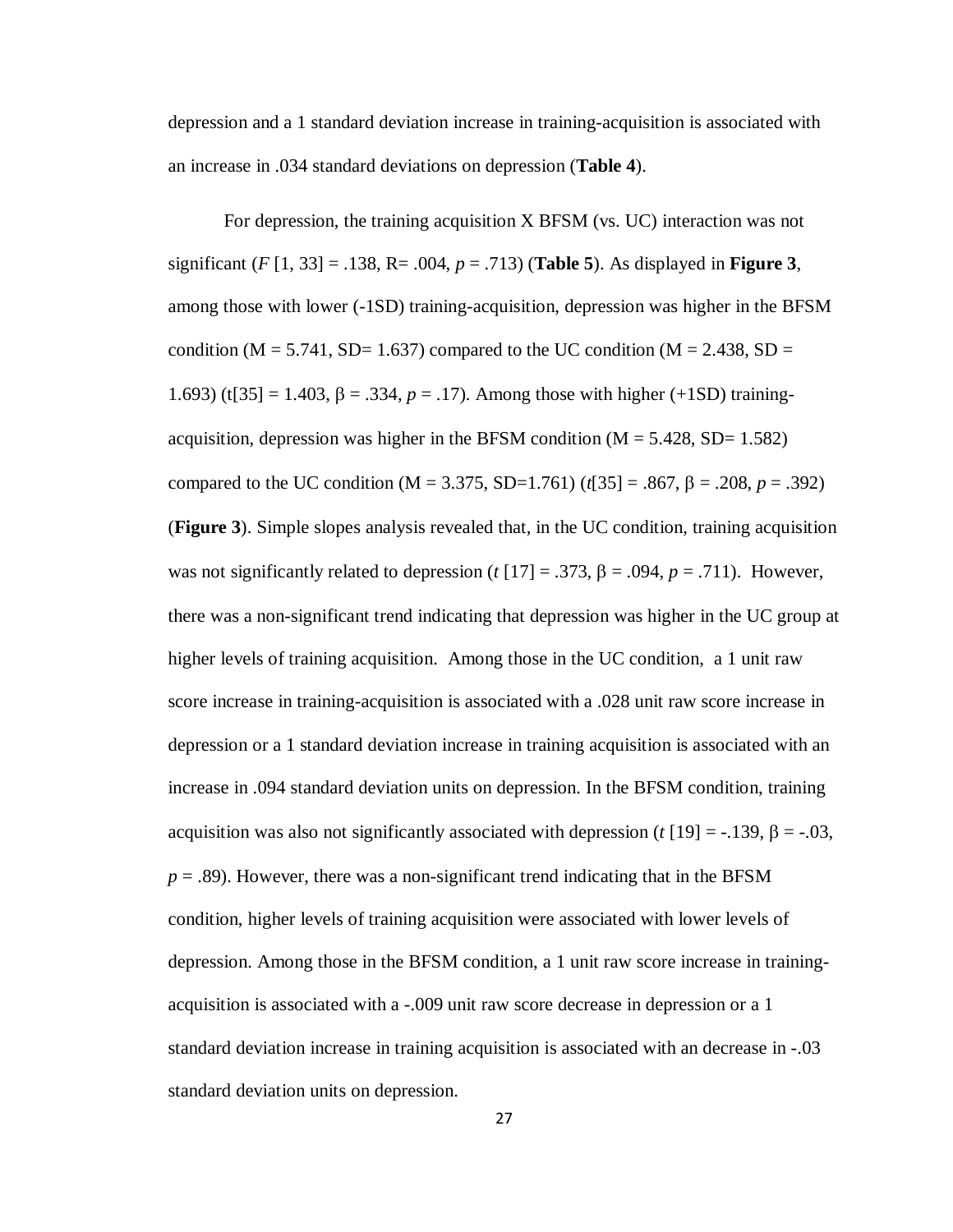depression and a 1 standard deviation increase in training-acquisition is associated with an increase in .034 standard deviations on depression (**Table 4**).

For depression, the training acquisition X BFSM (vs. UC) interaction was not significant ($F$ [1, 33] = .138, R= .004, $p$ = .713) (**Table 5**). As displayed in **Figure 3**, among those with lower (-1SD) training-acquisition, depression was higher in the BFSM condition (M = 5.741, SD= 1.637) compared to the UC condition (M = 2.438, SD = 1.693) (t[35] = 1.403, $\beta$ = .334, $p$ = .17). Among those with higher (+1SD) training-acquisition, depression was higher in the BFSM condition (M = 5.428, SD= 1.582) compared to the UC condition (M = 3.375, SD=1.761) ($t$[35] = .867, $\beta$ = .208, $p$ = .392) (**Figure 3**). Simple slopes analysis revealed that, in the UC condition, training acquisition was not significantly related to depression ($t$ [17] = .373, $\beta$ = .094, $p$ = .711). However, there was a non-significant trend indicating that depression was higher in the UC group at higher levels of training acquisition. Among those in the UC condition, a 1 unit raw score increase in training-acquisition is associated with a .028 unit raw score increase in depression or a 1 standard deviation increase in training acquisition is associated with an increase in .094 standard deviation units on depression. In the BFSM condition, training acquisition was also not significantly associated with depression ($t$ [19] = -.139, $\beta$ = -.03, $p$ = .89). However, there was a non-significant trend indicating that in the BFSM condition, higher levels of training acquisition were associated with lower levels of depression. Among those in the BFSM condition, a 1 unit raw score increase in training-acquisition is associated with a -.009 unit raw score decrease in depression or a 1 standard deviation increase in training acquisition is associated with an decrease in -.03 standard deviation units on depression.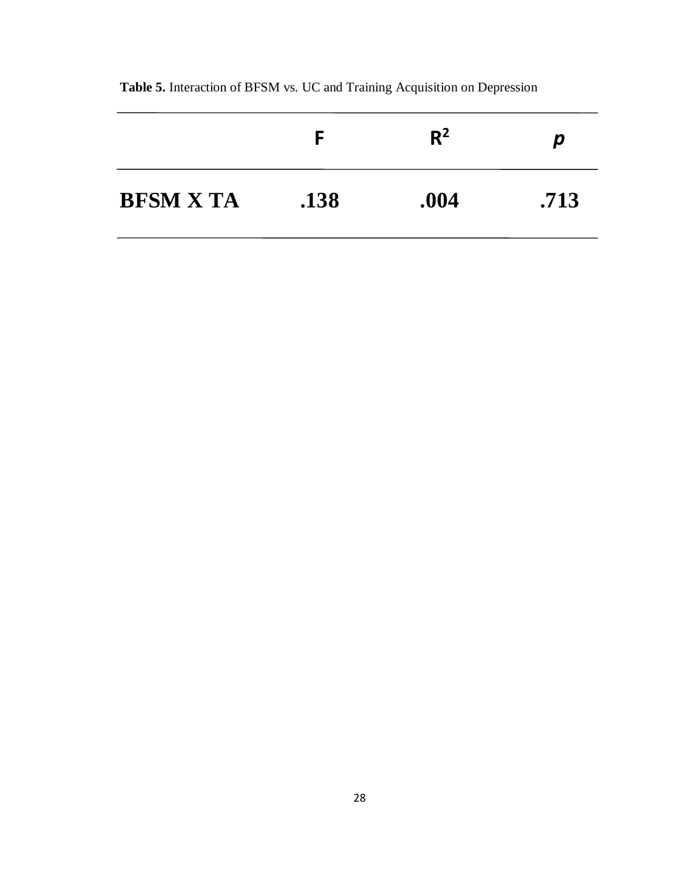**Table 5.** Interaction of BFSM vs. UC and Training Acquisition on Depression

| | F | $R^2$ | *p* |
|---|---|---|---|
| **BFSM X TA** | **.138** | **.004** | **.713** |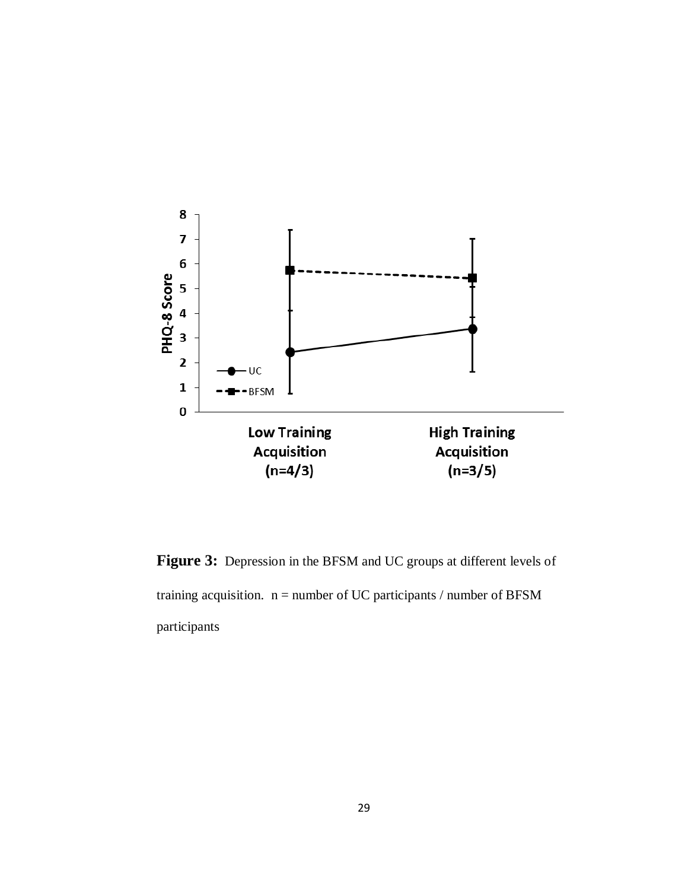**Figure 3:** Depression in the BFSM and UC groups at different levels of training acquisition. n = number of UC participants / number of BFSM participants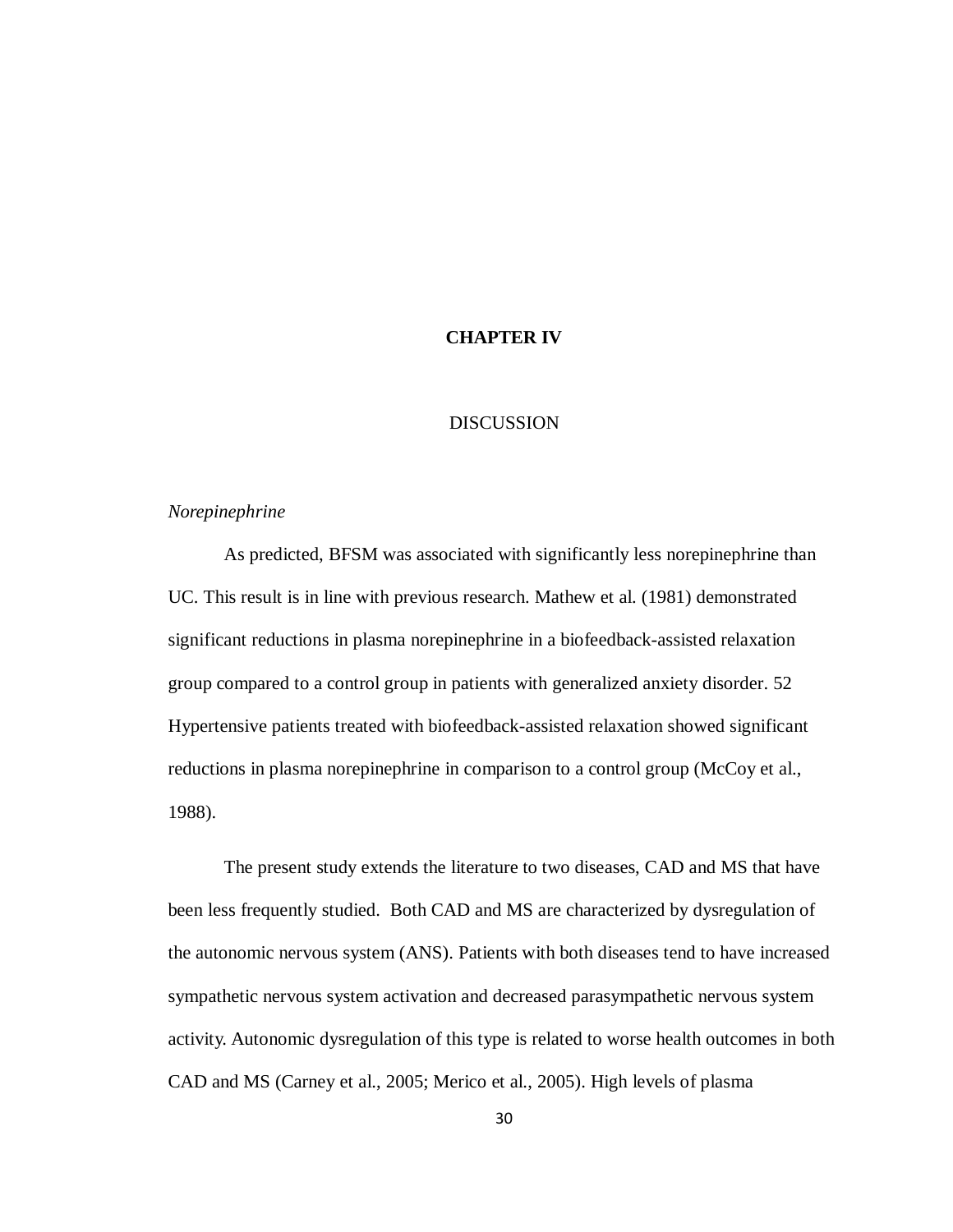# CHAPTER IV

## DISCUSSION

*Norepinephrine*

As predicted, BFSM was associated with significantly less norepinephrine than UC. This result is in line with previous research. Mathew et al. (1981) demonstrated significant reductions in plasma norepinephrine in a biofeedback-assisted relaxation group compared to a control group in patients with generalized anxiety disorder. 52 Hypertensive patients treated with biofeedback-assisted relaxation showed significant reductions in plasma norepinephrine in comparison to a control group (McCoy et al., 1988).

The present study extends the literature to two diseases, CAD and MS that have been less frequently studied. Both CAD and MS are characterized by dysregulation of the autonomic nervous system (ANS). Patients with both diseases tend to have increased sympathetic nervous system activation and decreased parasympathetic nervous system activity. Autonomic dysregulation of this type is related to worse health outcomes in both CAD and MS (Carney et al., 2005; Merico et al., 2005). High levels of plasma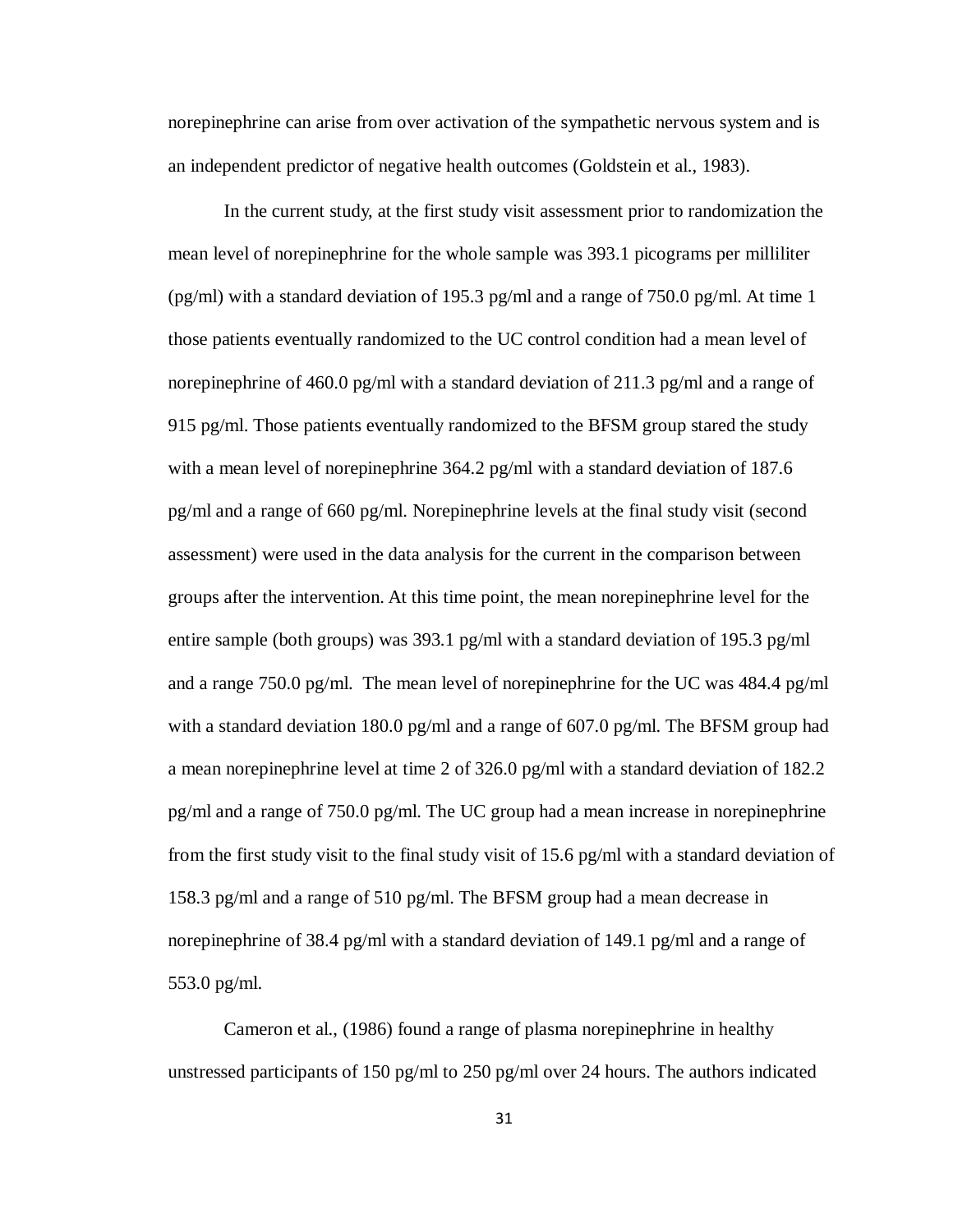norepinephrine can arise from over activation of the sympathetic nervous system and is an independent predictor of negative health outcomes (Goldstein et al., 1983).

In the current study, at the first study visit assessment prior to randomization the mean level of norepinephrine for the whole sample was 393.1 picograms per milliliter (pg/ml) with a standard deviation of 195.3 pg/ml and a range of 750.0 pg/ml. At time 1 those patients eventually randomized to the UC control condition had a mean level of norepinephrine of 460.0 pg/ml with a standard deviation of 211.3 pg/ml and a range of 915 pg/ml. Those patients eventually randomized to the BFSM group stared the study with a mean level of norepinephrine 364.2 pg/ml with a standard deviation of 187.6 pg/ml and a range of 660 pg/ml. Norepinephrine levels at the final study visit (second assessment) were used in the data analysis for the current in the comparison between groups after the intervention. At this time point, the mean norepinephrine level for the entire sample (both groups) was 393.1 pg/ml with a standard deviation of 195.3 pg/ml and a range 750.0 pg/ml. The mean level of norepinephrine for the UC was 484.4 pg/ml with a standard deviation 180.0 pg/ml and a range of 607.0 pg/ml. The BFSM group had a mean norepinephrine level at time 2 of 326.0 pg/ml with a standard deviation of 182.2 pg/ml and a range of 750.0 pg/ml. The UC group had a mean increase in norepinephrine from the first study visit to the final study visit of 15.6 pg/ml with a standard deviation of 158.3 pg/ml and a range of 510 pg/ml. The BFSM group had a mean decrease in norepinephrine of 38.4 pg/ml with a standard deviation of 149.1 pg/ml and a range of 553.0 pg/ml.

Cameron et al., (1986) found a range of plasma norepinephrine in healthy unstressed participants of 150 pg/ml to 250 pg/ml over 24 hours. The authors indicated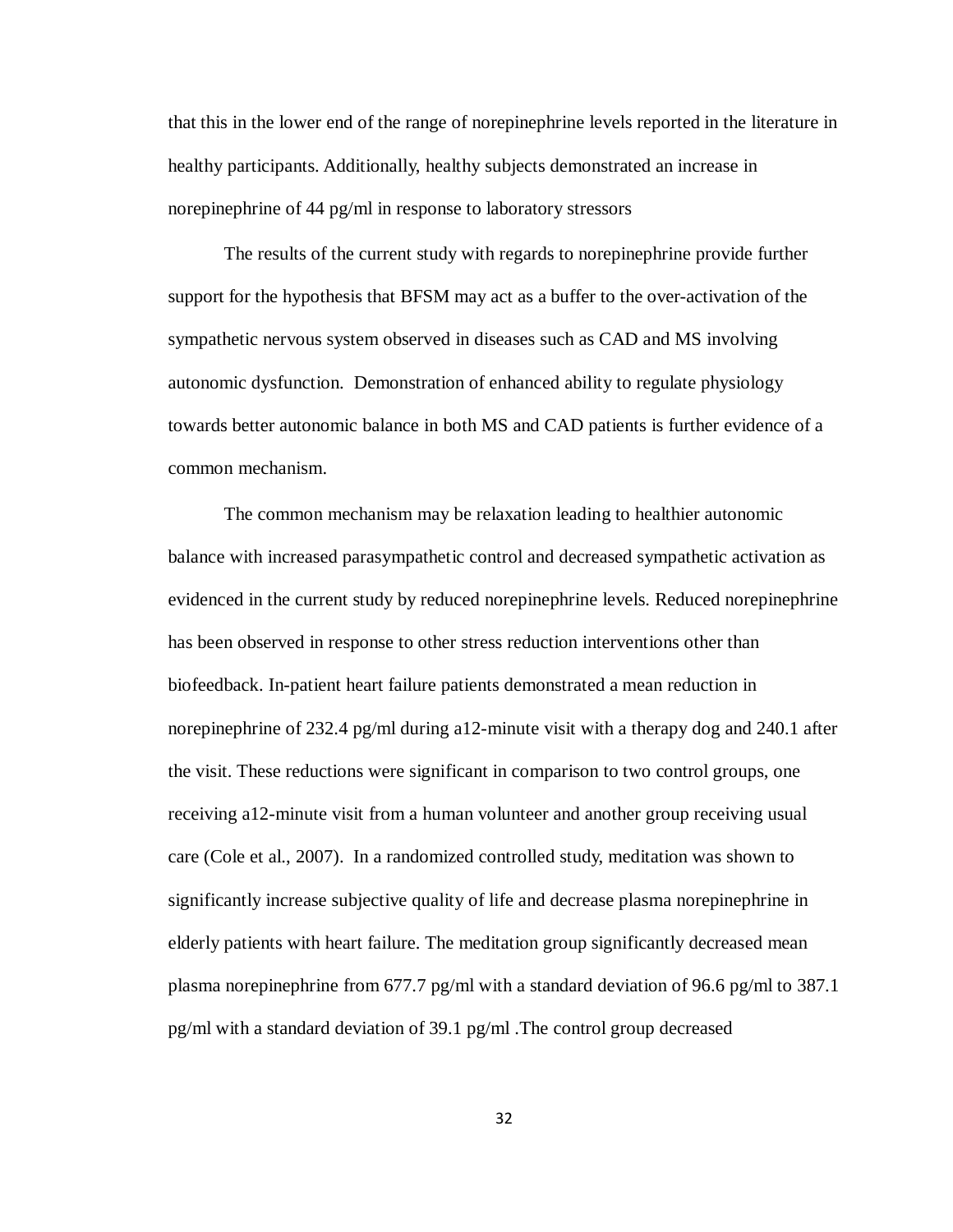that this in the lower end of the range of norepinephrine levels reported in the literature in healthy participants. Additionally, healthy subjects demonstrated an increase in norepinephrine of 44 pg/ml in response to laboratory stressors

The results of the current study with regards to norepinephrine provide further support for the hypothesis that BFSM may act as a buffer to the over-activation of the sympathetic nervous system observed in diseases such as CAD and MS involving autonomic dysfunction. Demonstration of enhanced ability to regulate physiology towards better autonomic balance in both MS and CAD patients is further evidence of a common mechanism.

The common mechanism may be relaxation leading to healthier autonomic balance with increased parasympathetic control and decreased sympathetic activation as evidenced in the current study by reduced norepinephrine levels. Reduced norepinephrine has been observed in response to other stress reduction interventions other than biofeedback. In-patient heart failure patients demonstrated a mean reduction in norepinephrine of 232.4 pg/ml during a12-minute visit with a therapy dog and 240.1 after the visit. These reductions were significant in comparison to two control groups, one receiving a12-minute visit from a human volunteer and another group receiving usual care (Cole et al., 2007). In a randomized controlled study, meditation was shown to significantly increase subjective quality of life and decrease plasma norepinephrine in elderly patients with heart failure. The meditation group significantly decreased mean plasma norepinephrine from 677.7 pg/ml with a standard deviation of 96.6 pg/ml to 387.1 pg/ml with a standard deviation of 39.1 pg/ml .The control group decreased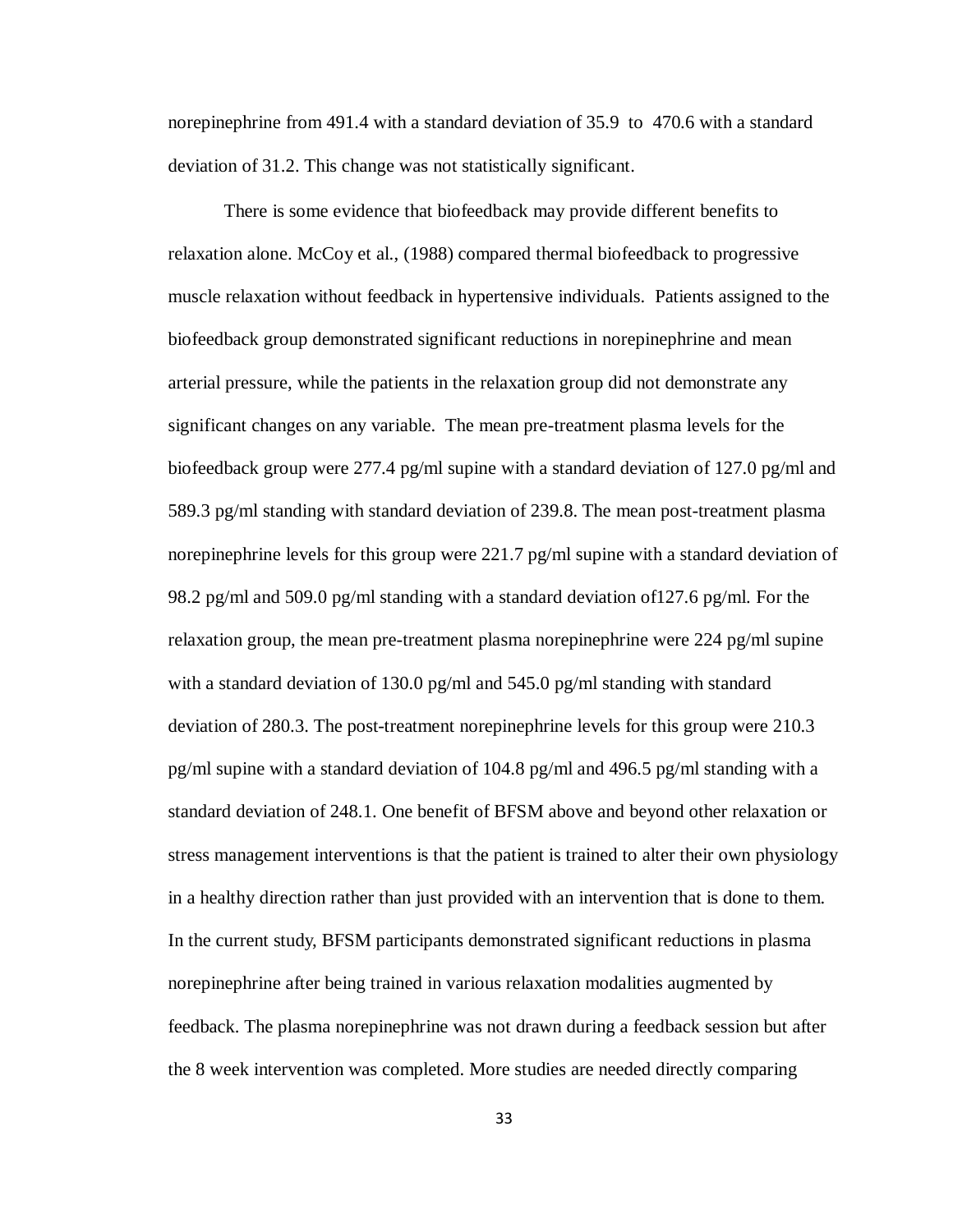norepinephrine from 491.4 with a standard deviation of 35.9 to 470.6 with a standard deviation of 31.2. This change was not statistically significant.

There is some evidence that biofeedback may provide different benefits to relaxation alone. McCoy et al., (1988) compared thermal biofeedback to progressive muscle relaxation without feedback in hypertensive individuals. Patients assigned to the biofeedback group demonstrated significant reductions in norepinephrine and mean arterial pressure, while the patients in the relaxation group did not demonstrate any significant changes on any variable. The mean pre-treatment plasma levels for the biofeedback group were 277.4 pg/ml supine with a standard deviation of 127.0 pg/ml and 589.3 pg/ml standing with standard deviation of 239.8. The mean post-treatment plasma norepinephrine levels for this group were 221.7 pg/ml supine with a standard deviation of 98.2 pg/ml and 509.0 pg/ml standing with a standard deviation of127.6 pg/ml. For the relaxation group, the mean pre-treatment plasma norepinephrine were 224 pg/ml supine with a standard deviation of 130.0 pg/ml and 545.0 pg/ml standing with standard deviation of 280.3. The post-treatment norepinephrine levels for this group were 210.3 pg/ml supine with a standard deviation of 104.8 pg/ml and 496.5 pg/ml standing with a standard deviation of 248.1. One benefit of BFSM above and beyond other relaxation or stress management interventions is that the patient is trained to alter their own physiology in a healthy direction rather than just provided with an intervention that is done to them. In the current study, BFSM participants demonstrated significant reductions in plasma norepinephrine after being trained in various relaxation modalities augmented by feedback. The plasma norepinephrine was not drawn during a feedback session but after the 8 week intervention was completed. More studies are needed directly comparing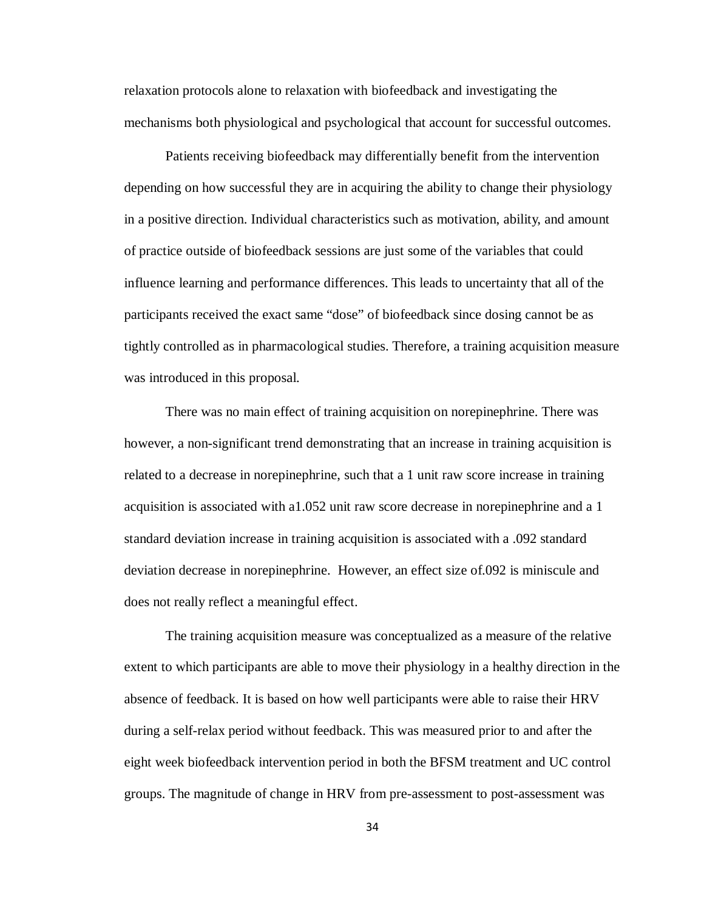relaxation protocols alone to relaxation with biofeedback and investigating the mechanisms both physiological and psychological that account for successful outcomes.

Patients receiving biofeedback may differentially benefit from the intervention depending on how successful they are in acquiring the ability to change their physiology in a positive direction. Individual characteristics such as motivation, ability, and amount of practice outside of biofeedback sessions are just some of the variables that could influence learning and performance differences. This leads to uncertainty that all of the participants received the exact same "dose" of biofeedback since dosing cannot be as tightly controlled as in pharmacological studies. Therefore, a training acquisition measure was introduced in this proposal.

There was no main effect of training acquisition on norepinephrine. There was however, a non-significant trend demonstrating that an increase in training acquisition is related to a decrease in norepinephrine, such that a 1 unit raw score increase in training acquisition is associated with a1.052 unit raw score decrease in norepinephrine and a 1 standard deviation increase in training acquisition is associated with a .092 standard deviation decrease in norepinephrine. However, an effect size of.092 is miniscule and does not really reflect a meaningful effect.

The training acquisition measure was conceptualized as a measure of the relative extent to which participants are able to move their physiology in a healthy direction in the absence of feedback. It is based on how well participants were able to raise their HRV during a self-relax period without feedback. This was measured prior to and after the eight week biofeedback intervention period in both the BFSM treatment and UC control groups. The magnitude of change in HRV from pre-assessment to post-assessment was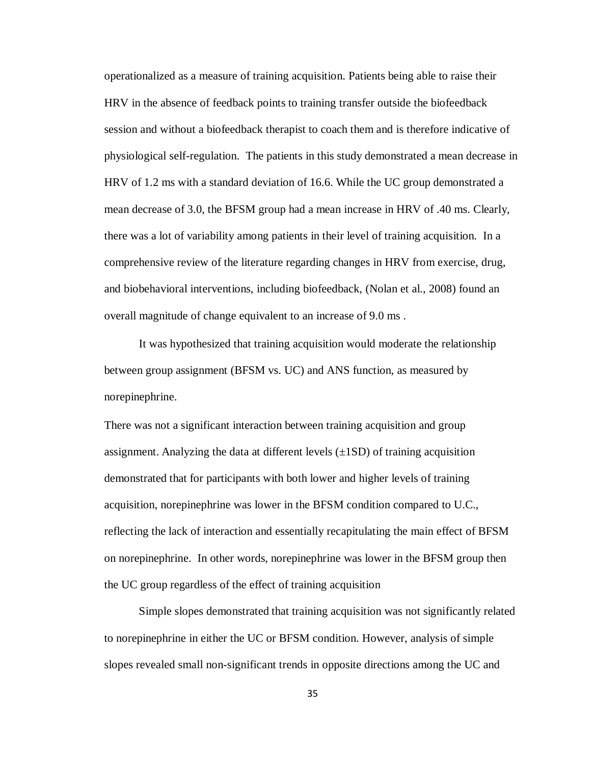operationalized as a measure of training acquisition. Patients being able to raise their HRV in the absence of feedback points to training transfer outside the biofeedback session and without a biofeedback therapist to coach them and is therefore indicative of physiological self-regulation. The patients in this study demonstrated a mean decrease in HRV of 1.2 ms with a standard deviation of 16.6. While the UC group demonstrated a mean decrease of 3.0, the BFSM group had a mean increase in HRV of .40 ms. Clearly, there was a lot of variability among patients in their level of training acquisition. In a comprehensive review of the literature regarding changes in HRV from exercise, drug, and biobehavioral interventions, including biofeedback, (Nolan et al., 2008) found an overall magnitude of change equivalent to an increase of 9.0 ms .

It was hypothesized that training acquisition would moderate the relationship between group assignment (BFSM vs. UC) and ANS function, as measured by norepinephrine.

There was not a significant interaction between training acquisition and group assignment. Analyzing the data at different levels (±1SD) of training acquisition demonstrated that for participants with both lower and higher levels of training acquisition, norepinephrine was lower in the BFSM condition compared to U.C., reflecting the lack of interaction and essentially recapitulating the main effect of BFSM on norepinephrine. In other words, norepinephrine was lower in the BFSM group then the UC group regardless of the effect of training acquisition

Simple slopes demonstrated that training acquisition was not significantly related to norepinephrine in either the UC or BFSM condition. However, analysis of simple slopes revealed small non-significant trends in opposite directions among the UC and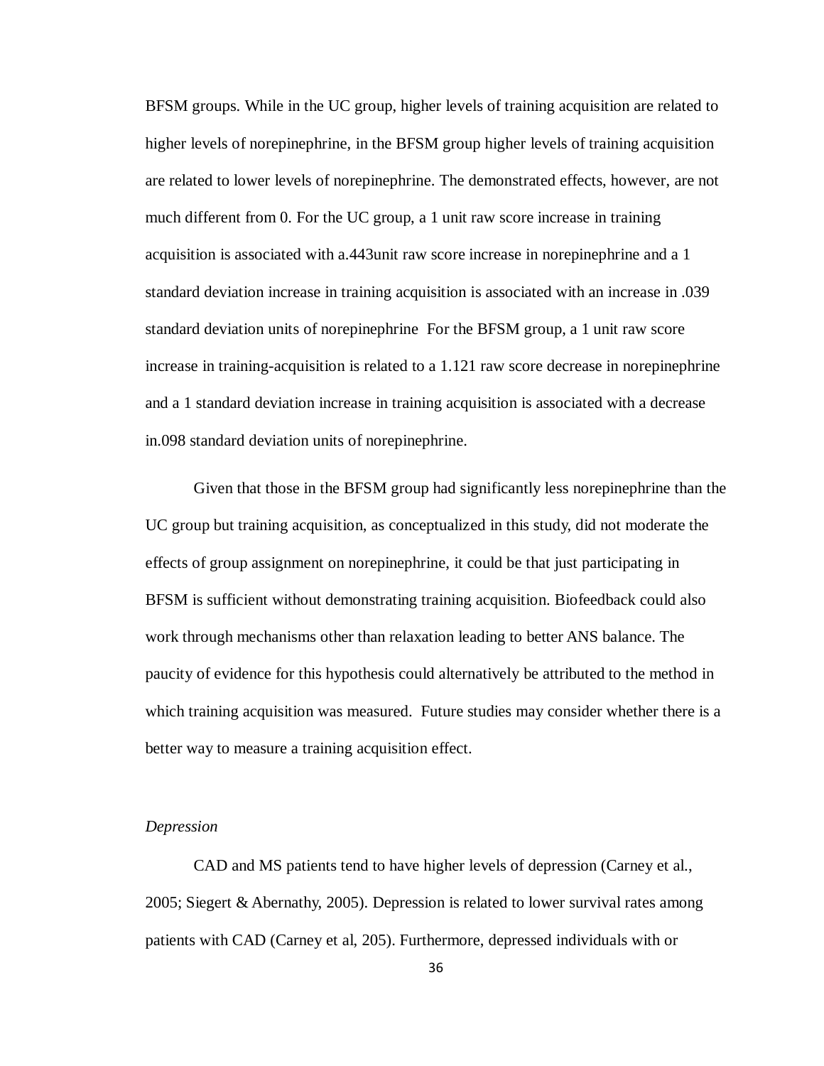BFSM groups. While in the UC group, higher levels of training acquisition are related to higher levels of norepinephrine, in the BFSM group higher levels of training acquisition are related to lower levels of norepinephrine. The demonstrated effects, however, are not much different from 0. For the UC group, a 1 unit raw score increase in training acquisition is associated with a.443unit raw score increase in norepinephrine and a 1 standard deviation increase in training acquisition is associated with an increase in .039 standard deviation units of norepinephrine  For the BFSM group, a 1 unit raw score increase in training-acquisition is related to a 1.121 raw score decrease in norepinephrine and a 1 standard deviation increase in training acquisition is associated with a decrease in.098 standard deviation units of norepinephrine.

Given that those in the BFSM group had significantly less norepinephrine than the UC group but training acquisition, as conceptualized in this study, did not moderate the effects of group assignment on norepinephrine, it could be that just participating in BFSM is sufficient without demonstrating training acquisition. Biofeedback could also work through mechanisms other than relaxation leading to better ANS balance. The paucity of evidence for this hypothesis could alternatively be attributed to the method in which training acquisition was measured.  Future studies may consider whether there is a better way to measure a training acquisition effect.

*Depression*

CAD and MS patients tend to have higher levels of depression (Carney et al., 2005; Siegert & Abernathy, 2005). Depression is related to lower survival rates among patients with CAD (Carney et al, 205). Furthermore, depressed individuals with or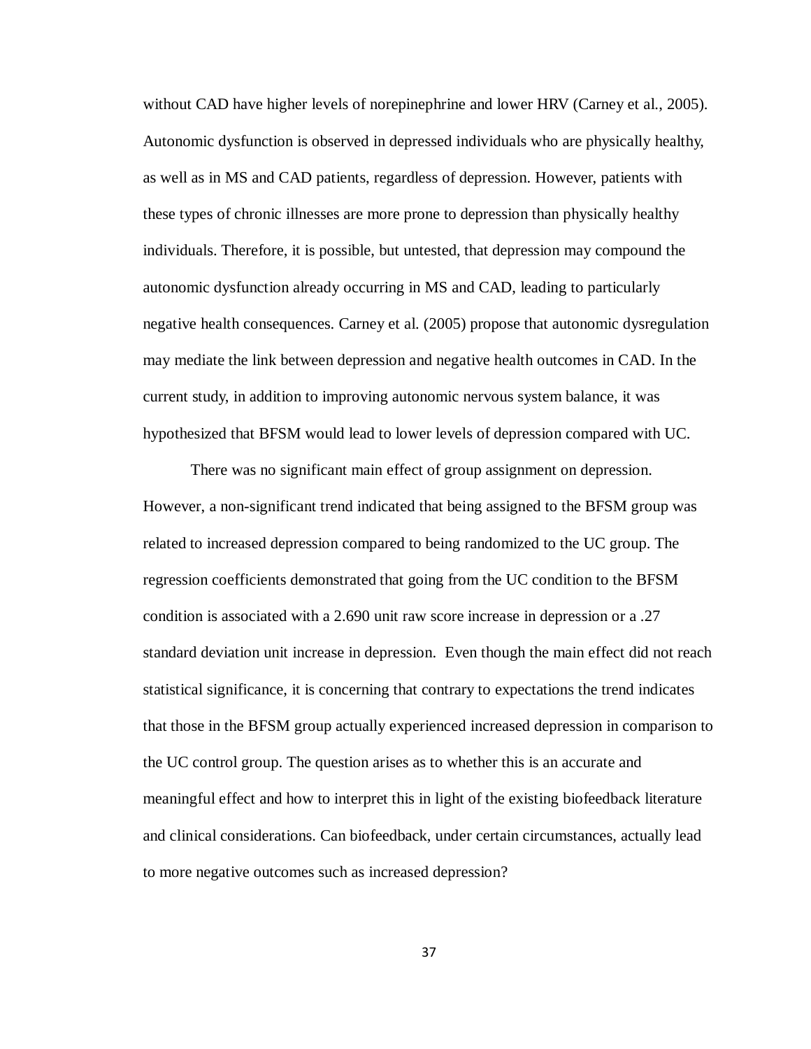without CAD have higher levels of norepinephrine and lower HRV (Carney et al., 2005). Autonomic dysfunction is observed in depressed individuals who are physically healthy, as well as in MS and CAD patients, regardless of depression. However, patients with these types of chronic illnesses are more prone to depression than physically healthy individuals. Therefore, it is possible, but untested, that depression may compound the autonomic dysfunction already occurring in MS and CAD, leading to particularly negative health consequences. Carney et al. (2005) propose that autonomic dysregulation may mediate the link between depression and negative health outcomes in CAD. In the current study, in addition to improving autonomic nervous system balance, it was hypothesized that BFSM would lead to lower levels of depression compared with UC.

There was no significant main effect of group assignment on depression. However, a non-significant trend indicated that being assigned to the BFSM group was related to increased depression compared to being randomized to the UC group. The regression coefficients demonstrated that going from the UC condition to the BFSM condition is associated with a 2.690 unit raw score increase in depression or a .27 standard deviation unit increase in depression. Even though the main effect did not reach statistical significance, it is concerning that contrary to expectations the trend indicates that those in the BFSM group actually experienced increased depression in comparison to the UC control group. The question arises as to whether this is an accurate and meaningful effect and how to interpret this in light of the existing biofeedback literature and clinical considerations. Can biofeedback, under certain circumstances, actually lead to more negative outcomes such as increased depression?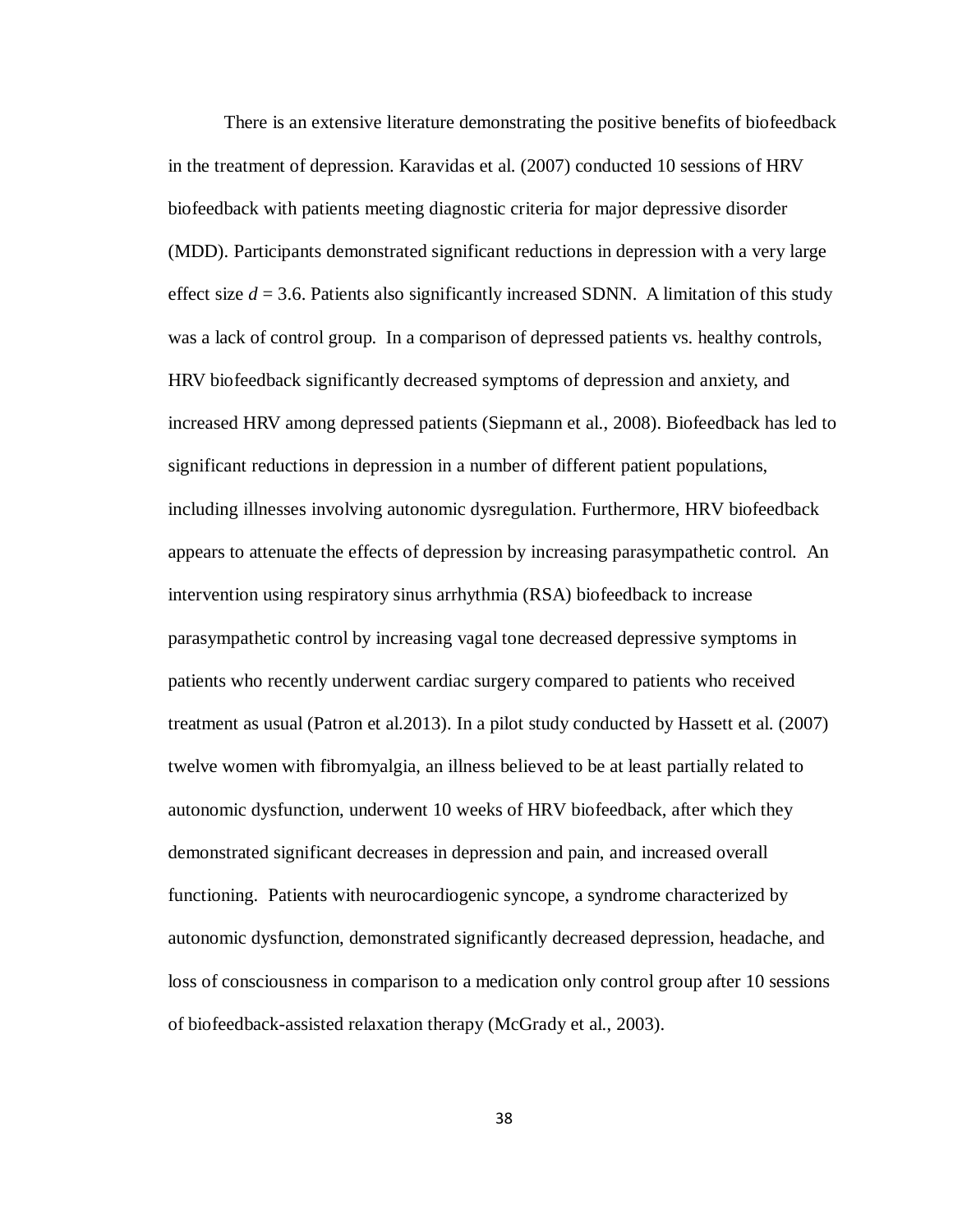There is an extensive literature demonstrating the positive benefits of biofeedback in the treatment of depression. Karavidas et al. (2007) conducted 10 sessions of HRV biofeedback with patients meeting diagnostic criteria for major depressive disorder (MDD). Participants demonstrated significant reductions in depression with a very large effect size $d = 3.6$. Patients also significantly increased SDNN. A limitation of this study was a lack of control group. In a comparison of depressed patients vs. healthy controls, HRV biofeedback significantly decreased symptoms of depression and anxiety, and increased HRV among depressed patients (Siepmann et al., 2008). Biofeedback has led to significant reductions in depression in a number of different patient populations, including illnesses involving autonomic dysregulation. Furthermore, HRV biofeedback appears to attenuate the effects of depression by increasing parasympathetic control. An intervention using respiratory sinus arrhythmia (RSA) biofeedback to increase parasympathetic control by increasing vagal tone decreased depressive symptoms in patients who recently underwent cardiac surgery compared to patients who received treatment as usual (Patron et al.2013). In a pilot study conducted by Hassett et al. (2007) twelve women with fibromyalgia, an illness believed to be at least partially related to autonomic dysfunction, underwent 10 weeks of HRV biofeedback, after which they demonstrated significant decreases in depression and pain, and increased overall functioning. Patients with neurocardiogenic syncope, a syndrome characterized by autonomic dysfunction, demonstrated significantly decreased depression, headache, and loss of consciousness in comparison to a medication only control group after 10 sessions of biofeedback-assisted relaxation therapy (McGrady et al., 2003).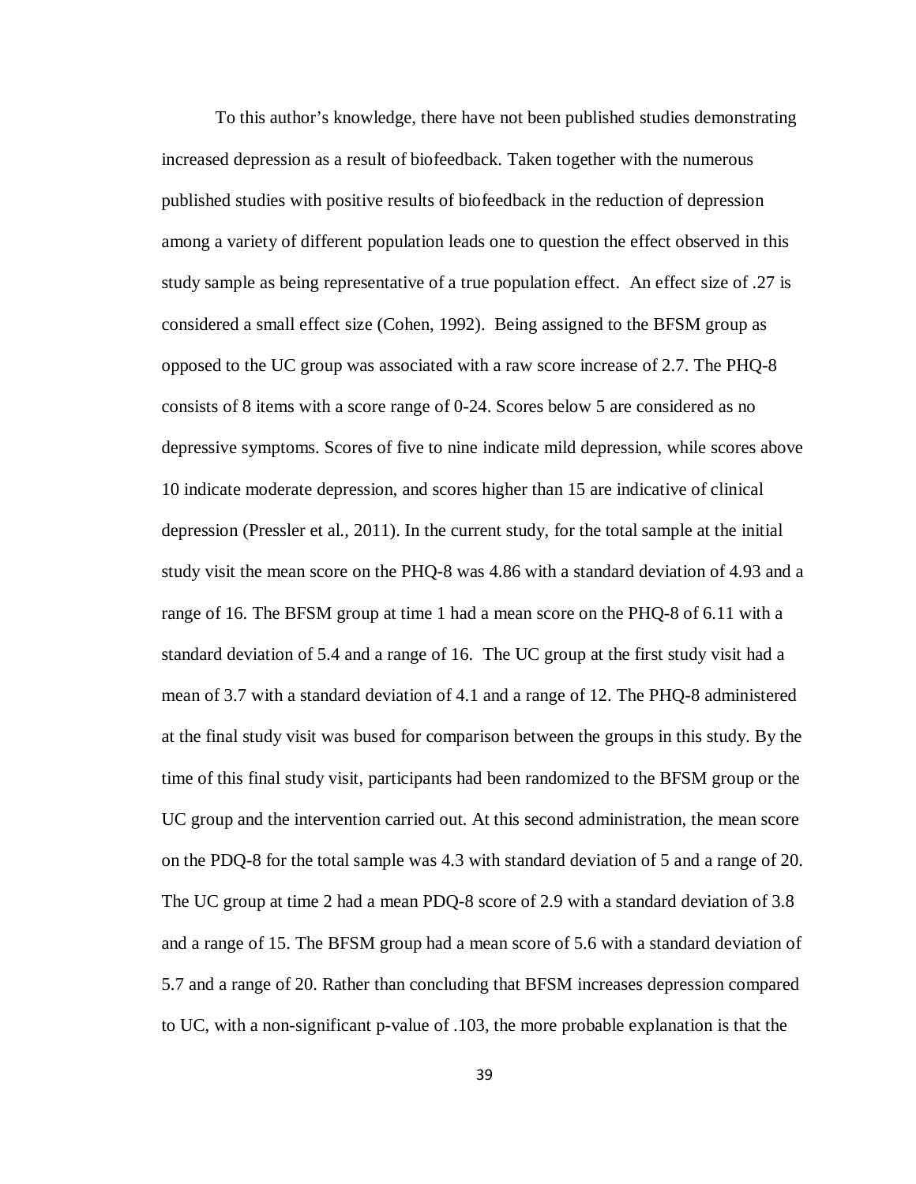To this author's knowledge, there have not been published studies demonstrating increased depression as a result of biofeedback. Taken together with the numerous published studies with positive results of biofeedback in the reduction of depression among a variety of different population leads one to question the effect observed in this study sample as being representative of a true population effect. An effect size of .27 is considered a small effect size (Cohen, 1992). Being assigned to the BFSM group as opposed to the UC group was associated with a raw score increase of 2.7. The PHQ-8 consists of 8 items with a score range of 0-24. Scores below 5 are considered as no depressive symptoms. Scores of five to nine indicate mild depression, while scores above 10 indicate moderate depression, and scores higher than 15 are indicative of clinical depression (Pressler et al., 2011). In the current study, for the total sample at the initial study visit the mean score on the PHQ-8 was 4.86 with a standard deviation of 4.93 and a range of 16. The BFSM group at time 1 had a mean score on the PHQ-8 of 6.11 with a standard deviation of 5.4 and a range of 16. The UC group at the first study visit had a mean of 3.7 with a standard deviation of 4.1 and a range of 12. The PHQ-8 administered at the final study visit was bused for comparison between the groups in this study. By the time of this final study visit, participants had been randomized to the BFSM group or the UC group and the intervention carried out. At this second administration, the mean score on the PDQ-8 for the total sample was 4.3 with standard deviation of 5 and a range of 20. The UC group at time 2 had a mean PDQ-8 score of 2.9 with a standard deviation of 3.8 and a range of 15. The BFSM group had a mean score of 5.6 with a standard deviation of 5.7 and a range of 20. Rather than concluding that BFSM increases depression compared to UC, with a non-significant p-value of .103, the more probable explanation is that the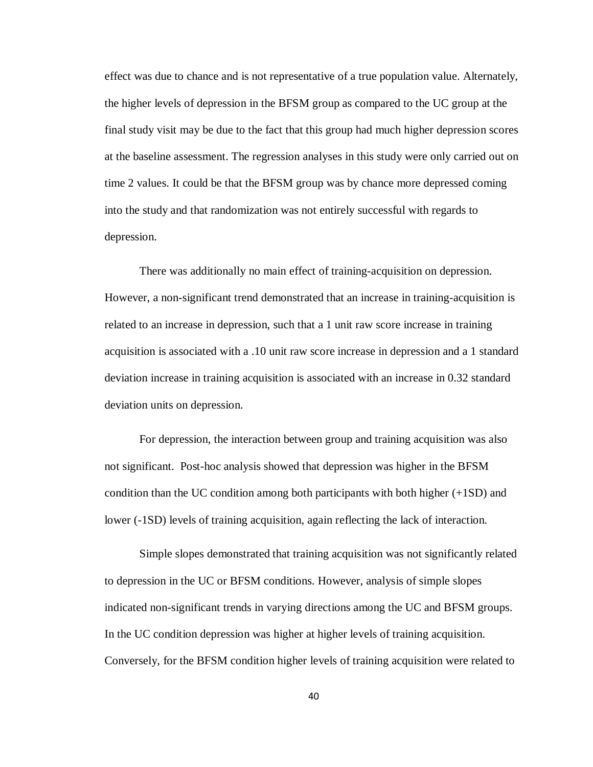effect was due to chance and is not representative of a true population value. Alternately, the higher levels of depression in the BFSM group as compared to the UC group at the final study visit may be due to the fact that this group had much higher depression scores at the baseline assessment. The regression analyses in this study were only carried out on time 2 values. It could be that the BFSM group was by chance more depressed coming into the study and that randomization was not entirely successful with regards to depression.

There was additionally no main effect of training-acquisition on depression. However, a non-significant trend demonstrated that an increase in training-acquisition is related to an increase in depression, such that a 1 unit raw score increase in training acquisition is associated with a .10 unit raw score increase in depression and a 1 standard deviation increase in training acquisition is associated with an increase in 0.32 standard deviation units on depression.

For depression, the interaction between group and training acquisition was also not significant. Post-hoc analysis showed that depression was higher in the BFSM condition than the UC condition among both participants with both higher (+1SD) and lower (-1SD) levels of training acquisition, again reflecting the lack of interaction.

Simple slopes demonstrated that training acquisition was not significantly related to depression in the UC or BFSM conditions. However, analysis of simple slopes indicated non-significant trends in varying directions among the UC and BFSM groups. In the UC condition depression was higher at higher levels of training acquisition. Conversely, for the BFSM condition higher levels of training acquisition were related to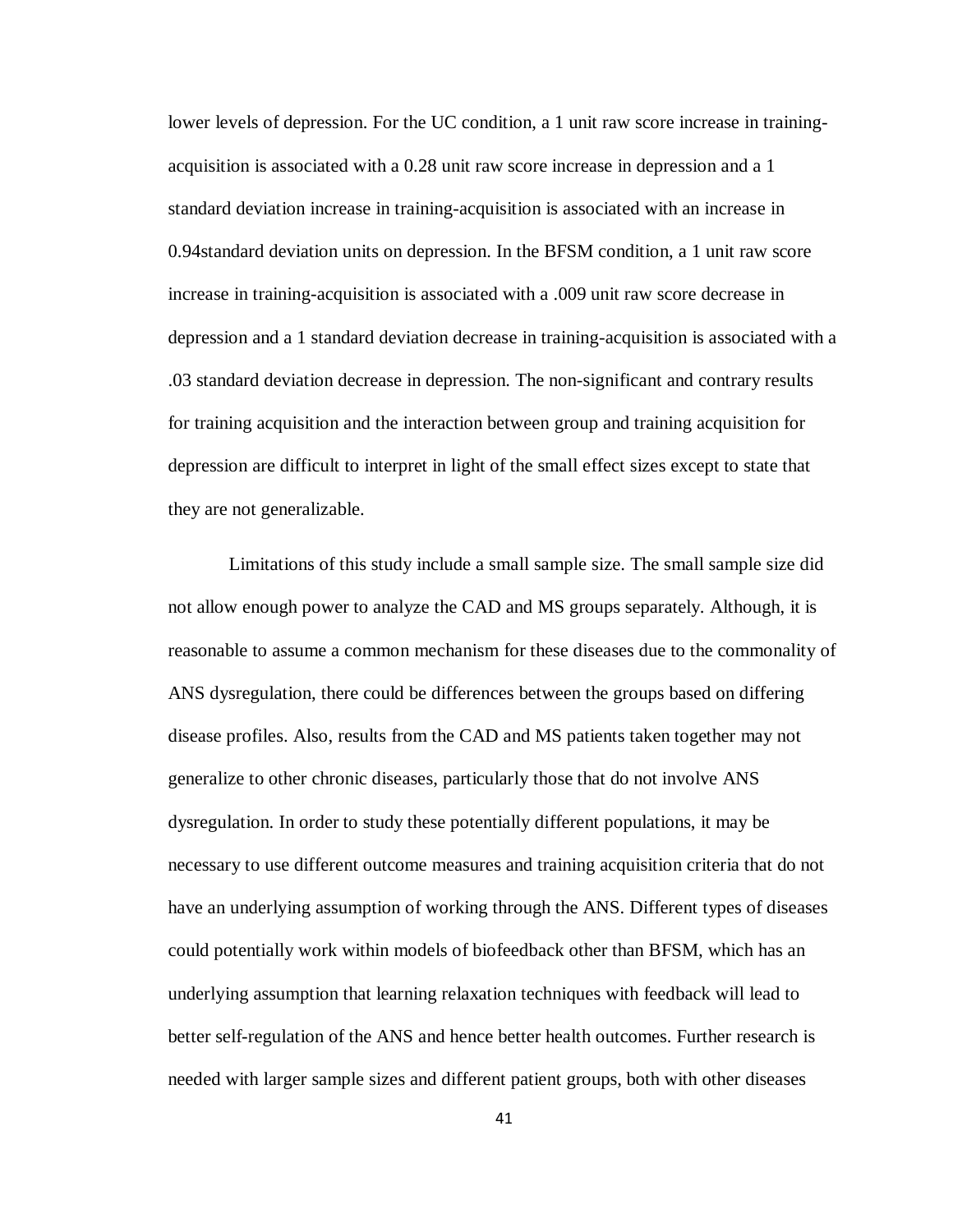lower levels of depression. For the UC condition, a 1 unit raw score increase in training-acquisition is associated with a 0.28 unit raw score increase in depression and a 1 standard deviation increase in training-acquisition is associated with an increase in 0.94standard deviation units on depression. In the BFSM condition, a 1 unit raw score increase in training-acquisition is associated with a .009 unit raw score decrease in depression and a 1 standard deviation decrease in training-acquisition is associated with a .03 standard deviation decrease in depression. The non-significant and contrary results for training acquisition and the interaction between group and training acquisition for depression are difficult to interpret in light of the small effect sizes except to state that they are not generalizable.

Limitations of this study include a small sample size. The small sample size did not allow enough power to analyze the CAD and MS groups separately. Although, it is reasonable to assume a common mechanism for these diseases due to the commonality of ANS dysregulation, there could be differences between the groups based on differing disease profiles. Also, results from the CAD and MS patients taken together may not generalize to other chronic diseases, particularly those that do not involve ANS dysregulation. In order to study these potentially different populations, it may be necessary to use different outcome measures and training acquisition criteria that do not have an underlying assumption of working through the ANS. Different types of diseases could potentially work within models of biofeedback other than BFSM, which has an underlying assumption that learning relaxation techniques with feedback will lead to better self-regulation of the ANS and hence better health outcomes. Further research is needed with larger sample sizes and different patient groups, both with other diseases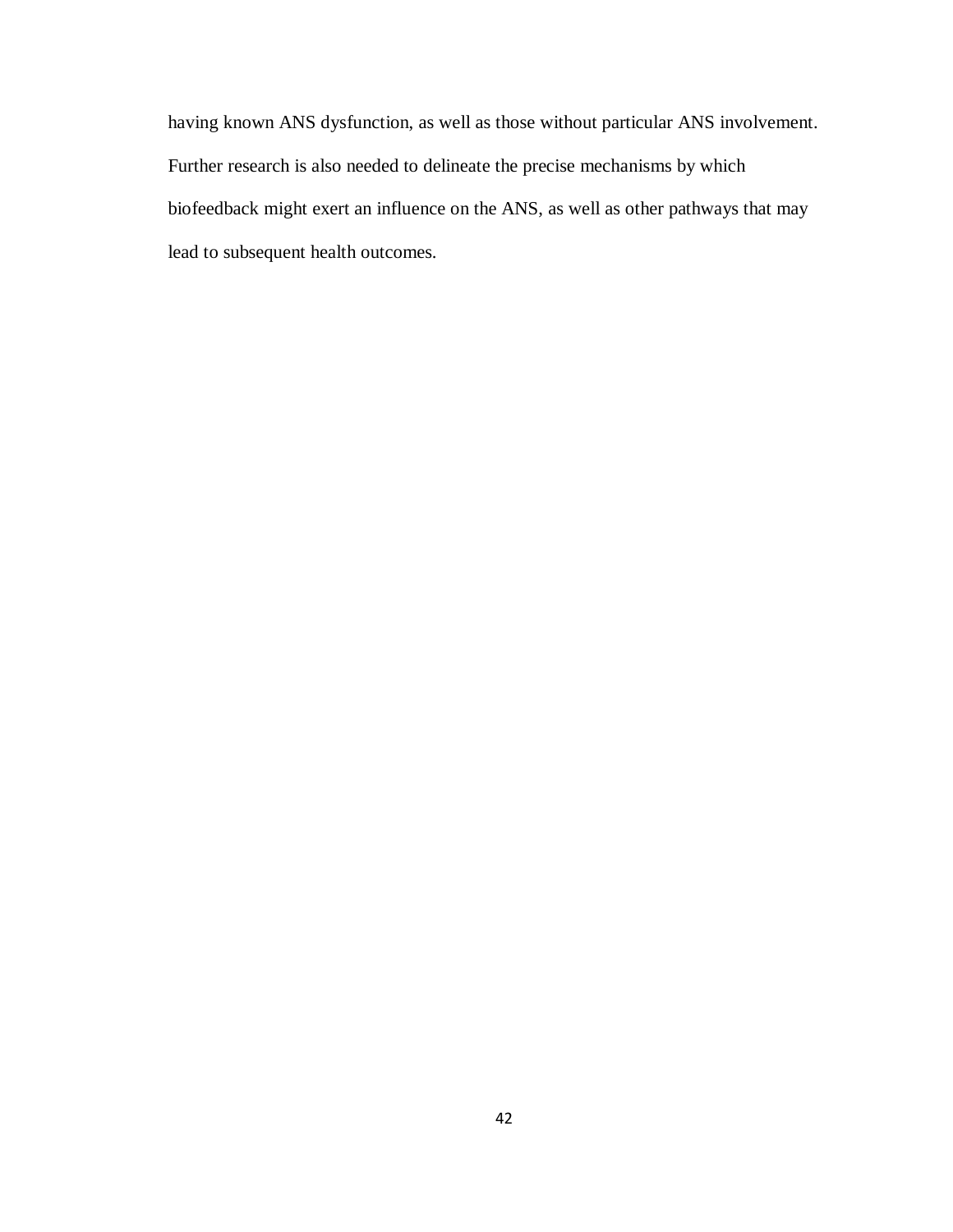having known ANS dysfunction, as well as those without particular ANS involvement. Further research is also needed to delineate the precise mechanisms by which biofeedback might exert an influence on the ANS, as well as other pathways that may lead to subsequent health outcomes.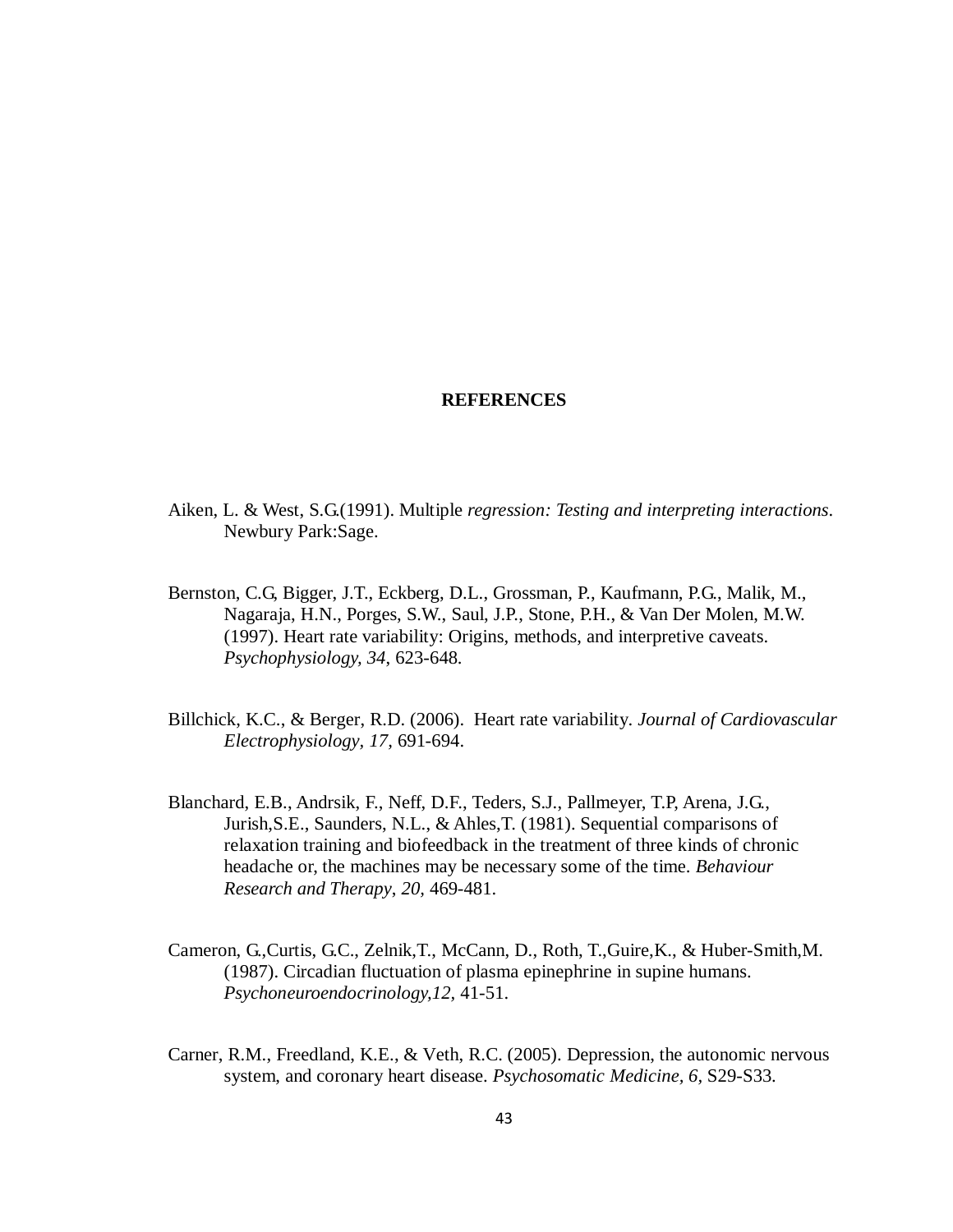# REFERENCES

Aiken, L. & West, S.G.(1991). Multiple *regression: Testing and interpreting interactions*. Newbury Park:Sage.

Bernston, C.G, Bigger, J.T., Eckberg, D.L., Grossman, P., Kaufmann, P.G., Malik, M., Nagaraja, H.N., Porges, S.W., Saul, J.P., Stone, P.H., & Van Der Molen, M.W. (1997). Heart rate variability: Origins, methods, and interpretive caveats. *Psychophysiology, 34*, 623-648.

Billchick, K.C., & Berger, R.D. (2006). Heart rate variability. *Journal of Cardiovascular Electrophysiology, 17,* 691-694.

Blanchard, E.B., Andrsik, F., Neff, D.F., Teders, S.J., Pallmeyer, T.P, Arena, J.G., Jurish,S.E., Saunders, N.L., & Ahles,T. (1981). Sequential comparisons of relaxation training and biofeedback in the treatment of three kinds of chronic headache or, the machines may be necessary some of the time. *Behaviour Research and Therapy*, *20,* 469-481.

Cameron, G.,Curtis, G.C., Zelnik,T., McCann, D., Roth, T.,Guire,K., & Huber-Smith,M. (1987). Circadian fluctuation of plasma epinephrine in supine humans. *Psychoneuroendocrinology,12,* 41-51.

Carner, R.M., Freedland, K.E., & Veth, R.C. (2005). Depression, the autonomic nervous system, and coronary heart disease. *Psychosomatic Medicine, 6,* S29-S33.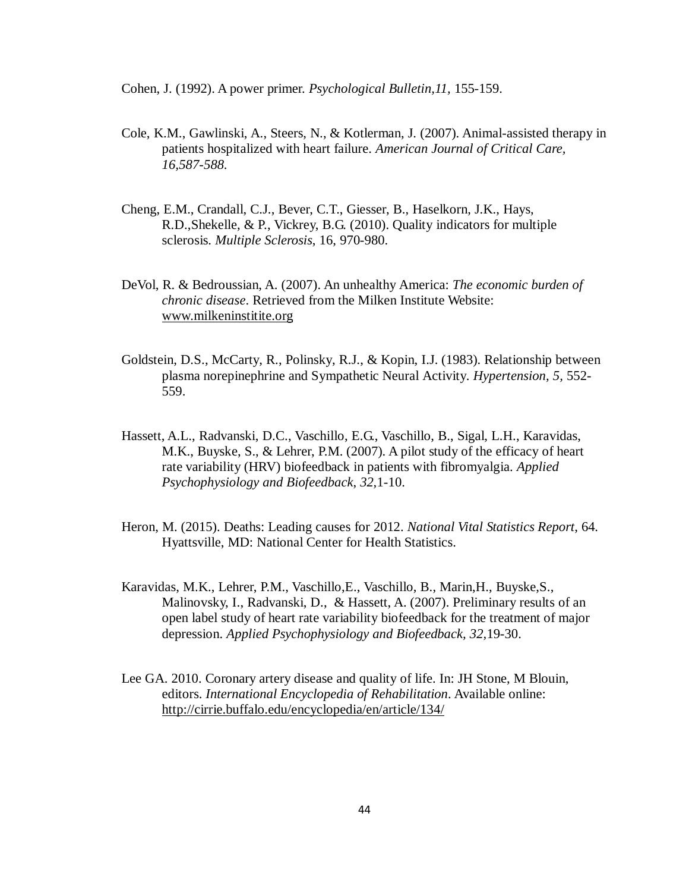Cohen, J. (1992). A power primer. *Psychological Bulletin,11,* 155-159.

Cole, K.M., Gawlinski, A., Steers, N., & Kotlerman, J. (2007). Animal-assisted therapy in patients hospitalized with heart failure. *American Journal of Critical Care, 16,587-588.*

Cheng, E.M., Crandall, C.J., Bever, C.T., Giesser, B., Haselkorn, J.K., Hays, R.D.,Shekelle, & P., Vickrey, B.G. (2010). Quality indicators for multiple sclerosis. *Multiple Sclerosis*, 16, 970-980.

DeVol, R. & Bedroussian, A. (2007). An unhealthy America: *The economic burden of chronic disease*. Retrieved from the Milken Institute Website: www.milkeninstitite.org

Goldstein, D.S., McCarty, R., Polinsky, R.J., & Kopin, I.J. (1983). Relationship between plasma norepinephrine and Sympathetic Neural Activity. *Hypertension, 5,* 552-559.

Hassett, A.L., Radvanski, D.C., Vaschillo, E.G., Vaschillo, B., Sigal, L.H., Karavidas, M.K., Buyske, S., & Lehrer, P.M. (2007). A pilot study of the efficacy of heart rate variability (HRV) biofeedback in patients with fibromyalgia. *Applied Psychophysiology and Biofeedback*, *32,*1-10.

Heron, M. (2015). Deaths: Leading causes for 2012. *National Vital Statistics Report*, 64. Hyattsville, MD: National Center for Health Statistics.

Karavidas, M.K., Lehrer, P.M., Vaschillo,E., Vaschillo, B., Marin,H., Buyske,S., Malinovsky, I., Radvanski, D., & Hassett, A. (2007). Preliminary results of an open label study of heart rate variability biofeedback for the treatment of major depression. *Applied Psychophysiology and Biofeedback, 32,*19-30.

Lee GA. 2010. Coronary artery disease and quality of life. In: JH Stone, M Blouin, editors. *International Encyclopedia of Rehabilitation*. Available online: http://cirrie.buffalo.edu/encyclopedia/en/article/134/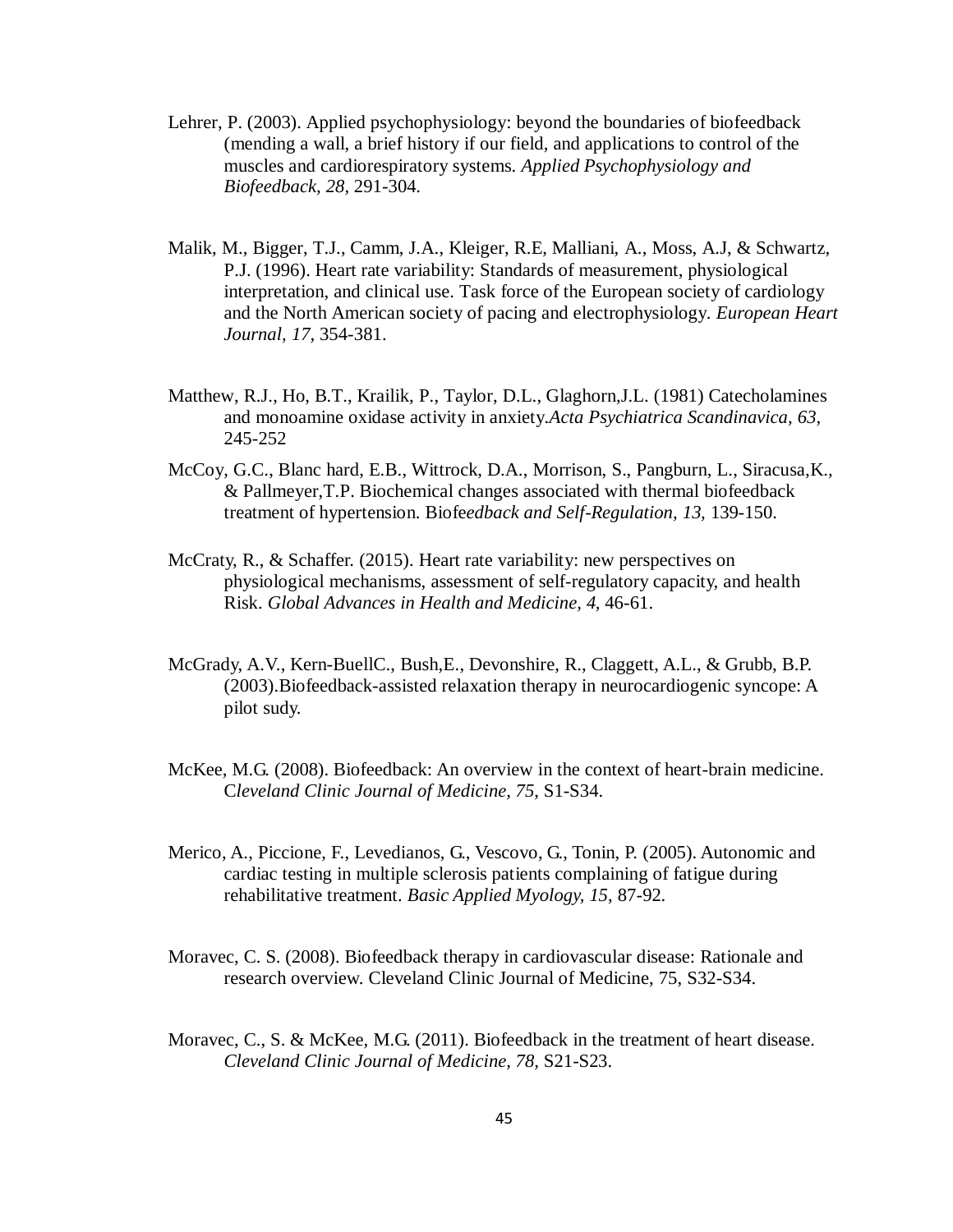Lehrer, P. (2003). Applied psychophysiology: beyond the boundaries of biofeedback (mending a wall, a brief history if our field, and applications to control of the muscles and cardiorespiratory systems. *Applied Psychophysiology and Biofeedback, 28*, 291-304.

Malik, M., Bigger, T.J., Camm, J.A., Kleiger, R.E, Malliani, A., Moss, A.J, & Schwartz, P.J. (1996). Heart rate variability: Standards of measurement, physiological interpretation, and clinical use. Task force of the European society of cardiology and the North American society of pacing and electrophysiology. *European Heart Journal, 17*, 354-381.

Matthew, R.J., Ho, B.T., Krailik, P., Taylor, D.L., Glaghorn,J.L. (1981) Catecholamines and monoamine oxidase activity in anxiety.*Acta Psychiatrica Scandinavica, 63*, 245-252

McCoy, G.C., Blanc hard, E.B., Wittrock, D.A., Morrison, S., Pangburn, L., Siracusa,K., & Pallmeyer,T.P. Biochemical changes associated with thermal biofeedback treatment of hypertension. Biofe*edback and Self-Regulation, 13,* 139-150.

McCraty, R., & Schaffer. (2015). Heart rate variability: new perspectives on physiological mechanisms, assessment of self-regulatory capacity, and health Risk. *Global Advances in Health and Medicine, 4,* 46-61.

McGrady, A.V., Kern-BuellC., Bush,E., Devonshire, R., Claggett, A.L., & Grubb, B.P. (2003).Biofeedback-assisted relaxation therapy in neurocardiogenic syncope: A pilot sudy.

McKee, M.G. (2008). Biofeedback: An overview in the context of heart-brain medicine. C*leveland Clinic Journal of Medicine, 75*, S1-S34.

Merico, A., Piccione, F., Levedianos, G., Vescovo, G., Tonin, P. (2005). Autonomic and cardiac testing in multiple sclerosis patients complaining of fatigue during rehabilitative treatment. *Basic Applied Myology, 15,* 87-92.

Moravec, C. S. (2008). Biofeedback therapy in cardiovascular disease: Rationale and research overview. Cleveland Clinic Journal of Medicine, 75, S32-S34.

Moravec, C., S. & McKee, M.G. (2011). Biofeedback in the treatment of heart disease. *Cleveland Clinic Journal of Medicine, 78,* S21-S23.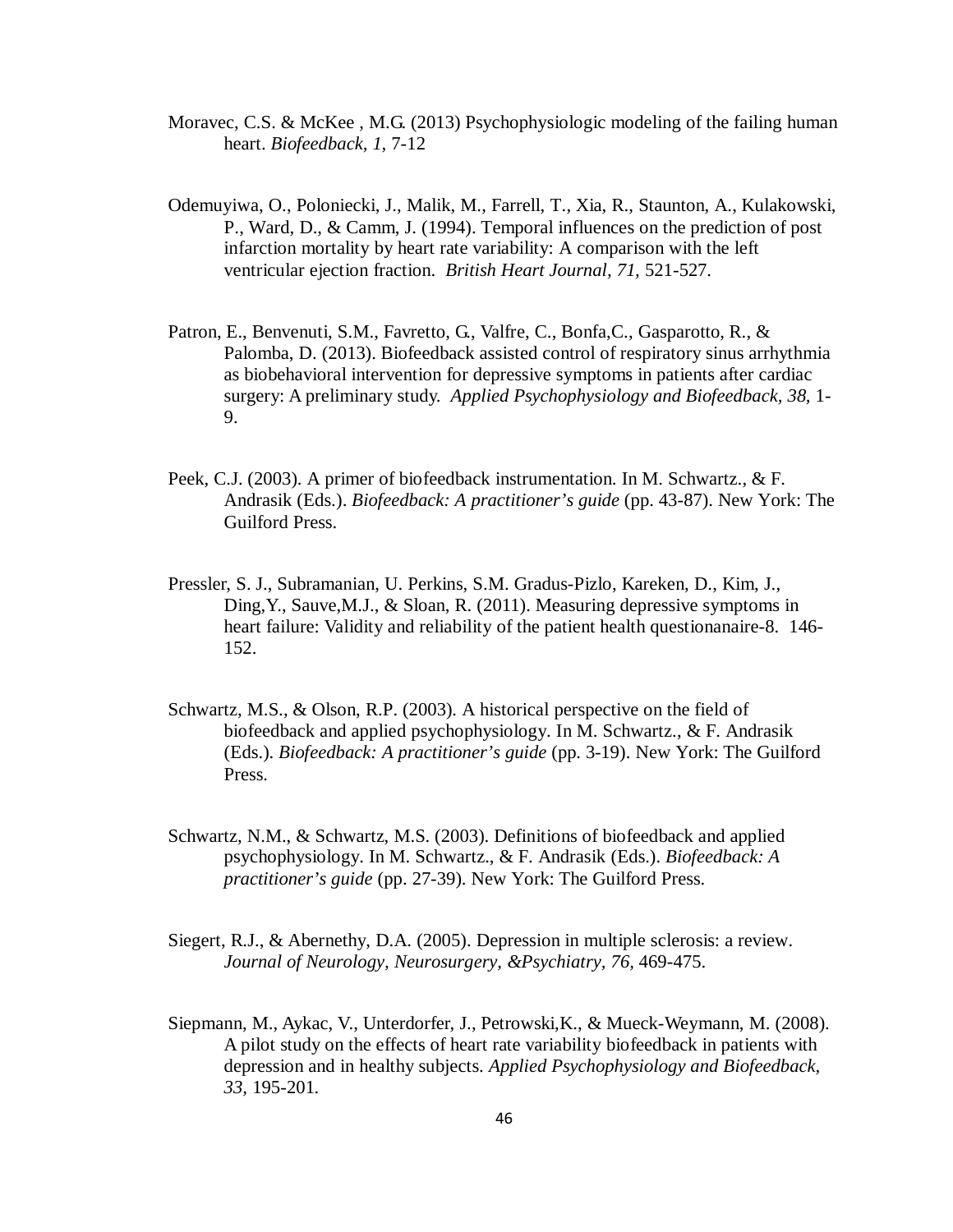Moravec, C.S. & McKee , M.G. (2013) Psychophysiologic modeling of the failing human heart. *Biofeedback, 1,* 7-12

Odemuyiwa, O., Poloniecki, J., Malik, M., Farrell, T., Xia, R., Staunton, A., Kulakowski, P., Ward, D., & Camm, J. (1994). Temporal influences on the prediction of post infarction mortality by heart rate variability: A comparison with the left ventricular ejection fraction. *British Heart Journal, 71,* 521-527.

Patron, E., Benvenuti, S.M., Favretto, G., Valfre, C., Bonfa,C., Gasparotto, R., & Palomba, D. (2013). Biofeedback assisted control of respiratory sinus arrhythmia as biobehavioral intervention for depressive symptoms in patients after cardiac surgery: A preliminary study. *Applied Psychophysiology and Biofeedback, 38,* 1-9.

Peek, C.J. (2003). A primer of biofeedback instrumentation. In M. Schwartz., & F. Andrasik (Eds.). *Biofeedback: A practitioner's guide* (pp. 43-87). New York: The Guilford Press.

Pressler, S. J., Subramanian, U. Perkins, S.M. Gradus-Pizlo, Kareken, D., Kim, J., Ding,Y., Sauve,M.J., & Sloan, R. (2011). Measuring depressive symptoms in heart failure: Validity and reliability of the patient health questionanaire-8. 146-152.

Schwartz, M.S., & Olson, R.P. (2003). A historical perspective on the field of biofeedback and applied psychophysiology. In M. Schwartz., & F. Andrasik (Eds.). *Biofeedback: A practitioner's guide* (pp. 3-19). New York: The Guilford Press.

Schwartz, N.M., & Schwartz, M.S. (2003). Definitions of biofeedback and applied psychophysiology. In M. Schwartz., & F. Andrasik (Eds.). *Biofeedback: A practitioner's guide* (pp. 27-39). New York: The Guilford Press.

Siegert, R.J., & Abernethy, D.A. (2005). Depression in multiple sclerosis: a review. *Journal of Neurology, Neurosurgery, &Psychiatry, 76,* 469-475.

Siepmann, M., Aykac, V., Unterdorfer, J., Petrowski,K., & Mueck-Weymann, M. (2008). A pilot study on the effects of heart rate variability biofeedback in patients with depression and in healthy subjects. *Applied Psychophysiology and Biofeedback, 33,* 195-201.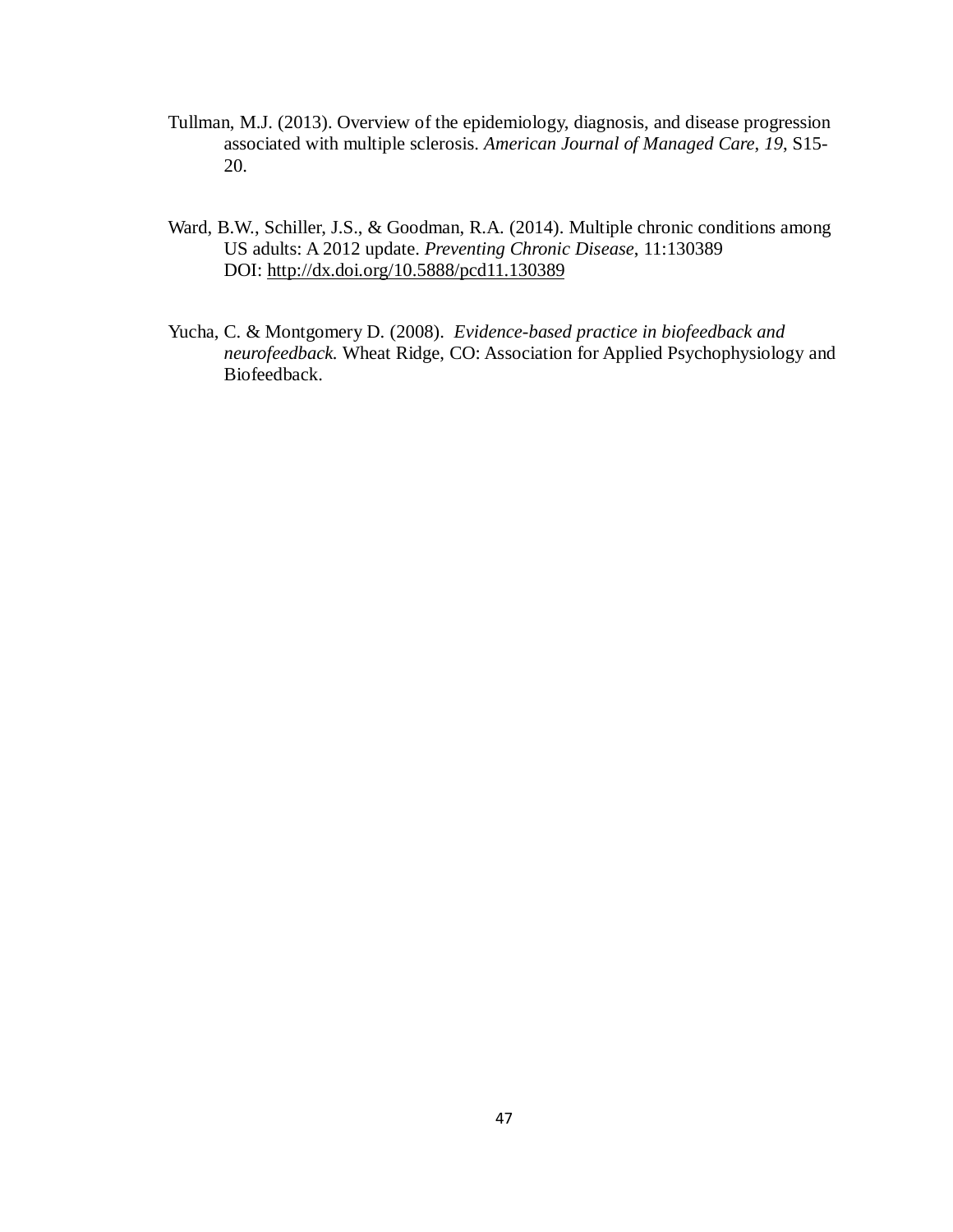Tullman, M.J. (2013). Overview of the epidemiology, diagnosis, and disease progression associated with multiple sclerosis. *American Journal of Managed Care*, *19*, S15-20.

Ward, B.W., Schiller, J.S., & Goodman, R.A. (2014). Multiple chronic conditions among US adults: A 2012 update. *Preventing Chronic Disease*, 11:130389 DOI: http://dx.doi.org/10.5888/pcd11.130389

Yucha, C. & Montgomery D. (2008). *Evidence-based practice in biofeedback and neurofeedback.* Wheat Ridge, CO: Association for Applied Psychophysiology and Biofeedback.